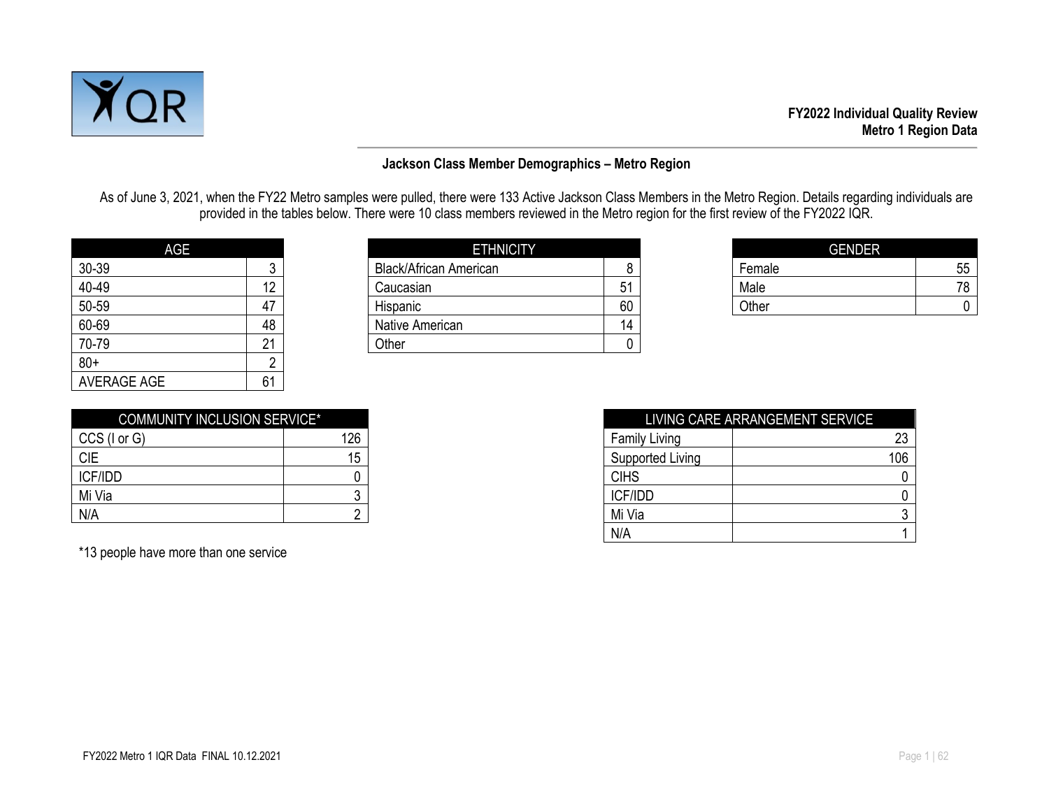**FY2022 Individual Quality Review**
**Metro 1 Region Data**

## Jackson Class Member Demographics – Metro Region

As of June 3, 2021, when the FY22 Metro samples were pulled, there were 133 Active Jackson Class Members in the Metro Region. Details regarding individuals are provided in the tables below. There were 10 class members reviewed in the Metro region for the first review of the FY2022 IQR.

| AGE | |
|---|---|
| 30-39 | 3 |
| 40-49 | 12 |
| 50-59 | 47 |
| 60-69 | 48 |
| 70-79 | 21 |
| 80+ | 2 |
| AVERAGE AGE | 61 |

| ETHNICITY | |
|---|---|
| Black/African American | 8 |
| Caucasian | 51 |
| Hispanic | 60 |
| Native American | 14 |
| Other | 0 |

| GENDER | |
|---|---|
| Female | 55 |
| Male | 78 |
| Other | 0 |

| COMMUNITY INCLUSION SERVICE* | |
|---|---|
| CCS (I or G) | 126 |
| CIE | 15 |
| ICF/IDD | 0 |
| Mi Via | 3 |
| N/A | 2 |

*13 people have more than one service

| LIVING CARE ARRANGEMENT SERVICE | |
|---|---|
| Family Living | 23 |
| Supported Living | 106 |
| CIHS | 0 |
| ICF/IDD | 0 |
| Mi Via | 3 |
| N/A | 1 |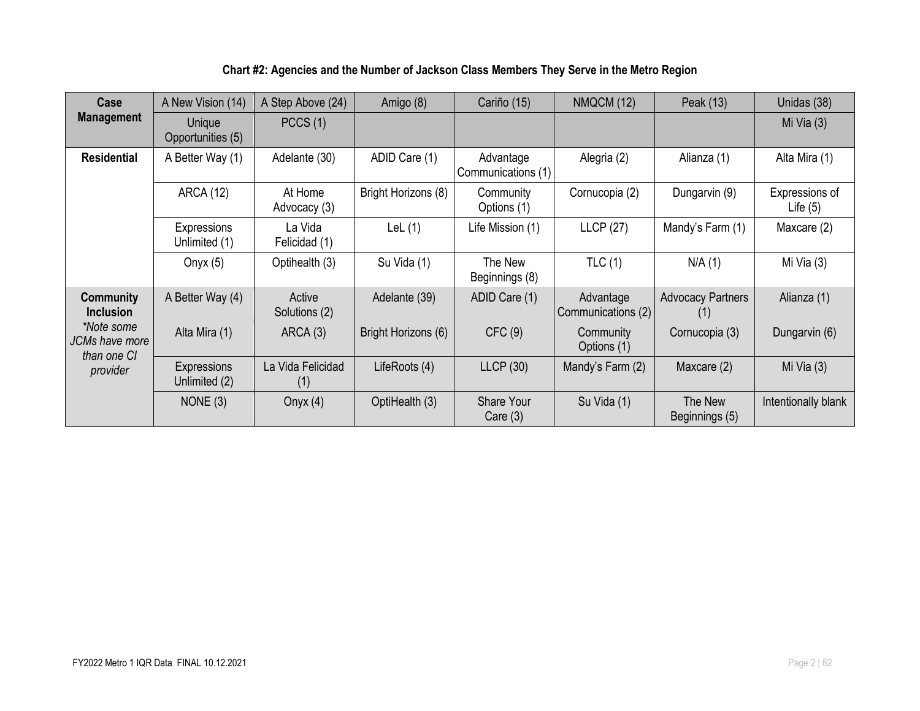**Chart #2: Agencies and the Number of Jackson Class Members They Serve in the Metro Region**

| | | | | | | | |
|---|---|---|---|---|---|---|---|
| **Case Management** | A New Vision (14) | A Step Above (24) | Amigo (8) | Cariño (15) | NMQCM (12) | Peak (13) | Unidas (38) |
| | Unique Opportunities (5) | PCCS (1) | | | | | Mi Via (3) |
| **Residential** | A Better Way (1) | Adelante (30) | ADID Care (1) | Advantage Communications (1) | Alegria (2) | Alianza (1) | Alta Mira (1) |
| | ARCA (12) | At Home Advocacy (3) | Bright Horizons (8) | Community Options (1) | Cornucopia (2) | Dungarvin (9) | Expressions of Life (5) |
| | Expressions Unlimited (1) | La Vida Felicidad (1) | LeL (1) | Life Mission (1) | LLCP (27) | Mandy's Farm (1) | Maxcare (2) |
| | Onyx (5) | Optihealth (3) | Su Vida (1) | The New Beginnings (8) | TLC (1) | N/A (1) | Mi Via (3) |
| **Community Inclusion** *\*Note some JCMs have more than one CI provider* | A Better Way (4) | Active Solutions (2) | Adelante (39) | ADID Care (1) | Advantage Communications (2) | Advocacy Partners (1) | Alianza (1) |
| | Alta Mira (1) | ARCA (3) | Bright Horizons (6) | CFC (9) | Community Options (1) | Cornucopia (3) | Dungarvin (6) |
| | Expressions Unlimited (2) | La Vida Felicidad (1) | LifeRoots (4) | LLCP (30) | Mandy's Farm (2) | Maxcare (2) | Mi Via (3) |
| | NONE (3) | Onyx (4) | OptiHealth (3) | Share Your Care (3) | Su Vida (1) | The New Beginnings (5) | Intentionally blank |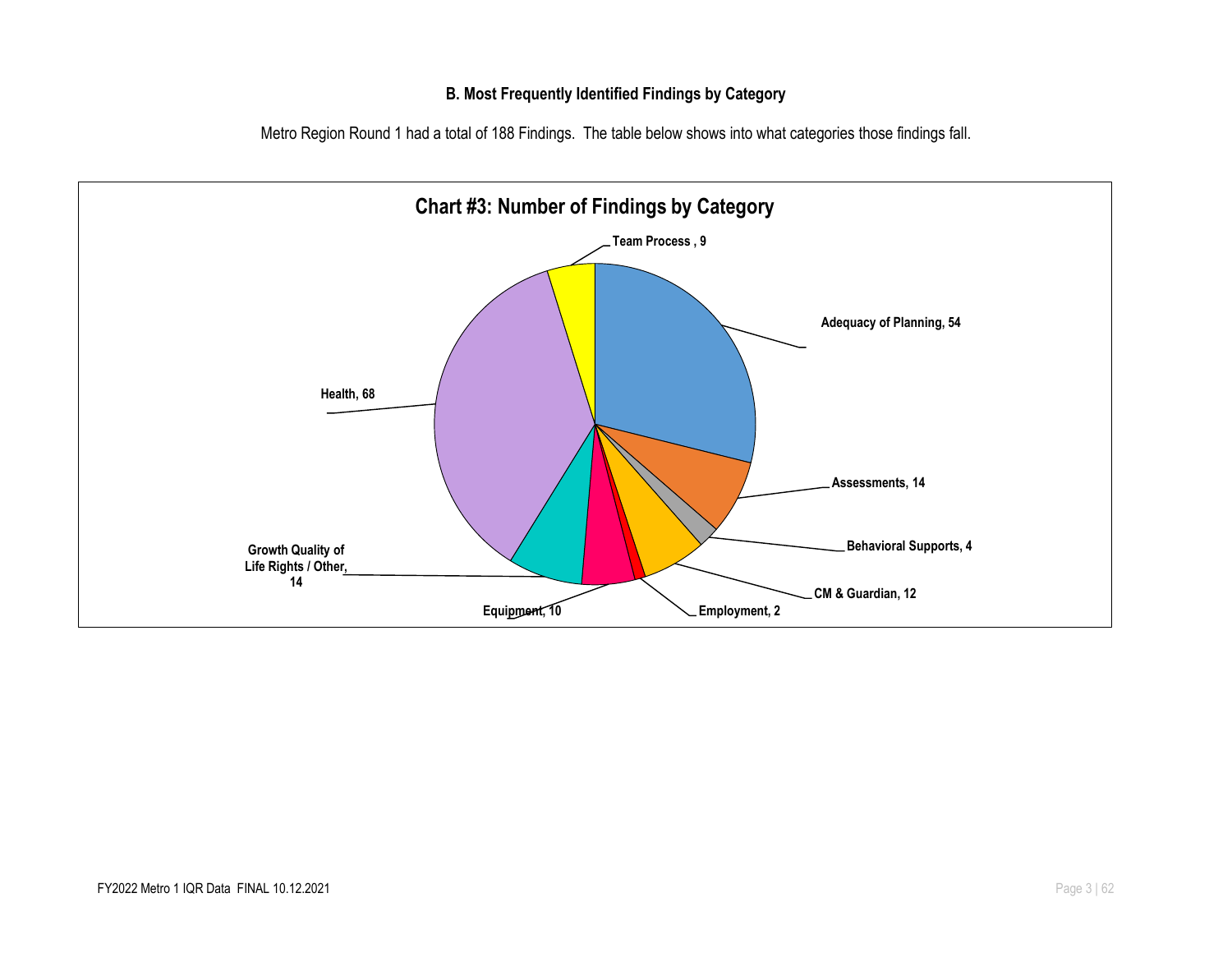### B. Most Frequently Identified Findings by Category

Metro Region Round 1 had a total of 188 Findings. The table below shows into what categories those findings fall.

**Chart #3: Number of Findings by Category**

| Category | Number of Findings |
| --- | --- |
| Adequacy of Planning | 54 |
| Assessments | 14 |
| Behavioral Supports | 4 |
| CM & Guardian | 12 |
| Employment | 2 |
| Equipment | 10 |
| Growth Quality of Life Rights / Other | 14 |
| Health | 68 |
| Team Process | 9 |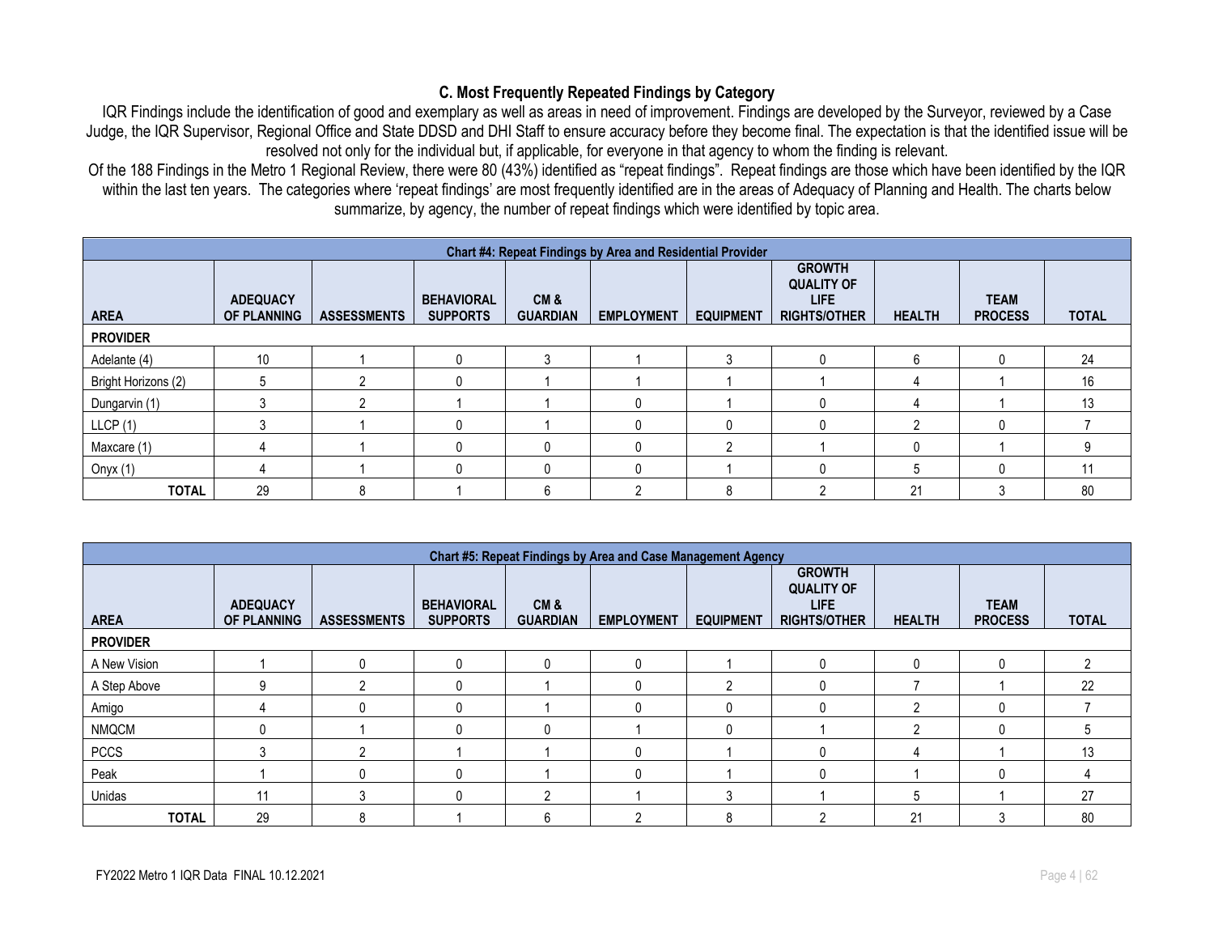### C. Most Frequently Repeated Findings by Category

IQR Findings include the identification of good and exemplary as well as areas in need of improvement. Findings are developed by the Surveyor, reviewed by a Case Judge, the IQR Supervisor, Regional Office and State DDSD and DHI Staff to ensure accuracy before they become final. The expectation is that the identified issue will be resolved not only for the individual but, if applicable, for everyone in that agency to whom the finding is relevant.

Of the 188 Findings in the Metro 1 Regional Review, there were 80 (43%) identified as "repeat findings". Repeat findings are those which have been identified by the IQR within the last ten years. The categories where 'repeat findings' are most frequently identified are in the areas of Adequacy of Planning and Health. The charts below summarize, by agency, the number of repeat findings which were identified by topic area.

**Chart #4: Repeat Findings by Area and Residential Provider**

| AREA | ADEQUACY OF PLANNING | ASSESSMENTS | BEHAVIORAL SUPPORTS | CM & GUARDIAN | EMPLOYMENT | EQUIPMENT | GROWTH QUALITY OF LIFE RIGHTS/OTHER | HEALTH | TEAM PROCESS | TOTAL |
|---|---|---|---|---|---|---|---|---|---|---|
| **PROVIDER** | | | | | | | | | | |
| Adelante (4) | 10 | 1 | 0 | 3 | 1 | 3 | 0 | 6 | 0 | 24 |
| Bright Horizons (2) | 5 | 2 | 0 | 1 | 1 | 1 | 1 | 4 | 1 | 16 |
| Dungarvin (1) | 3 | 2 | 1 | 1 | 0 | 1 | 0 | 4 | 1 | 13 |
| LLCP (1) | 3 | 1 | 0 | 1 | 0 | 0 | 0 | 2 | 0 | 7 |
| Maxcare (1) | 4 | 1 | 0 | 0 | 0 | 2 | 1 | 0 | 1 | 9 |
| Onyx (1) | 4 | 1 | 0 | 0 | 0 | 1 | 0 | 5 | 0 | 11 |
| **TOTAL** | 29 | 8 | 1 | 6 | 2 | 8 | 2 | 21 | 3 | 80 |

**Chart #5: Repeat Findings by Area and Case Management Agency**

| AREA | ADEQUACY OF PLANNING | ASSESSMENTS | BEHAVIORAL SUPPORTS | CM & GUARDIAN | EMPLOYMENT | EQUIPMENT | GROWTH QUALITY OF LIFE RIGHTS/OTHER | HEALTH | TEAM PROCESS | TOTAL |
|---|---|---|---|---|---|---|---|---|---|---|
| **PROVIDER** | | | | | | | | | | |
| A New Vision | 1 | 0 | 0 | 0 | 0 | 1 | 0 | 0 | 0 | 2 |
| A Step Above | 9 | 2 | 0 | 1 | 0 | 2 | 0 | 7 | 1 | 22 |
| Amigo | 4 | 0 | 0 | 1 | 0 | 0 | 0 | 2 | 0 | 7 |
| NMQCM | 0 | 1 | 0 | 0 | 1 | 0 | 1 | 2 | 0 | 5 |
| PCCS | 3 | 2 | 1 | 1 | 0 | 1 | 0 | 4 | 1 | 13 |
| Peak | 1 | 0 | 0 | 1 | 0 | 1 | 0 | 1 | 0 | 4 |
| Unidas | 11 | 3 | 0 | 2 | 1 | 3 | 1 | 5 | 1 | 27 |
| **TOTAL** | 29 | 8 | 1 | 6 | 2 | 8 | 2 | 21 | 3 | 80 |

FY2022 Metro 1 IQR Data FINAL 10.12.2021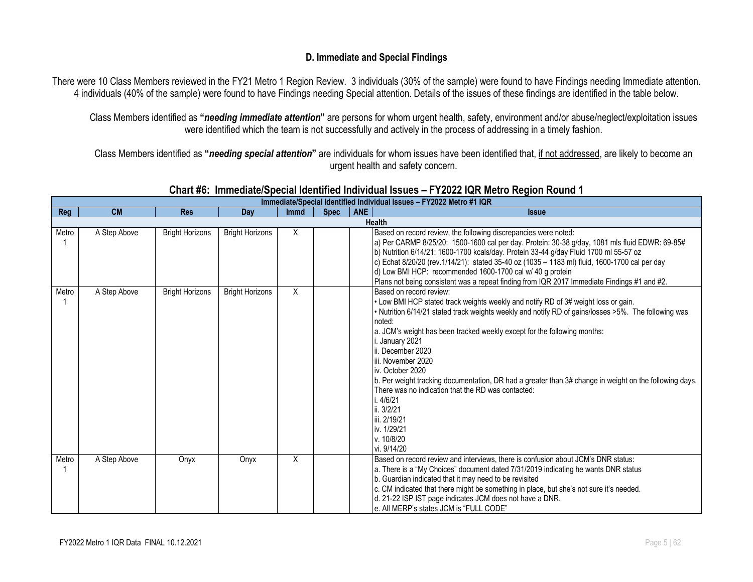### D. Immediate and Special Findings

There were 10 Class Members reviewed in the FY21 Metro 1 Region Review. 3 individuals (30% of the sample) were found to have Findings needing Immediate attention. 4 individuals (40% of the sample) were found to have Findings needing Special attention. Details of the issues of these findings are identified in the table below.

Class Members identified as **"*needing immediate attention*"** are persons for whom urgent health, safety, environment and/or abuse/neglect/exploitation issues were identified which the team is not successfully and actively in the process of addressing in a timely fashion.

Class Members identified as **"*needing special attention*"** are individuals for whom issues have been identified that, <u>if not addressed</u>, are likely to become an urgent health and safety concern.

## Chart #6: Immediate/Special Identified Individual Issues – FY2022 IQR Metro Region Round 1

| Immediate/Special Identified Individual Issues – FY2022 Metro #1 IQR | | | | | | | |
|---|---|---|---|---|---|---|---|
| **Reg** | **CM** | **Res** | **Day** | **Immd** | **Spec** | **ANE** | **Issue** |
| **Health** | | | | | | | |
| Metro 1 | A Step Above | Bright Horizons | Bright Horizons | X | | | Based on record review, the following discrepancies were noted:<br>a) Per CARMP 8/25/20: 1500-1600 cal per day. Protein: 30-38 g/day, 1081 mls fluid EDWR: 69-85#<br>b) Nutrition 6/14/21: 1600-1700 kcals/day. Protein 33-44 g/day Fluid 1700 ml 55-57 oz<br>c) Echat 8/20/20 (rev.1/14/21): stated 35-40 oz (1035 – 1183 ml) fluid, 1600-1700 cal per day<br>d) Low BMI HCP: recommended 1600-1700 cal w/ 40 g protein<br>Plans not being consistent was a repeat finding from IQR 2017 Immediate Findings #1 and #2. |
| Metro 1 | A Step Above | Bright Horizons | Bright Horizons | X | | | Based on record review:<br>• Low BMI HCP stated track weights weekly and notify RD of 3# weight loss or gain.<br>• Nutrition 6/14/21 stated track weights weekly and notify RD of gains/losses >5%. The following was noted:<br>a. JCM's weight has been tracked weekly except for the following months:<br>i. January 2021<br>ii. December 2020<br>iii. November 2020<br>iv. October 2020<br>b. Per weight tracking documentation, DR had a greater than 3# change in weight on the following days. There was no indication that the RD was contacted:<br>i. 4/6/21<br>ii. 3/2/21<br>iii. 2/19/21<br>iv. 1/29/21<br>v. 10/8/20<br>vi. 9/14/20 |
| Metro 1 | A Step Above | Onyx | Onyx | X | | | Based on record review and interviews, there is confusion about JCM's DNR status:<br>a. There is a "My Choices" document dated 7/31/2019 indicating he wants DNR status<br>b. Guardian indicated that it may need to be revisited<br>c. CM indicated that there might be something in place, but she's not sure it's needed.<br>d. 21-22 ISP IST page indicates JCM does not have a DNR.<br>e. All MERP's states JCM is "FULL CODE" |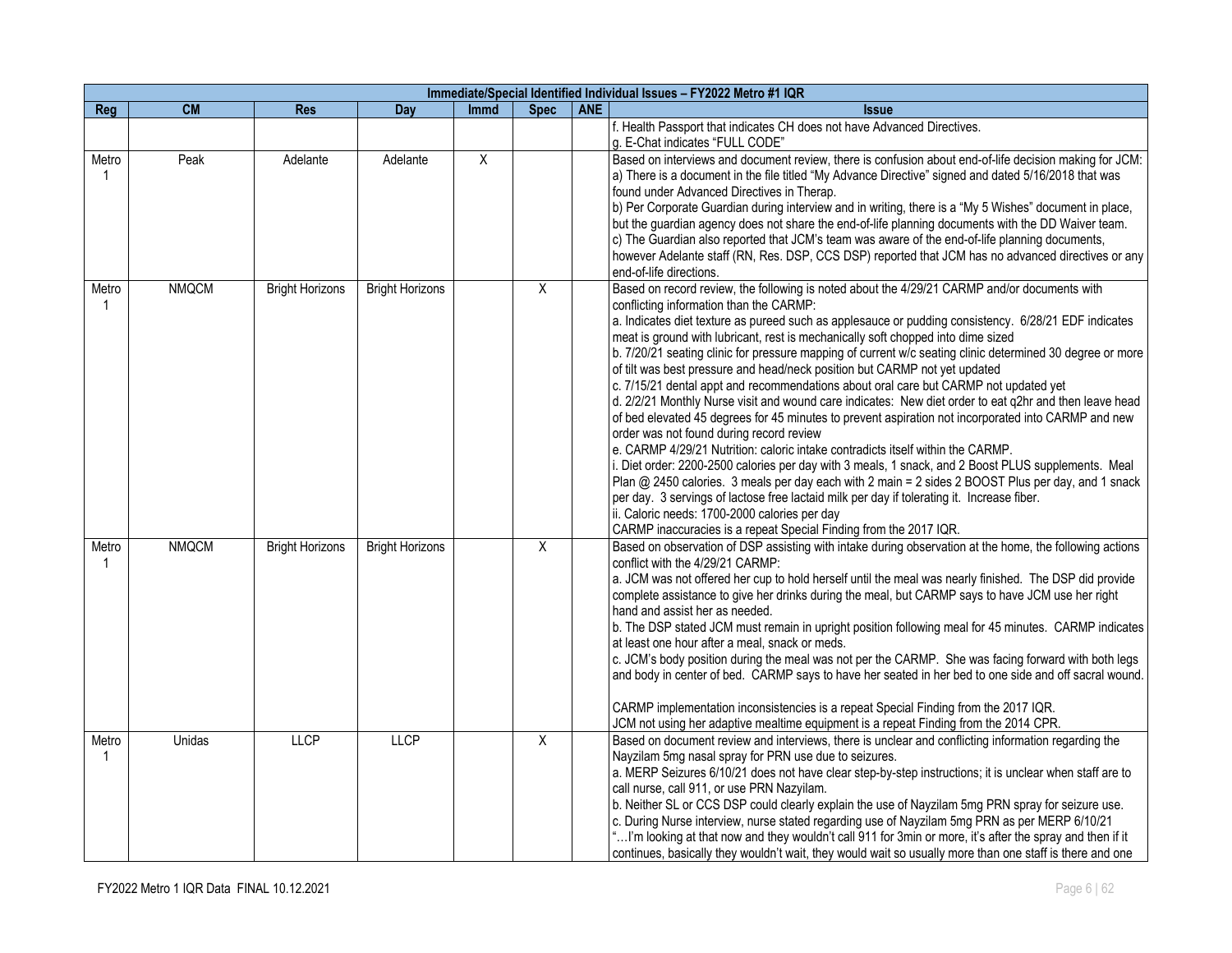| Immediate/Special Identified Individual Issues – FY2022 Metro #1 IQR | | | | | | | |
|---|---|---|---|---|---|---|---|
| Reg | CM | Res | Day | Immd | Spec | ANE | Issue |
| | | | | | | | f. Health Passport that indicates CH does not have Advanced Directives.<br>g. E-Chat indicates "FULL CODE" |
| Metro 1 | Peak | Adelante | Adelante | X | | | Based on interviews and document review, there is confusion about end-of-life decision making for JCM:<br>a) There is a document in the file titled "My Advance Directive" signed and dated 5/16/2018 that was found under Advanced Directives in Therap.<br>b) Per Corporate Guardian during interview and in writing, there is a "My 5 Wishes" document in place, but the guardian agency does not share the end-of-life planning documents with the DD Waiver team.<br>c) The Guardian also reported that JCM's team was aware of the end-of-life planning documents, however Adelante staff (RN, Res. DSP, CCS DSP) reported that JCM has no advanced directives or any end-of-life directions. |
| Metro 1 | NMQCM | Bright Horizons | Bright Horizons | | X | | Based on record review, the following is noted about the 4/29/21 CARMP and/or documents with conflicting information than the CARMP:<br>a. Indicates diet texture as pureed such as applesauce or pudding consistency. 6/28/21 EDF indicates meat is ground with lubricant, rest is mechanically soft chopped into dime sized<br>b. 7/20/21 seating clinic for pressure mapping of current w/c seating clinic determined 30 degree or more of tilt was best pressure and head/neck position but CARMP not yet updated<br>c. 7/15/21 dental appt and recommendations about oral care but CARMP not updated yet<br>d. 2/2/21 Monthly Nurse visit and wound care indicates: New diet order to eat q2hr and then leave head of bed elevated 45 degrees for 45 minutes to prevent aspiration not incorporated into CARMP and new order was not found during record review<br>e. CARMP 4/29/21 Nutrition: caloric intake contradicts itself within the CARMP.<br>i. Diet order: 2200-2500 calories per day with 3 meals, 1 snack, and 2 Boost PLUS supplements. Meal Plan @ 2450 calories. 3 meals per day each with 2 main = 2 sides 2 BOOST Plus per day, and 1 snack per day. 3 servings of lactose free lactaid milk per day if tolerating it. Increase fiber.<br>ii. Caloric needs: 1700-2000 calories per day<br>CARMP inaccuracies is a repeat Special Finding from the 2017 IQR. |
| Metro 1 | NMQCM | Bright Horizons | Bright Horizons | | X | | Based on observation of DSP assisting with intake during observation at the home, the following actions conflict with the 4/29/21 CARMP:<br>a. JCM was not offered her cup to hold herself until the meal was nearly finished. The DSP did provide complete assistance to give her drinks during the meal, but CARMP says to have JCM use her right hand and assist her as needed.<br>b. The DSP stated JCM must remain in upright position following meal for 45 minutes. CARMP indicates at least one hour after a meal, snack or meds.<br>c. JCM's body position during the meal was not per the CARMP. She was facing forward with both legs and body in center of bed. CARMP says to have her seated in her bed to one side and off sacral wound.<br><br>CARMP implementation inconsistencies is a repeat Special Finding from the 2017 IQR.<br>JCM not using her adaptive mealtime equipment is a repeat Finding from the 2014 CPR. |
| Metro 1 | Unidas | LLCP | LLCP | | X | | Based on document review and interviews, there is unclear and conflicting information regarding the Nayzilam 5mg nasal spray for PRN use due to seizures.<br>a. MERP Seizures 6/10/21 does not have clear step-by-step instructions; it is unclear when staff are to call nurse, call 911, or use PRN Nazyilam.<br>b. Neither SL or CCS DSP could clearly explain the use of Nayzilam 5mg PRN spray for seizure use.<br>c. During Nurse interview, nurse stated regarding use of Nayzilam 5mg PRN as per MERP 6/10/21 "…I'm looking at that now and they wouldn't call 911 for 3min or more, it's after the spray and then if it continues, basically they wouldn't wait, they would wait so usually more than one staff is there and one |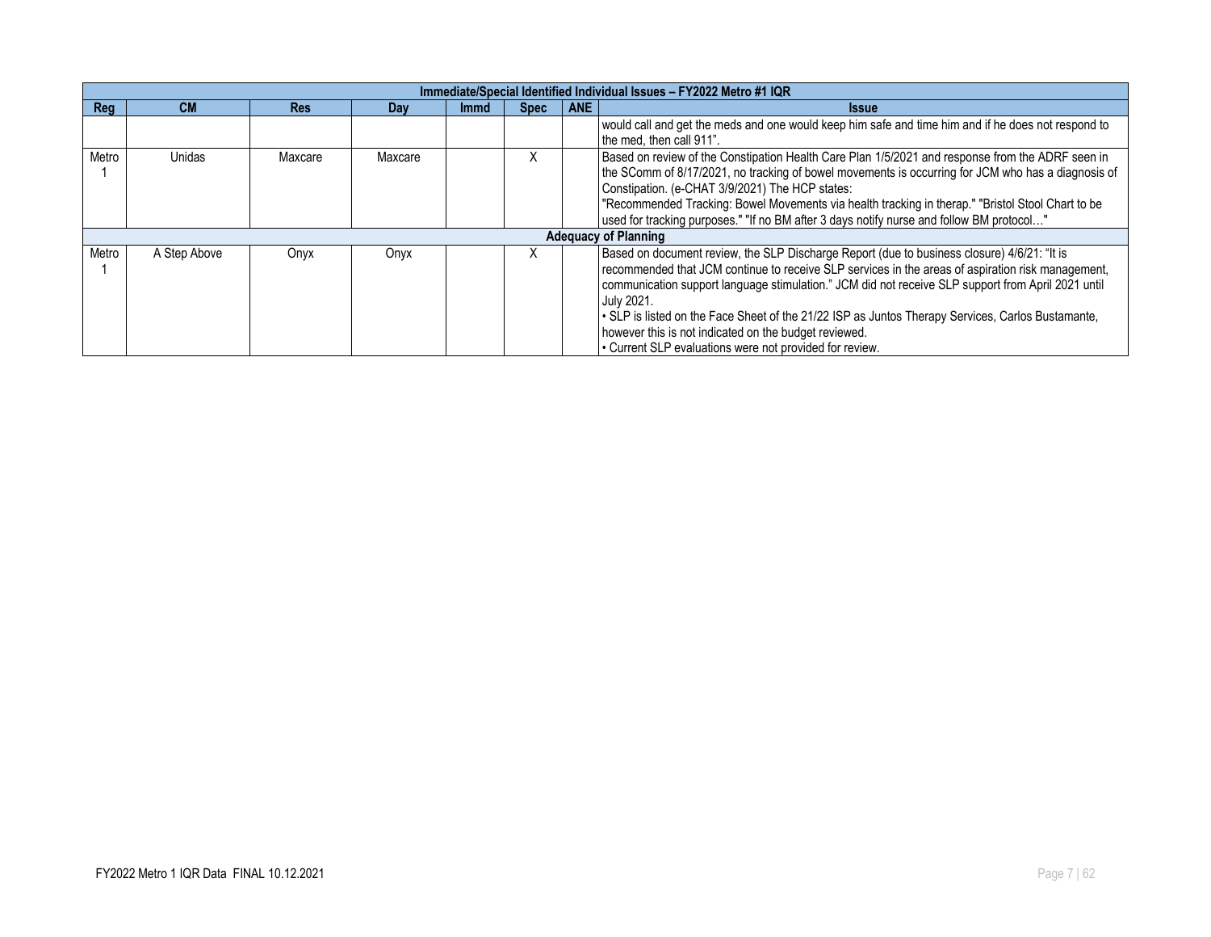| Immediate/Special Identified Individual Issues – FY2022 Metro #1 IQR | | | | | | | |
|---|---|---|---|---|---|---|---|
| **Reg** | **CM** | **Res** | **Day** | **Immd** | **Spec** | **ANE** | **Issue** |
| | | | | | | | would call and get the meds and one would keep him safe and time him and if he does not respond to the med, then call 911". |
| Metro 1 | Unidas | Maxcare | Maxcare | | X | | Based on review of the Constipation Health Care Plan 1/5/2021 and response from the ADRF seen in the SComm of 8/17/2021, no tracking of bowel movements is occurring for JCM who has a diagnosis of Constipation. (e-CHAT 3/9/2021) The HCP states: "Recommended Tracking: Bowel Movements via health tracking in therap." "Bristol Stool Chart to be used for tracking purposes." "If no BM after 3 days notify nurse and follow BM protocol…" |
| **Adequacy of Planning** | | | | | | | |
| Metro 1 | A Step Above | Onyx | Onyx | | X | | Based on document review, the SLP Discharge Report (due to business closure) 4/6/21: "It is recommended that JCM continue to receive SLP services in the areas of aspiration risk management, communication support language stimulation." JCM did not receive SLP support from April 2021 until July 2021. • SLP is listed on the Face Sheet of the 21/22 ISP as Juntos Therapy Services, Carlos Bustamante, however this is not indicated on the budget reviewed. • Current SLP evaluations were not provided for review. |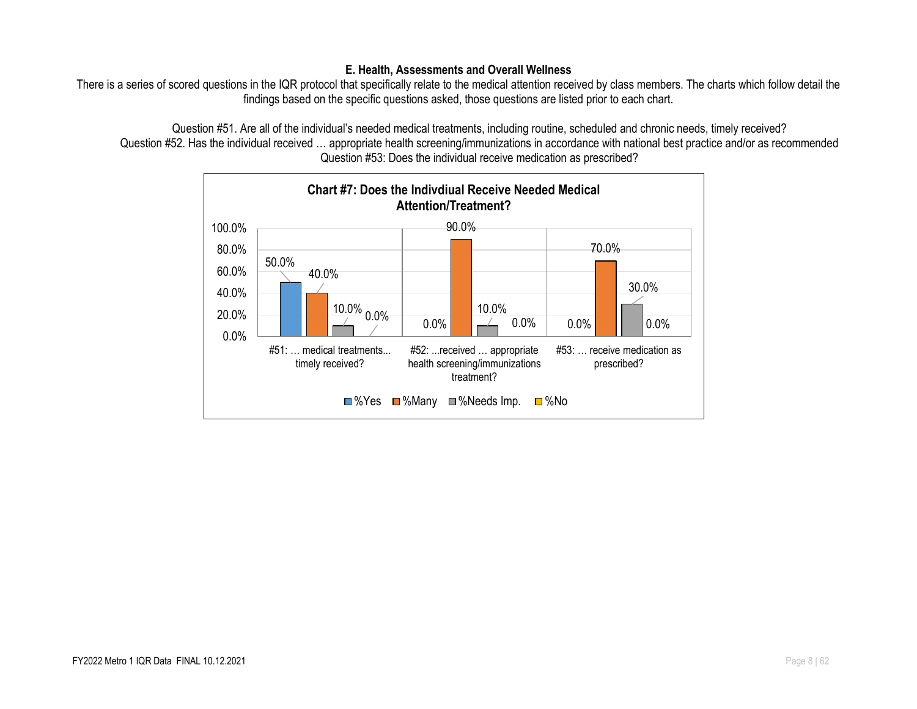### E. Health, Assessments and Overall Wellness

There is a series of scored questions in the IQR protocol that specifically relate to the medical attention received by class members. The charts which follow detail the findings based on the specific questions asked, those questions are listed prior to each chart.

Question #51. Are all of the individual's needed medical treatments, including routine, scheduled and chronic needs, timely received?
Question #52. Has the individual received … appropriate health screening/immunizations in accordance with national best practice and/or as recommended
Question #53: Does the individual receive medication as prescribed?

**Chart #7: Does the Indivdiual Receive Needed Medical Attention/Treatment?**

| | %Yes | %Many | %Needs Imp. | %No |
|---|---|---|---|---|
| #51: … medical treatments... timely received? | 50.0% | 40.0% | 10.0% | 0.0% |
| #52: ...received … appropriate health screening/immunizations treatment? | 0.0% | 90.0% | 10.0% | 0.0% |
| #53: … receive medication as prescribed? | 0.0% | 70.0% | 30.0% | 0.0% |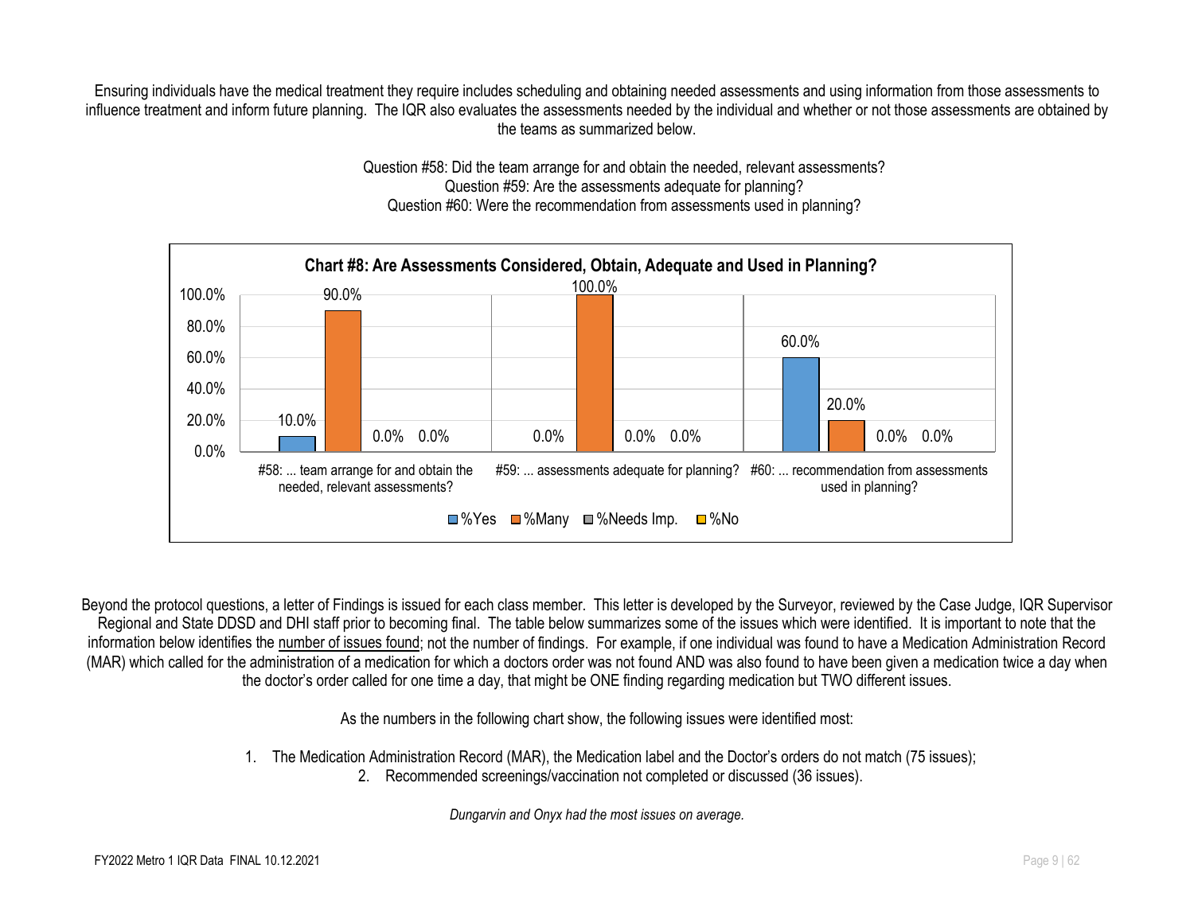Ensuring individuals have the medical treatment they require includes scheduling and obtaining needed assessments and using information from those assessments to influence treatment and inform future planning. The IQR also evaluates the assessments needed by the individual and whether or not those assessments are obtained by the teams as summarized below.

Question #58: Did the team arrange for and obtain the needed, relevant assessments?
Question #59: Are the assessments adequate for planning?
Question #60: Were the recommendation from assessments used in planning?

**Chart #8: Are Assessments Considered, Obtain, Adequate and Used in Planning?**

| | %Yes | %Many | %Needs Imp. | %No |
|---|---|---|---|---|
| #58: ... team arrange for and obtain the needed, relevant assessments? | 10.0% | 90.0% | 0.0% | 0.0% |
| #59: ... assessments adequate for planning? | 0.0% | 100.0% | 0.0% | 0.0% |
| #60: ... recommendation from assessments used in planning? | 60.0% | 20.0% | 0.0% | 0.0% |

Beyond the protocol questions, a letter of Findings is issued for each class member. This letter is developed by the Surveyor, reviewed by the Case Judge, IQR Supervisor Regional and State DDSD and DHI staff prior to becoming final. The table below summarizes some of the issues which were identified. It is important to note that the information below identifies the number of issues found; not the number of findings. For example, if one individual was found to have a Medication Administration Record (MAR) which called for the administration of a medication for which a doctors order was not found AND was also found to have been given a medication twice a day when the doctor's order called for one time a day, that might be ONE finding regarding medication but TWO different issues.

As the numbers in the following chart show, the following issues were identified most:

1. The Medication Administration Record (MAR), the Medication label and the Doctor's orders do not match (75 issues);
2. Recommended screenings/vaccination not completed or discussed (36 issues).

*Dungarvin and Onyx had the most issues on average.*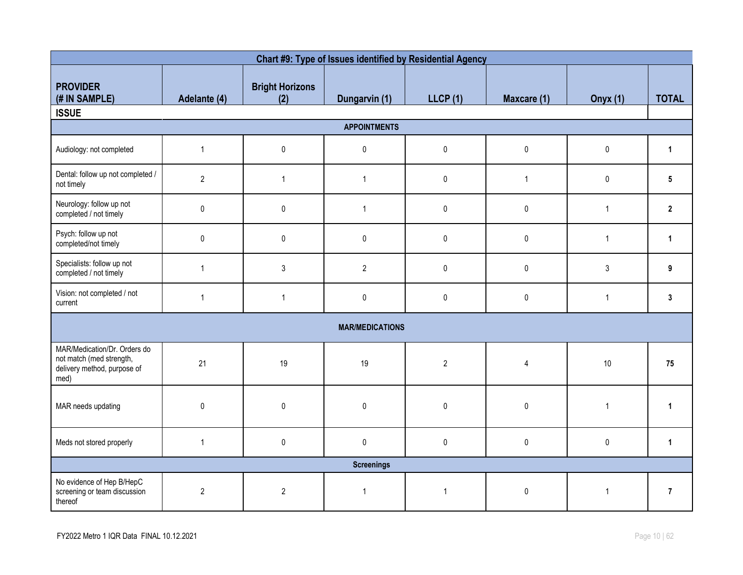| Chart #9: Type of Issues identified by Residential Agency | | | | | | | |
|---|---|---|---|---|---|---|---|
| **PROVIDER (# IN SAMPLE)** | **Adelante (4)** | **Bright Horizons (2)** | **Dungarvin (1)** | **LLCP (1)** | **Maxcare (1)** | **Onyx (1)** | **TOTAL** |
| **ISSUE** | | | | | | | |
| **APPOINTMENTS** | | | | | | | |
| Audiology: not completed | 1 | 0 | 0 | 0 | 0 | 0 | **1** |
| Dental: follow up not completed / not timely | 2 | 1 | 1 | 0 | 1 | 0 | **5** |
| Neurology: follow up not completed / not timely | 0 | 0 | 1 | 0 | 0 | 1 | **2** |
| Psych: follow up not completed/not timely | 0 | 0 | 0 | 0 | 0 | 1 | **1** |
| Specialists: follow up not completed / not timely | 1 | 3 | 2 | 0 | 0 | 3 | **9** |
| Vision: not completed / not current | 1 | 1 | 0 | 0 | 0 | 1 | **3** |
| **MAR/MEDICATIONS** | | | | | | | |
| MAR/Medication/Dr. Orders do not match (med strength, delivery method, purpose of med) | 21 | 19 | 19 | 2 | 4 | 10 | **75** |
| MAR needs updating | 0 | 0 | 0 | 0 | 0 | 1 | **1** |
| Meds not stored properly | 1 | 0 | 0 | 0 | 0 | 0 | **1** |
| **Screenings** | | | | | | | |
| No evidence of Hep B/HepC screening or team discussion thereof | 2 | 2 | 1 | 1 | 0 | 1 | **7** |

FY2022 Metro 1 IQR Data FINAL 10.12.2021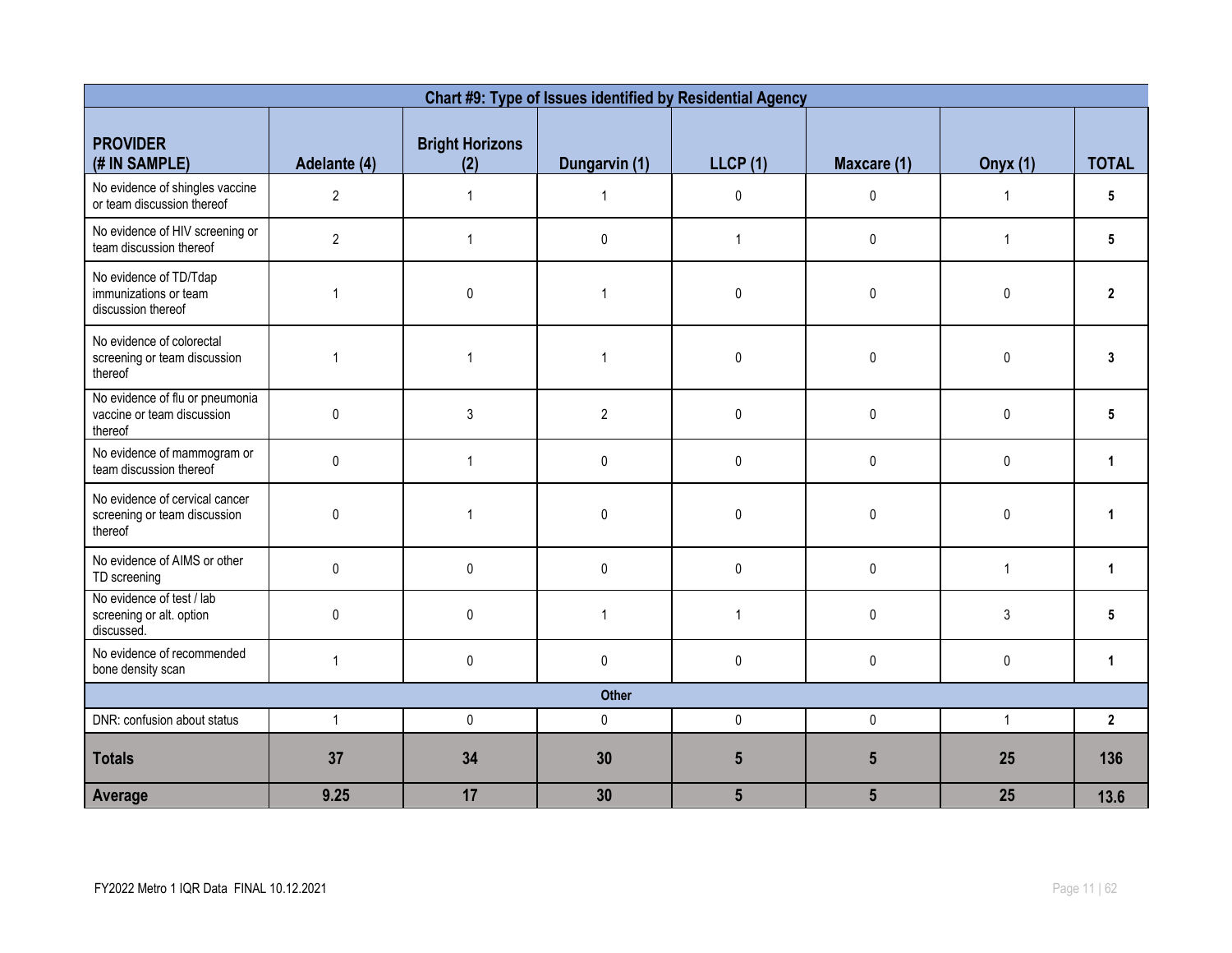| Chart #9: Type of Issues identified by Residential Agency | | | | | | | |
|---|---|---|---|---|---|---|---|
| **PROVIDER (# IN SAMPLE)** | **Adelante (4)** | **Bright Horizons (2)** | **Dungarvin (1)** | **LLCP (1)** | **Maxcare (1)** | **Onyx (1)** | **TOTAL** |
| No evidence of shingles vaccine or team discussion thereof | 2 | 1 | 1 | 0 | 0 | 1 | **5** |
| No evidence of HIV screening or team discussion thereof | 2 | 1 | 0 | 1 | 0 | 1 | **5** |
| No evidence of TD/Tdap immunizations or team discussion thereof | 1 | 0 | 1 | 0 | 0 | 0 | **2** |
| No evidence of colorectal screening or team discussion thereof | 1 | 1 | 1 | 0 | 0 | 0 | **3** |
| No evidence of flu or pneumonia vaccine or team discussion thereof | 0 | 3 | 2 | 0 | 0 | 0 | **5** |
| No evidence of mammogram or team discussion thereof | 0 | 1 | 0 | 0 | 0 | 0 | **1** |
| No evidence of cervical cancer screening or team discussion thereof | 0 | 1 | 0 | 0 | 0 | 0 | **1** |
| No evidence of AIMS or other TD screening | 0 | 0 | 0 | 0 | 0 | 1 | **1** |
| No evidence of test / lab screening or alt. option discussed. | 0 | 0 | 1 | 1 | 0 | 3 | **5** |
| No evidence of recommended bone density scan | 1 | 0 | 0 | 0 | 0 | 0 | **1** |
| **Other** | | | | | | | |
| DNR: confusion about status | 1 | 0 | 0 | 0 | 0 | 1 | **2** |
| **Totals** | **37** | **34** | **30** | **5** | **5** | **25** | **136** |
| **Average** | **9.25** | **17** | **30** | **5** | **5** | **25** | **13.6** |

FY2022 Metro 1 IQR Data FINAL 10.12.2021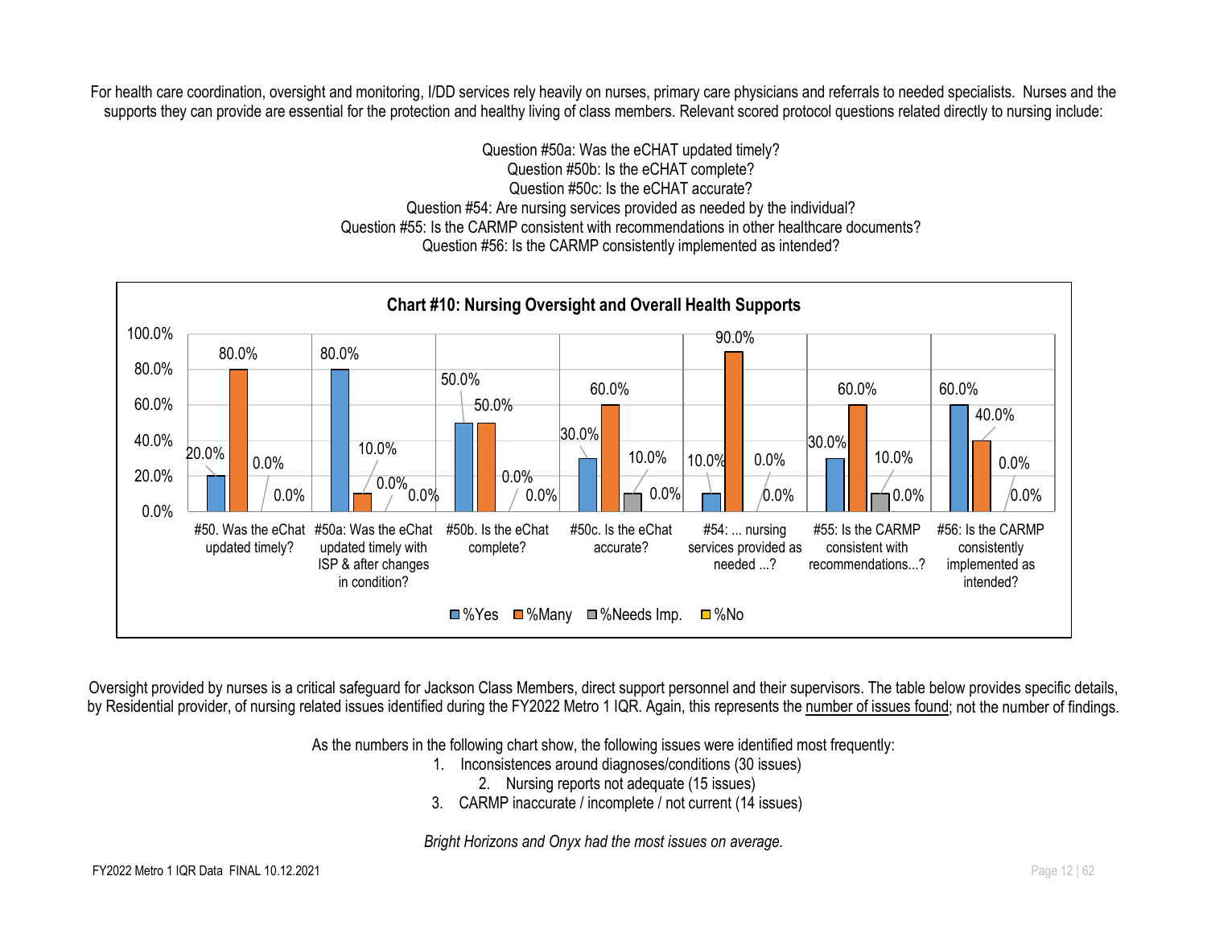For health care coordination, oversight and monitoring, I/DD services rely heavily on nurses, primary care physicians and referrals to needed specialists. Nurses and the supports they can provide are essential for the protection and healthy living of class members. Relevant scored protocol questions related directly to nursing include:

Question #50a: Was the eCHAT updated timely?
Question #50b: Is the eCHAT complete?
Question #50c: Is the eCHAT accurate?
Question #54: Are nursing services provided as needed by the individual?
Question #55: Is the CARMP consistent with recommendations in other healthcare documents?
Question #56: Is the CARMP consistently implemented as intended?

**Chart #10: Nursing Oversight and Overall Health Supports**

| Question | %Yes | %Many | %Needs Imp. | %No |
|---|---|---|---|---|
| #50. Was the eChat updated timely? | 20.0% | 80.0% | 0.0% | 0.0% |
| #50a: Was the eChat updated timely with ISP & after changes in condition? | 80.0% | 10.0% | 0.0% | 0.0% |
| #50b. Is the eChat complete? | 50.0% | 50.0% | 0.0% | 0.0% |
| #50c. Is the eChat accurate? | 30.0% | 60.0% | 10.0% | 0.0% |
| #54: ... nursing services provided as needed ...? | 10.0% | 90.0% | 0.0% | 0.0% |
| #55: Is the CARMP consistent with recommendations...? | 30.0% | 60.0% | 10.0% | 0.0% |
| #56: Is the CARMP consistently implemented as intended? | 60.0% | 40.0% | 0.0% | 0.0% |

Oversight provided by nurses is a critical safeguard for Jackson Class Members, direct support personnel and their supervisors. The table below provides specific details, by Residential provider, of nursing related issues identified during the FY2022 Metro 1 IQR. Again, this represents the number of issues found; not the number of findings.

As the numbers in the following chart show, the following issues were identified most frequently:

1. Inconsistences around diagnoses/conditions (30 issues)
2. Nursing reports not adequate (15 issues)
3. CARMP inaccurate / incomplete / not current (14 issues)

*Bright Horizons and Onyx had the most issues on average.*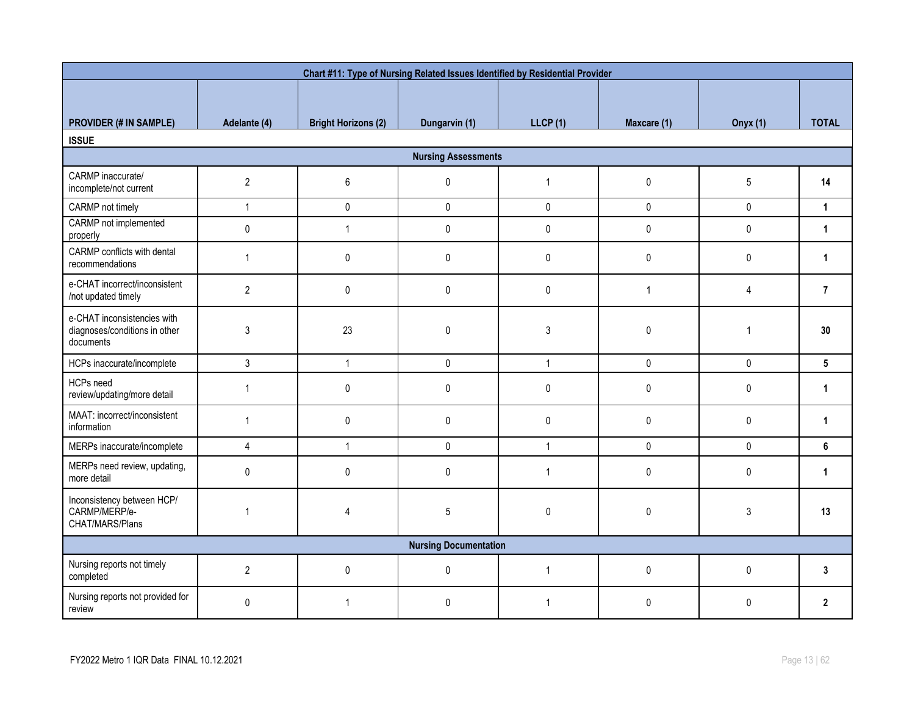| Chart #11: Type of Nursing Related Issues Identified by Residential Provider | | | | | | | |
|---|---|---|---|---|---|---|---|
| **PROVIDER (# IN SAMPLE)** | **Adelante (4)** | **Bright Horizons (2)** | **Dungarvin (1)** | **LLCP (1)** | **Maxcare (1)** | **Onyx (1)** | **TOTAL** |
| **ISSUE** | | | | | | | |
| **Nursing Assessments** | | | | | | | |
| CARMP inaccurate/ incomplete/not current | 2 | 6 | 0 | 1 | 0 | 5 | **14** |
| CARMP not timely | 1 | 0 | 0 | 0 | 0 | 0 | **1** |
| CARMP not implemented properly | 0 | 1 | 0 | 0 | 0 | 0 | **1** |
| CARMP conflicts with dental recommendations | 1 | 0 | 0 | 0 | 0 | 0 | **1** |
| e-CHAT incorrect/inconsistent /not updated timely | 2 | 0 | 0 | 0 | 1 | 4 | **7** |
| e-CHAT inconsistencies with diagnoses/conditions in other documents | 3 | 23 | 0 | 3 | 0 | 1 | **30** |
| HCPs inaccurate/incomplete | 3 | 1 | 0 | 1 | 0 | 0 | **5** |
| HCPs need review/updating/more detail | 1 | 0 | 0 | 0 | 0 | 0 | **1** |
| MAAT: incorrect/inconsistent information | 1 | 0 | 0 | 0 | 0 | 0 | **1** |
| MERPs inaccurate/incomplete | 4 | 1 | 0 | 1 | 0 | 0 | **6** |
| MERPs need review, updating, more detail | 0 | 0 | 0 | 1 | 0 | 0 | **1** |
| Inconsistency between HCP/ CARMP/MERP/e-CHAT/MARS/Plans | 1 | 4 | 5 | 0 | 0 | 3 | **13** |
| **Nursing Documentation** | | | | | | | |
| Nursing reports not timely completed | 2 | 0 | 0 | 1 | 0 | 0 | **3** |
| Nursing reports not provided for review | 0 | 1 | 0 | 1 | 0 | 0 | **2** |

FY2022 Metro 1 IQR Data FINAL 10.12.2021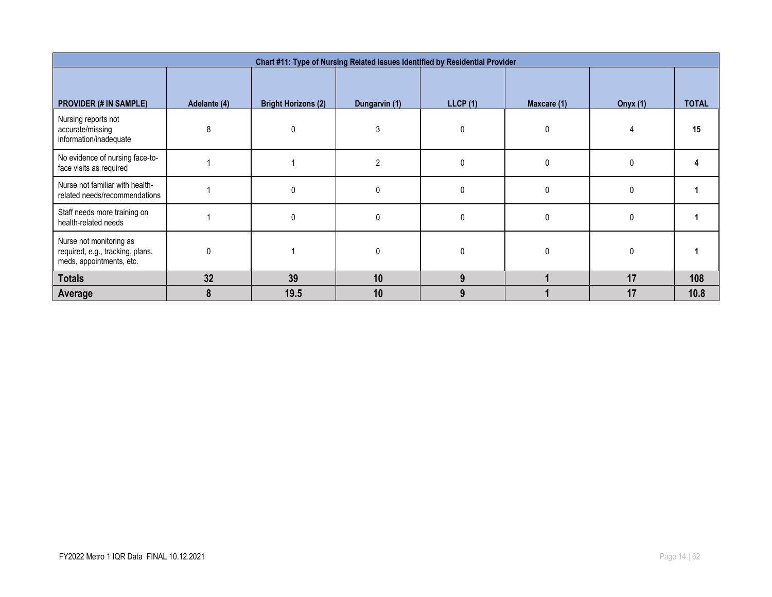| Chart #11: Type of Nursing Related Issues Identified by Residential Provider | | | | | | | |
|---|---|---|---|---|---|---|---|
| **PROVIDER (# IN SAMPLE)** | **Adelante (4)** | **Bright Horizons (2)** | **Dungarvin (1)** | **LLCP (1)** | **Maxcare (1)** | **Onyx (1)** | **TOTAL** |
| Nursing reports not accurate/missing information/inadequate | 8 | 0 | 3 | 0 | 0 | 4 | **15** |
| No evidence of nursing face-to-face visits as required | 1 | 1 | 2 | 0 | 0 | 0 | **4** |
| Nurse not familiar with health-related needs/recommendations | 1 | 0 | 0 | 0 | 0 | 0 | **1** |
| Staff needs more training on health-related needs | 1 | 0 | 0 | 0 | 0 | 0 | **1** |
| Nurse not monitoring as required, e.g., tracking, plans, meds, appointments, etc. | 0 | 1 | 0 | 0 | 0 | 0 | **1** |
| **Totals** | **32** | **39** | **10** | **9** | **1** | **17** | **108** |
| **Average** | **8** | **19.5** | **10** | **9** | **1** | **17** | **10.8** |

FY2022 Metro 1 IQR Data FINAL 10.12.2021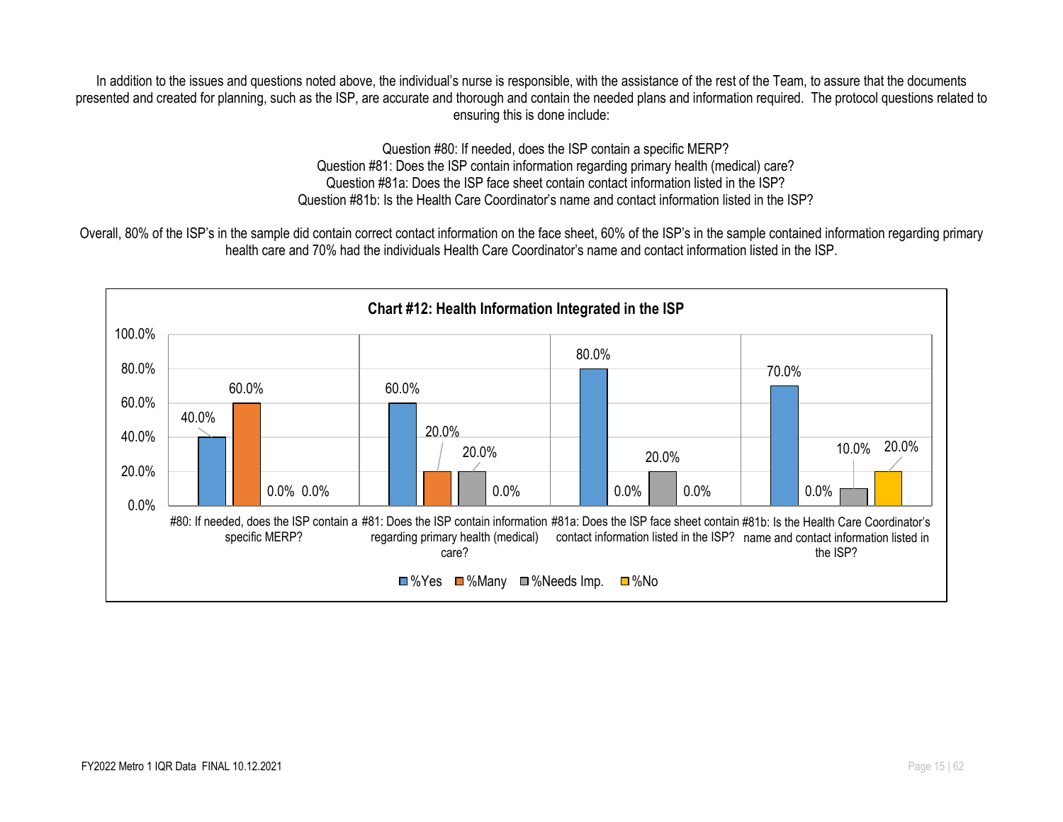In addition to the issues and questions noted above, the individual's nurse is responsible, with the assistance of the rest of the Team, to assure that the documents presented and created for planning, such as the ISP, are accurate and thorough and contain the needed plans and information required. The protocol questions related to ensuring this is done include:

Question #80: If needed, does the ISP contain a specific MERP?
Question #81: Does the ISP contain information regarding primary health (medical) care?
Question #81a: Does the ISP face sheet contain contact information listed in the ISP?
Question #81b: Is the Health Care Coordinator's name and contact information listed in the ISP?

Overall, 80% of the ISP's in the sample did contain correct contact information on the face sheet, 60% of the ISP's in the sample contained information regarding primary health care and 70% had the individuals Health Care Coordinator's name and contact information listed in the ISP.

**Chart #12: Health Information Integrated in the ISP**

| Question | %Yes | %Many | %Needs Imp. | %No |
|---|---|---|---|---|
| #80: If needed, does the ISP contain a specific MERP? | 40.0% | 60.0% | 0.0% | 0.0% |
| #81: Does the ISP contain information regarding primary health (medical) care? | 60.0% | 20.0% | 20.0% | 0.0% |
| #81a: Does the ISP face sheet contain contact information listed in the ISP? | 80.0% | 0.0% | 20.0% | 0.0% |
| #81b: Is the Health Care Coordinator's name and contact information listed in the ISP? | 70.0% | 0.0% | 10.0% | 20.0% |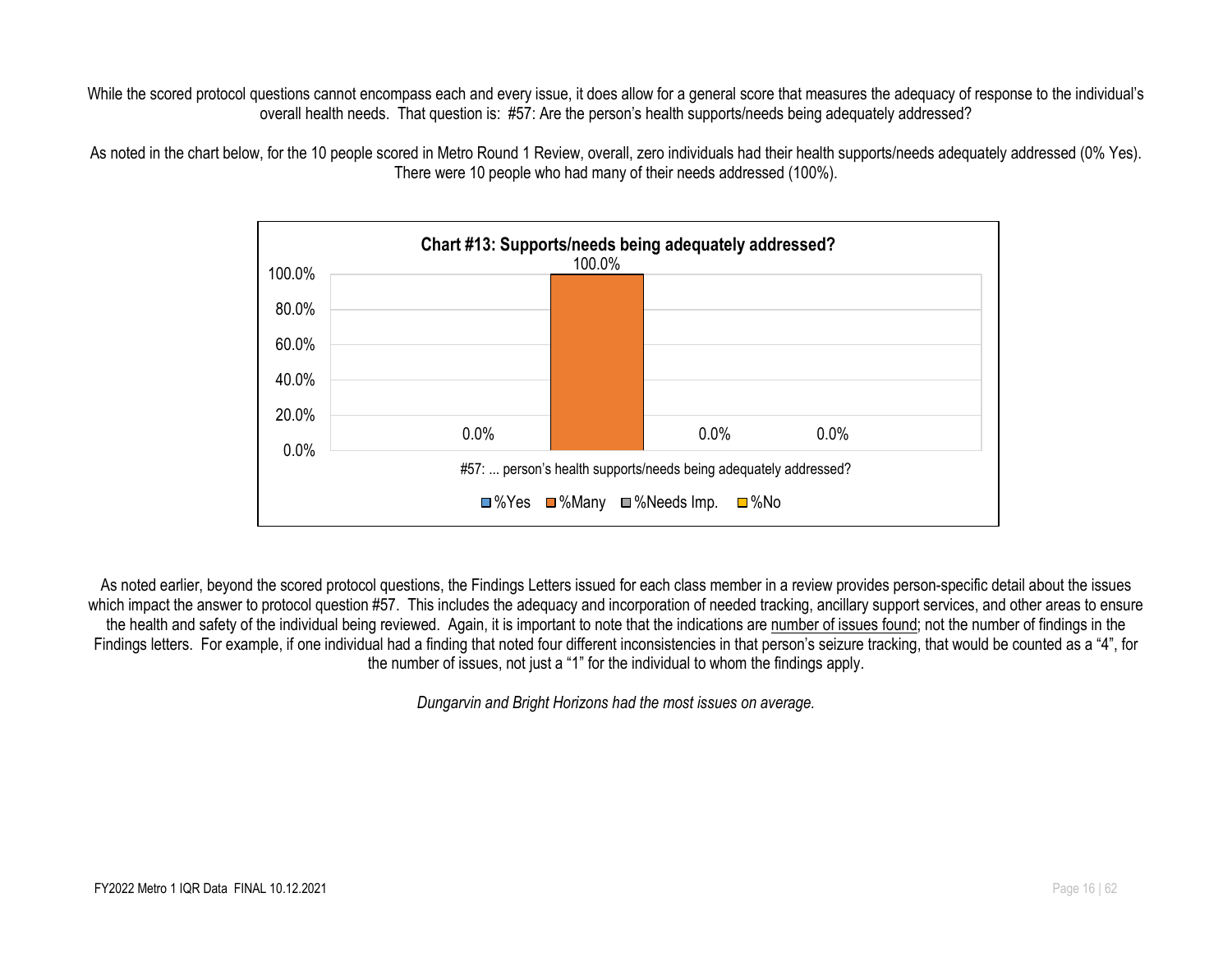While the scored protocol questions cannot encompass each and every issue, it does allow for a general score that measures the adequacy of response to the individual's overall health needs. That question is: #57: Are the person's health supports/needs being adequately addressed?

As noted in the chart below, for the 10 people scored in Metro Round 1 Review, overall, zero individuals had their health supports/needs adequately addressed (0% Yes). There were 10 people who had many of their needs addressed (100%).

**Chart #13: Supports/needs being adequately addressed?**

| #57: ... person's health supports/needs being adequately addressed? | %Yes | %Many | %Needs Imp. | %No |
|---|---|---|---|---|
| | 0.0% | 100.0% | 0.0% | 0.0% |

As noted earlier, beyond the scored protocol questions, the Findings Letters issued for each class member in a review provides person-specific detail about the issues which impact the answer to protocol question #57. This includes the adequacy and incorporation of needed tracking, ancillary support services, and other areas to ensure the health and safety of the individual being reviewed. Again, it is important to note that the indications are <u>number of issues found</u>; not the number of findings in the Findings letters. For example, if one individual had a finding that noted four different inconsistencies in that person's seizure tracking, that would be counted as a "4", for the number of issues, not just a "1" for the individual to whom the findings apply.

*Dungarvin and Bright Horizons had the most issues on average.*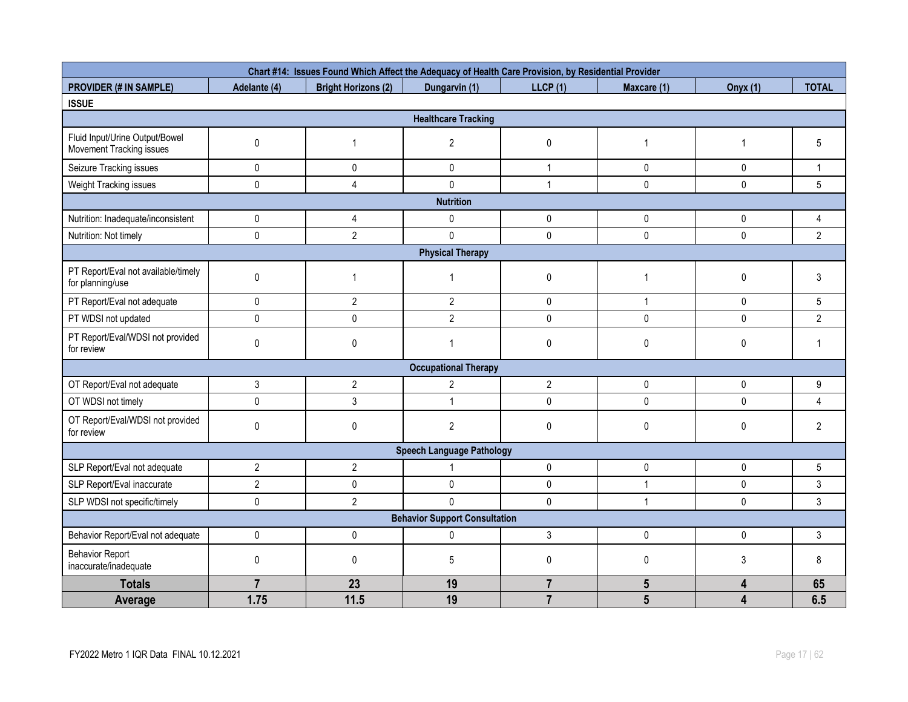| Chart #14: Issues Found Which Affect the Adequacy of Health Care Provision, by Residential Provider | | | | | | | |
|---|---|---|---|---|---|---|---|
| **PROVIDER (# IN SAMPLE)** | **Adelante (4)** | **Bright Horizons (2)** | **Dungarvin (1)** | **LLCP (1)** | **Maxcare (1)** | **Onyx (1)** | **TOTAL** |
| **ISSUE** | | | | | | | |
| **Healthcare Tracking** | | | | | | | |
| Fluid Input/Urine Output/Bowel Movement Tracking issues | 0 | 1 | 2 | 0 | 1 | 1 | 5 |
| Seizure Tracking issues | 0 | 0 | 0 | 1 | 0 | 0 | 1 |
| Weight Tracking issues | 0 | 4 | 0 | 1 | 0 | 0 | 5 |
| **Nutrition** | | | | | | | |
| Nutrition: Inadequate/inconsistent | 0 | 4 | 0 | 0 | 0 | 0 | 4 |
| Nutrition: Not timely | 0 | 2 | 0 | 0 | 0 | 0 | 2 |
| **Physical Therapy** | | | | | | | |
| PT Report/Eval not available/timely for planning/use | 0 | 1 | 1 | 0 | 1 | 0 | 3 |
| PT Report/Eval not adequate | 0 | 2 | 2 | 0 | 1 | 0 | 5 |
| PT WDSI not updated | 0 | 0 | 2 | 0 | 0 | 0 | 2 |
| PT Report/Eval/WDSI not provided for review | 0 | 0 | 1 | 0 | 0 | 0 | 1 |
| **Occupational Therapy** | | | | | | | |
| OT Report/Eval not adequate | 3 | 2 | 2 | 2 | 0 | 0 | 9 |
| OT WDSI not timely | 0 | 3 | 1 | 0 | 0 | 0 | 4 |
| OT Report/Eval/WDSI not provided for review | 0 | 0 | 2 | 0 | 0 | 0 | 2 |
| **Speech Language Pathology** | | | | | | | |
| SLP Report/Eval not adequate | 2 | 2 | 1 | 0 | 0 | 0 | 5 |
| SLP Report/Eval inaccurate | 2 | 0 | 0 | 0 | 1 | 0 | 3 |
| SLP WDSI not specific/timely | 0 | 2 | 0 | 0 | 1 | 0 | 3 |
| **Behavior Support Consultation** | | | | | | | |
| Behavior Report/Eval not adequate | 0 | 0 | 0 | 3 | 0 | 0 | 3 |
| Behavior Report inaccurate/inadequate | 0 | 0 | 5 | 0 | 0 | 3 | 8 |
| **Totals** | **7** | **23** | **19** | **7** | **5** | **4** | **65** |
| **Average** | **1.75** | **11.5** | **19** | **7** | **5** | **4** | **6.5** |

FY2022 Metro 1 IQR Data FINAL 10.12.2021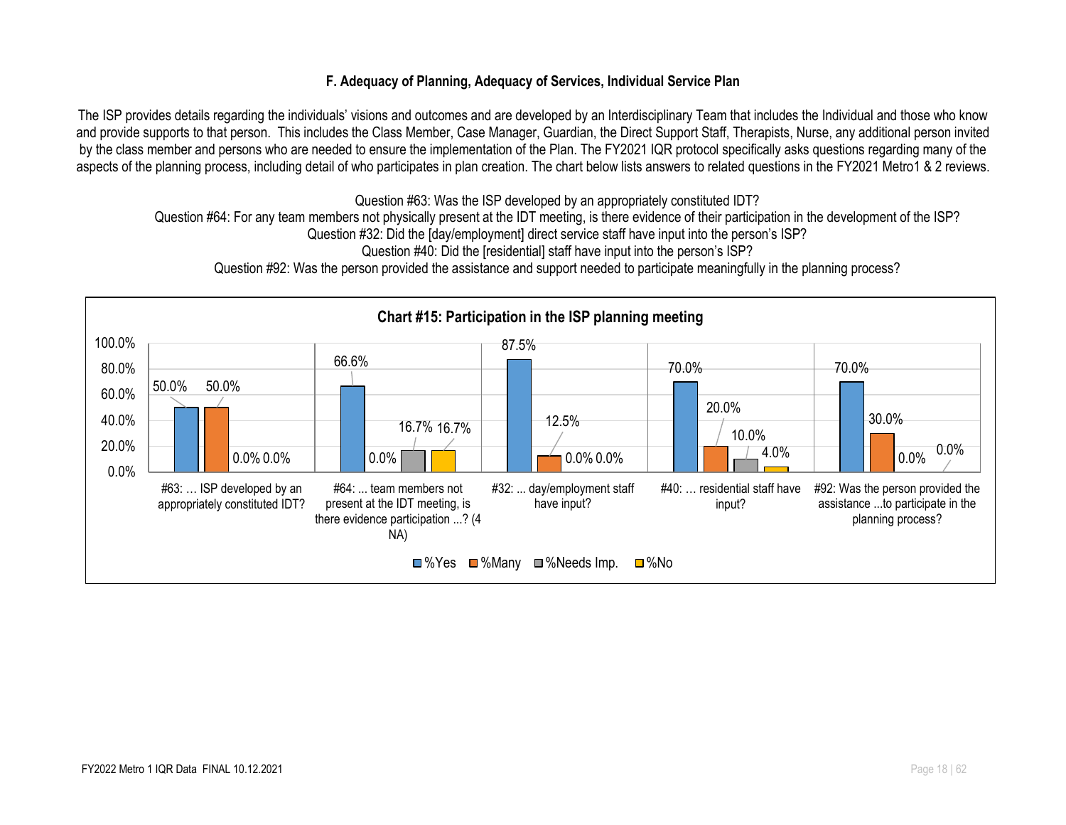### F. Adequacy of Planning, Adequacy of Services, Individual Service Plan

The ISP provides details regarding the individuals' visions and outcomes and are developed by an Interdisciplinary Team that includes the Individual and those who know and provide supports to that person. This includes the Class Member, Case Manager, Guardian, the Direct Support Staff, Therapists, Nurse, any additional person invited by the class member and persons who are needed to ensure the implementation of the Plan. The FY2021 IQR protocol specifically asks questions regarding many of the aspects of the planning process, including detail of who participates in plan creation. The chart below lists answers to related questions in the FY2021 Metro1 & 2 reviews.

Question #63: Was the ISP developed by an appropriately constituted IDT?
Question #64: For any team members not physically present at the IDT meeting, is there evidence of their participation in the development of the ISP?
Question #32: Did the [day/employment] direct service staff have input into the person's ISP?
Question #40: Did the [residential] staff have input into the person's ISP?
Question #92: Was the person provided the assistance and support needed to participate meaningfully in the planning process?

**Chart #15: Participation in the ISP planning meeting**

| | %Yes | %Many | %Needs Imp. | %No |
|---|---|---|---|---|
| #63: … ISP developed by an appropriately constituted IDT? | 50.0% | 50.0% | 0.0% | 0.0% |
| #64: ... team members not present at the IDT meeting, is there evidence participation ...? (4 NA) | 66.6% | 0.0% | 16.7% | 16.7% |
| #32: ... day/employment staff have input? | 87.5% | 12.5% | 0.0% | 0.0% |
| #40: … residential staff have input? | 70.0% | 20.0% | 10.0% | 4.0% |
| #92: Was the person provided the assistance ...to participate in the planning process? | 70.0% | 30.0% | 0.0% | 0.0% |

FY2022 Metro 1 IQR Data FINAL 10.12.2021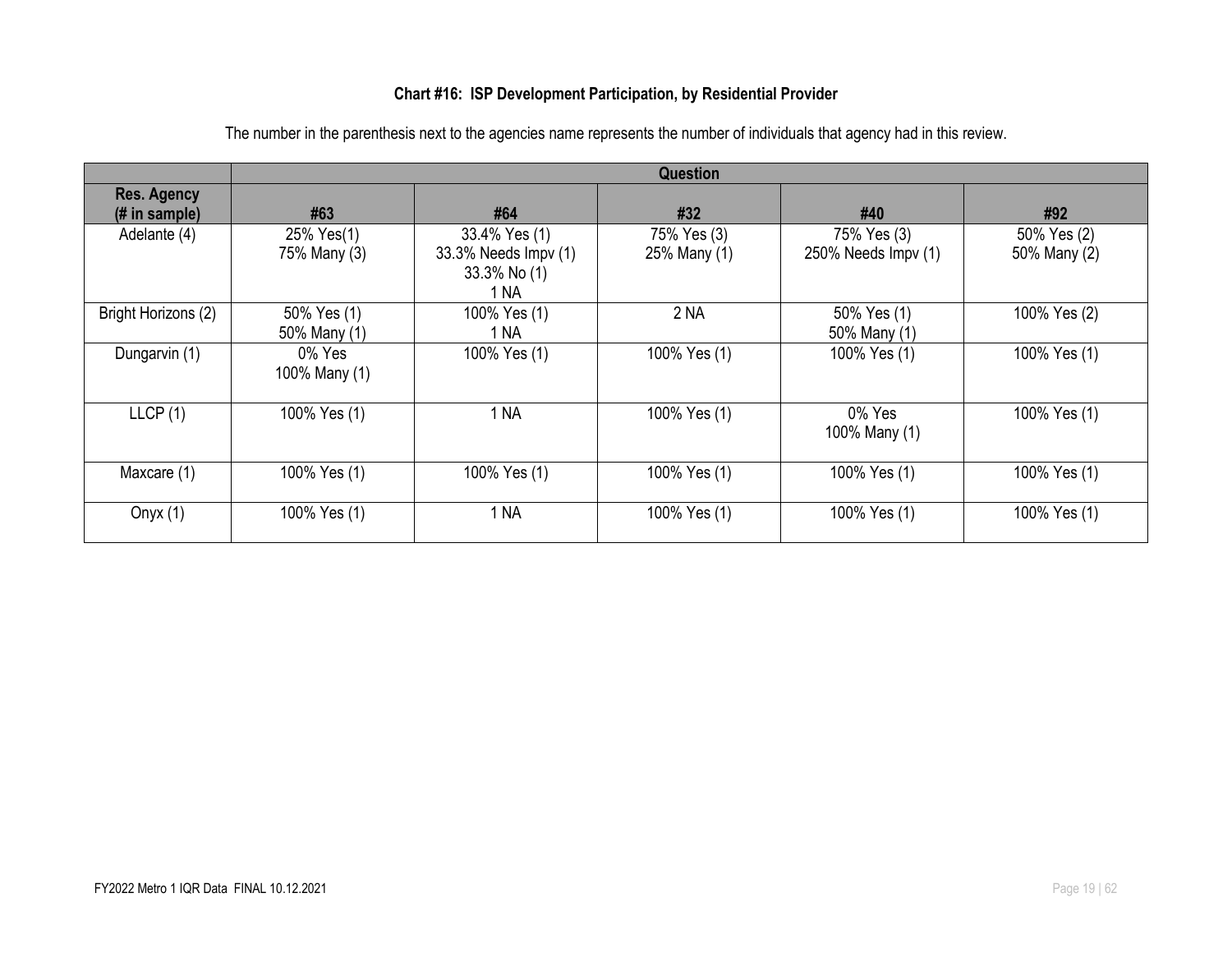**Chart #16: ISP Development Participation, by Residential Provider**

The number in the parenthesis next to the agencies name represents the number of individuals that agency had in this review.

| | Question | | | | |
|---|---|---|---|---|---|
| **Res. Agency (# in sample)** | **#63** | **#64** | **#32** | **#40** | **#92** |
| Adelante (4) | 25% Yes(1)<br>75% Many (3) | 33.4% Yes (1)<br>33.3% Needs Impv (1)<br>33.3% No (1)<br>1 NA | 75% Yes (3)<br>25% Many (1) | 75% Yes (3)<br>250% Needs Impv (1) | 50% Yes (2)<br>50% Many (2) |
| Bright Horizons (2) | 50% Yes (1)<br>50% Many (1) | 100% Yes (1)<br>1 NA | 2 NA | 50% Yes (1)<br>50% Many (1) | 100% Yes (2) |
| Dungarvin (1) | 0% Yes<br>100% Many (1) | 100% Yes (1) | 100% Yes (1) | 100% Yes (1) | 100% Yes (1) |
| LLCP (1) | 100% Yes (1) | 1 NA | 100% Yes (1) | 0% Yes<br>100% Many (1) | 100% Yes (1) |
| Maxcare (1) | 100% Yes (1) | 100% Yes (1) | 100% Yes (1) | 100% Yes (1) | 100% Yes (1) |
| Onyx (1) | 100% Yes (1) | 1 NA | 100% Yes (1) | 100% Yes (1) | 100% Yes (1) |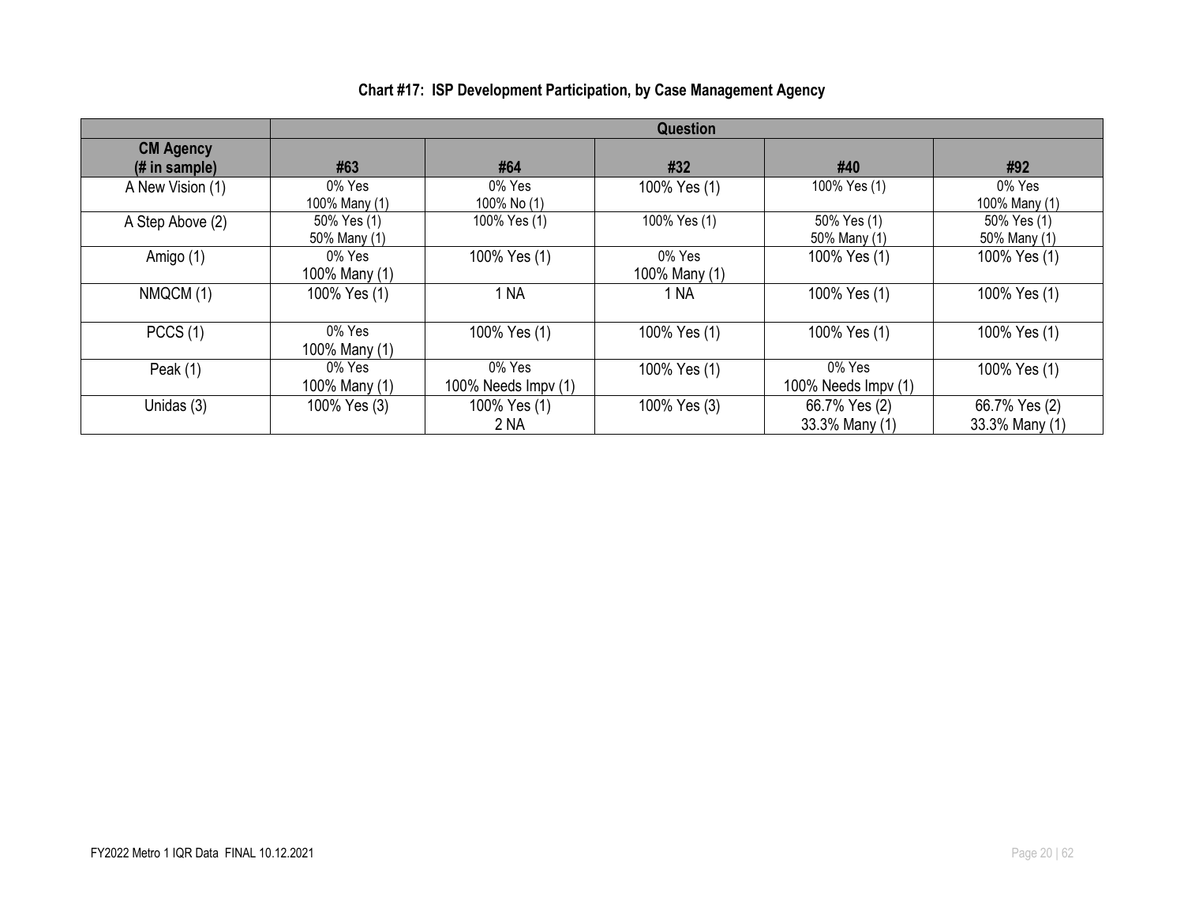**Chart #17: ISP Development Participation, by Case Management Agency**

| | Question | | | | |
|---|---|---|---|---|---|
| **CM Agency (# in sample)** | **#63** | **#64** | **#32** | **#40** | **#92** |
| A New Vision (1) | 0% Yes<br>100% Many (1) | 0% Yes<br>100% No (1) | 100% Yes (1) | 100% Yes (1) | 0% Yes<br>100% Many (1) |
| A Step Above (2) | 50% Yes (1)<br>50% Many (1) | 100% Yes (1) | 100% Yes (1) | 50% Yes (1)<br>50% Many (1) | 50% Yes (1)<br>50% Many (1) |
| Amigo (1) | 0% Yes<br>100% Many (1) | 100% Yes (1) | 0% Yes<br>100% Many (1) | 100% Yes (1) | 100% Yes (1) |
| NMQCM (1) | 100% Yes (1) | 1 NA | 1 NA | 100% Yes (1) | 100% Yes (1) |
| PCCS (1) | 0% Yes<br>100% Many (1) | 100% Yes (1) | 100% Yes (1) | 100% Yes (1) | 100% Yes (1) |
| Peak (1) | 0% Yes<br>100% Many (1) | 0% Yes<br>100% Needs Impv (1) | 100% Yes (1) | 0% Yes<br>100% Needs Impv (1) | 100% Yes (1) |
| Unidas (3) | 100% Yes (3) | 100% Yes (1)<br>2 NA | 100% Yes (3) | 66.7% Yes (2)<br>33.3% Many (1) | 66.7% Yes (2)<br>33.3% Many (1) |

FY2022 Metro 1 IQR Data FINAL 10.12.2021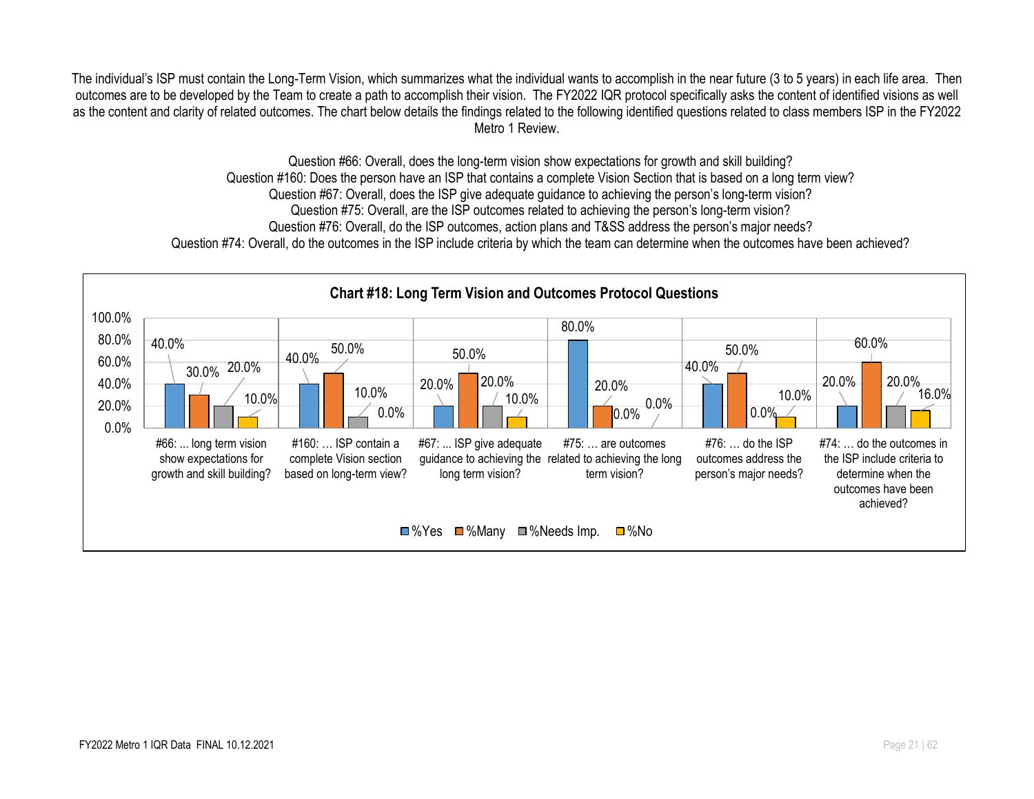The individual's ISP must contain the Long-Term Vision, which summarizes what the individual wants to accomplish in the near future (3 to 5 years) in each life area. Then outcomes are to be developed by the Team to create a path to accomplish their vision. The FY2022 IQR protocol specifically asks the content of identified visions as well as the content and clarity of related outcomes. The chart below details the findings related to the following identified questions related to class members ISP in the FY2022 Metro 1 Review.

Question #66: Overall, does the long-term vision show expectations for growth and skill building?
Question #160: Does the person have an ISP that contains a complete Vision Section that is based on a long term view?
Question #67: Overall, does the ISP give adequate guidance to achieving the person's long-term vision?
Question #75: Overall, are the ISP outcomes related to achieving the person's long-term vision?
Question #76: Overall, do the ISP outcomes, action plans and T&SS address the person's major needs?
Question #74: Overall, do the outcomes in the ISP include criteria by which the team can determine when the outcomes have been achieved?

**Chart #18: Long Term Vision and Outcomes Protocol Questions**

| Question | %Yes | %Many | %Needs Imp. | %No |
|---|---|---|---|---|
| #66: ... long term vision show expectations for growth and skill building? | 40.0% | 30.0% | 20.0% | 10.0% |
| #160: … ISP contain a complete Vision section based on long-term view? | 40.0% | 50.0% | 10.0% | 0.0% |
| #67: ... ISP give adequate guidance to achieving the long term vision? | 20.0% | 50.0% | 20.0% | 10.0% |
| #75: … are outcomes related to achieving the long term vision? | 80.0% | 20.0% | 0.0% | 0.0% |
| #76: … do the ISP outcomes address the person's major needs? | 40.0% | 50.0% | 0.0% | 10.0% |
| #74: … do the outcomes in the ISP include criteria to determine when the outcomes have been achieved? | 20.0% | 60.0% | 20.0% | 16.0% |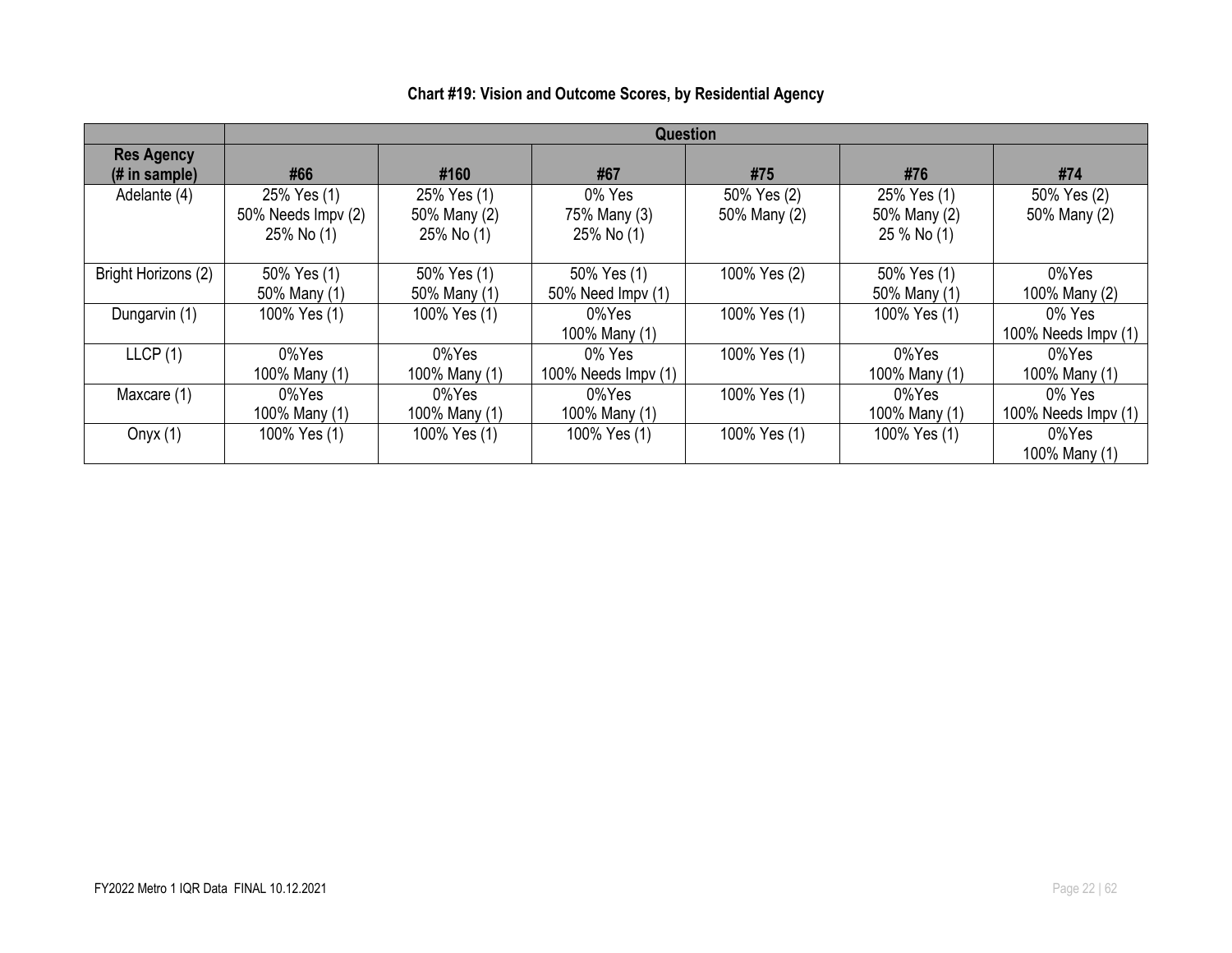**Chart #19: Vision and Outcome Scores, by Residential Agency**

| | Question | | | | | |
|---|---|---|---|---|---|---|
| **Res Agency (# in sample)** | **#66** | **#160** | **#67** | **#75** | **#76** | **#74** |
| Adelante (4) | 25% Yes (1)<br>50% Needs Impv (2)<br>25% No (1) | 25% Yes (1)<br>50% Many (2)<br>25% No (1) | 0% Yes<br>75% Many (3)<br>25% No (1) | 50% Yes (2)<br>50% Many (2) | 25% Yes (1)<br>50% Many (2)<br>25 % No (1) | 50% Yes (2)<br>50% Many (2) |
| Bright Horizons (2) | 50% Yes (1)<br>50% Many (1) | 50% Yes (1)<br>50% Many (1) | 50% Yes (1)<br>50% Need Impv (1) | 100% Yes (2) | 50% Yes (1)<br>50% Many (1) | 0%Yes<br>100% Many (2) |
| Dungarvin (1) | 100% Yes (1) | 100% Yes (1) | 0%Yes<br>100% Many (1) | 100% Yes (1) | 100% Yes (1) | 0% Yes<br>100% Needs Impv (1) |
| LLCP (1) | 0%Yes<br>100% Many (1) | 0%Yes<br>100% Many (1) | 0% Yes<br>100% Needs Impv (1) | 100% Yes (1) | 0%Yes<br>100% Many (1) | 0%Yes<br>100% Many (1) |
| Maxcare (1) | 0%Yes<br>100% Many (1) | 0%Yes<br>100% Many (1) | 0%Yes<br>100% Many (1) | 100% Yes (1) | 0%Yes<br>100% Many (1) | 0% Yes<br>100% Needs Impv (1) |
| Onyx (1) | 100% Yes (1) | 100% Yes (1) | 100% Yes (1) | 100% Yes (1) | 100% Yes (1) | 0%Yes<br>100% Many (1) |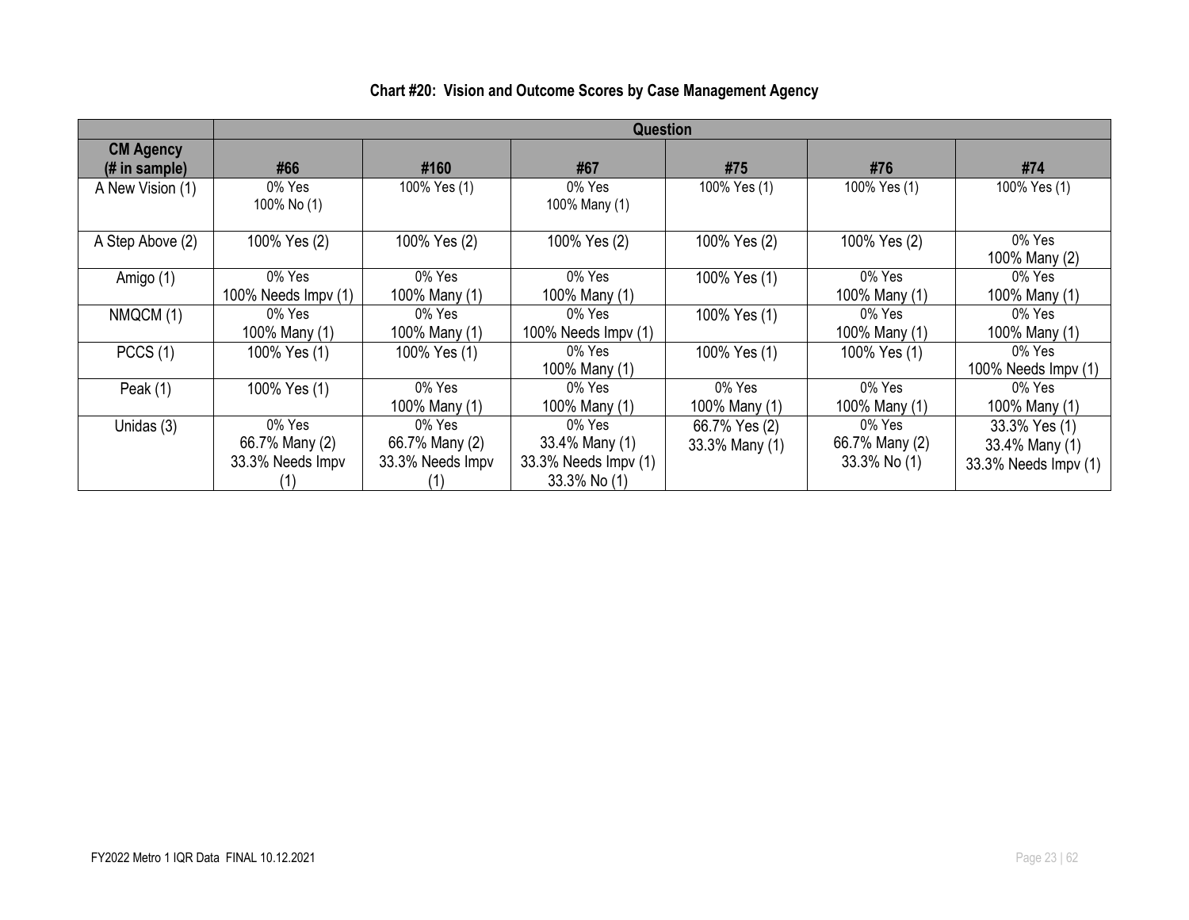### Chart #20: Vision and Outcome Scores by Case Management Agency

| | Question | | | | | |
|---|---|---|---|---|---|---|
| **CM Agency (# in sample)** | **#66** | **#160** | **#67** | **#75** | **#76** | **#74** |
| A New Vision (1) | 0% Yes<br>100% No (1) | 100% Yes (1) | 0% Yes<br>100% Many (1) | 100% Yes (1) | 100% Yes (1) | 100% Yes (1) |
| A Step Above (2) | 100% Yes (2) | 100% Yes (2) | 100% Yes (2) | 100% Yes (2) | 100% Yes (2) | 0% Yes<br>100% Many (2) |
| Amigo (1) | 0% Yes<br>100% Needs Impv (1) | 0% Yes<br>100% Many (1) | 0% Yes<br>100% Many (1) | 100% Yes (1) | 0% Yes<br>100% Many (1) | 0% Yes<br>100% Many (1) |
| NMQCM (1) | 0% Yes<br>100% Many (1) | 0% Yes<br>100% Many (1) | 0% Yes<br>100% Needs Impv (1) | 100% Yes (1) | 0% Yes<br>100% Many (1) | 0% Yes<br>100% Many (1) |
| PCCS (1) | 100% Yes (1) | 100% Yes (1) | 0% Yes<br>100% Many (1) | 100% Yes (1) | 100% Yes (1) | 0% Yes<br>100% Needs Impv (1) |
| Peak (1) | 100% Yes (1) | 0% Yes<br>100% Many (1) | 0% Yes<br>100% Many (1) | 0% Yes<br>100% Many (1) | 0% Yes<br>100% Many (1) | 0% Yes<br>100% Many (1) |
| Unidas (3) | 0% Yes<br>66.7% Many (2)<br>33.3% Needs Impv (1) | 0% Yes<br>66.7% Many (2)<br>33.3% Needs Impv (1) | 0% Yes<br>33.4% Many (1)<br>33.3% Needs Impv (1)<br>33.3% No (1) | 66.7% Yes (2)<br>33.3% Many (1) | 0% Yes<br>66.7% Many (2)<br>33.3% No (1) | 33.3% Yes (1)<br>33.4% Many (1)<br>33.3% Needs Impv (1) |

FY2022 Metro 1 IQR Data FINAL 10.12.2021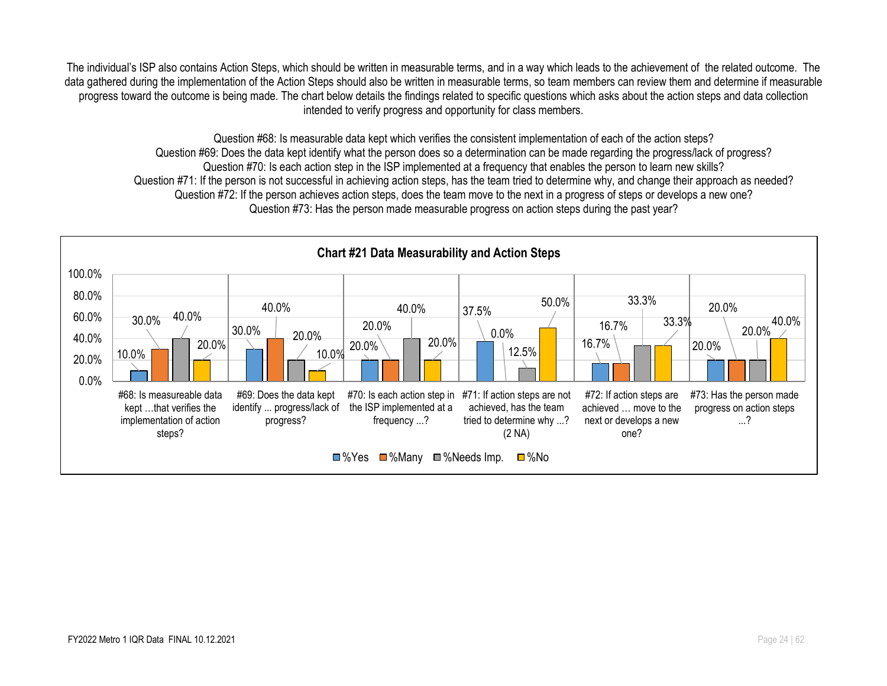The individual's ISP also contains Action Steps, which should be written in measurable terms, and in a way which leads to the achievement of the related outcome. The data gathered during the implementation of the Action Steps should also be written in measurable terms, so team members can review them and determine if measurable progress toward the outcome is being made. The chart below details the findings related to specific questions which asks about the action steps and data collection intended to verify progress and opportunity for class members.

Question #68: Is measurable data kept which verifies the consistent implementation of each of the action steps?
Question #69: Does the data kept identify what the person does so a determination can be made regarding the progress/lack of progress?
Question #70: Is each action step in the ISP implemented at a frequency that enables the person to learn new skills?
Question #71: If the person is not successful in achieving action steps, has the team tried to determine why, and change their approach as needed?
Question #72: If the person achieves action steps, does the team move to the next in a progress of steps or develops a new one?
Question #73: Has the person made measurable progress on action steps during the past year?

**Chart #21 Data Measurability and Action Steps**

| | %Yes | %Many | %Needs Imp. | %No |
|---|---|---|---|---|
| #68: Is measureable data kept …that verifies the implementation of action steps? | 10.0% | 30.0% | 40.0% | 20.0% |
| #69: Does the data kept identify ... progress/lack of progress? | 30.0% | 40.0% | 20.0% | 10.0% |
| #70: Is each action step in the ISP implemented at a frequency ...? | 20.0% | 20.0% | 40.0% | 20.0% |
| #71: If action steps are not achieved, has the team tried to determine why ...? (2 NA) | 37.5% | 0.0% | 12.5% | 50.0% |
| #72: If action steps are achieved … move to the next or develops a new one? | 16.7% | 16.7% | 33.3% | 33.3% |
| #73: Has the person made progress on action steps ...? | 20.0% | 20.0% | 20.0% | 40.0% |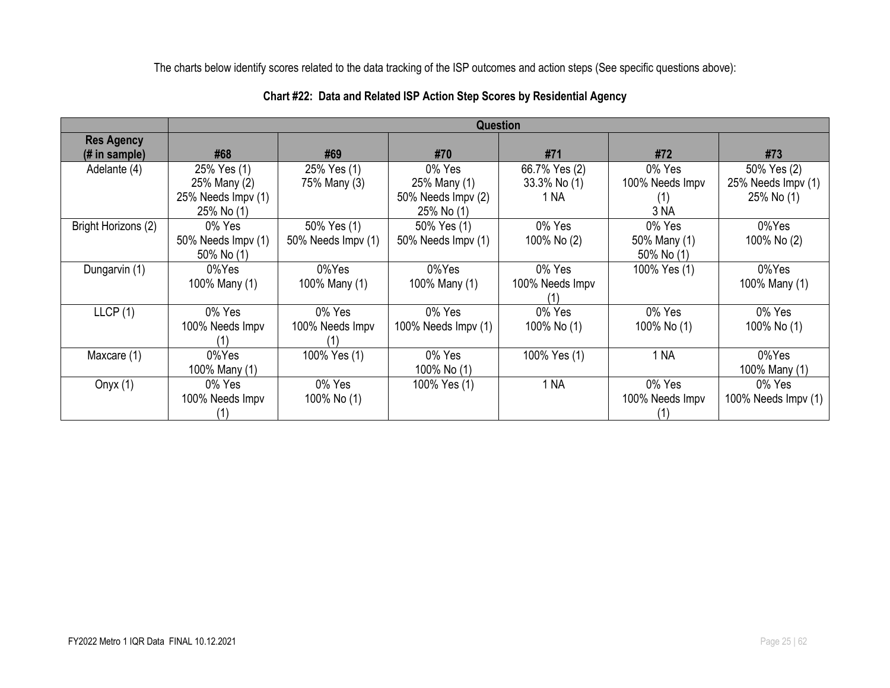The charts below identify scores related to the data tracking of the ISP outcomes and action steps (See specific questions above):

**Chart #22: Data and Related ISP Action Step Scores by Residential Agency**

| | Question | | | | | |
|---|---|---|---|---|---|---|
| **Res Agency (# in sample)** | **#68** | **#69** | **#70** | **#71** | **#72** | **#73** |
| Adelante (4) | 25% Yes (1)<br>25% Many (2)<br>25% Needs Impv (1)<br>25% No (1) | 25% Yes (1)<br>75% Many (3) | 0% Yes<br>25% Many (1)<br>50% Needs Impv (2)<br>25% No (1) | 66.7% Yes (2)<br>33.3% No (1)<br>1 NA | 0% Yes<br>100% Needs Impv (1)<br>3 NA | 50% Yes (2)<br>25% Needs Impv (1)<br>25% No (1) |
| Bright Horizons (2) | 0% Yes<br>50% Needs Impv (1)<br>50% No (1) | 50% Yes (1)<br>50% Needs Impv (1) | 50% Yes (1)<br>50% Needs Impv (1) | 0% Yes<br>100% No (2) | 0% Yes<br>50% Many (1)<br>50% No (1) | 0%Yes<br>100% No (2) |
| Dungarvin (1) | 0%Yes<br>100% Many (1) | 0%Yes<br>100% Many (1) | 0%Yes<br>100% Many (1) | 0% Yes<br>100% Needs Impv (1) | 100% Yes (1) | 0%Yes<br>100% Many (1) |
| LLCP (1) | 0% Yes<br>100% Needs Impv (1) | 0% Yes<br>100% Needs Impv (1) | 0% Yes<br>100% Needs Impv (1) | 0% Yes<br>100% No (1) | 0% Yes<br>100% No (1) | 0% Yes<br>100% No (1) |
| Maxcare (1) | 0%Yes<br>100% Many (1) | 100% Yes (1) | 0% Yes<br>100% No (1) | 100% Yes (1) | 1 NA | 0%Yes<br>100% Many (1) |
| Onyx (1) | 0% Yes<br>100% Needs Impv (1) | 0% Yes<br>100% No (1) | 100% Yes (1) | 1 NA | 0% Yes<br>100% Needs Impv (1) | 0% Yes<br>100% Needs Impv (1) |

FY2022 Metro 1 IQR Data FINAL 10.12.2021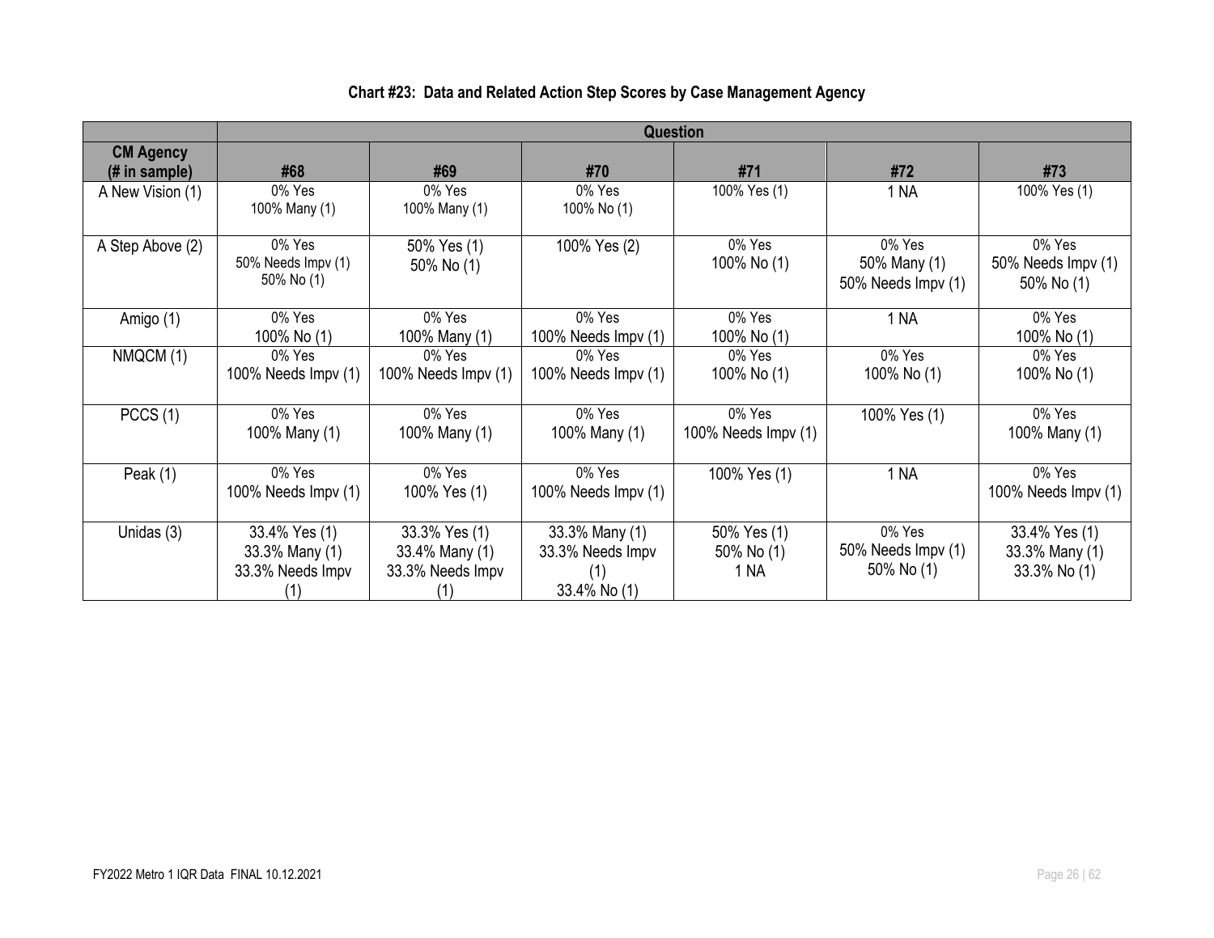**Chart #23: Data and Related Action Step Scores by Case Management Agency**

| CM Agency (# in sample) | Question | | | | | |
|---|---|---|---|---|---|---|
| | #68 | #69 | #70 | #71 | #72 | #73 |
| A New Vision (1) | 0% Yes<br>100% Many (1) | 0% Yes<br>100% Many (1) | 0% Yes<br>100% No (1) | 100% Yes (1) | 1 NA | 100% Yes (1) |
| A Step Above (2) | 0% Yes<br>50% Needs Impv (1)<br>50% No (1) | 50% Yes (1)<br>50% No (1) | 100% Yes (2) | 0% Yes<br>100% No (1) | 0% Yes<br>50% Many (1)<br>50% Needs Impv (1) | 0% Yes<br>50% Needs Impv (1)<br>50% No (1) |
| Amigo (1) | 0% Yes<br>100% No (1) | 0% Yes<br>100% Many (1) | 0% Yes<br>100% Needs Impv (1) | 0% Yes<br>100% No (1) | 1 NA | 0% Yes<br>100% No (1) |
| NMQCM (1) | 0% Yes<br>100% Needs Impv (1) | 0% Yes<br>100% Needs Impv (1) | 0% Yes<br>100% Needs Impv (1) | 0% Yes<br>100% No (1) | 0% Yes<br>100% No (1) | 0% Yes<br>100% No (1) |
| PCCS (1) | 0% Yes<br>100% Many (1) | 0% Yes<br>100% Many (1) | 0% Yes<br>100% Many (1) | 0% Yes<br>100% Needs Impv (1) | 100% Yes (1) | 0% Yes<br>100% Many (1) |
| Peak (1) | 0% Yes<br>100% Needs Impv (1) | 0% Yes<br>100% Yes (1) | 0% Yes<br>100% Needs Impv (1) | 100% Yes (1) | 1 NA | 0% Yes<br>100% Needs Impv (1) |
| Unidas (3) | 33.4% Yes (1)<br>33.3% Many (1)<br>33.3% Needs Impv (1) | 33.3% Yes (1)<br>33.4% Many (1)<br>33.3% Needs Impv (1) | 33.3% Many (1)<br>33.3% Needs Impv (1)<br>33.4% No (1) | 50% Yes (1)<br>50% No (1)<br>1 NA | 0% Yes<br>50% Needs Impv (1)<br>50% No (1) | 33.4% Yes (1)<br>33.3% Many (1)<br>33.3% No (1) |

FY2022 Metro 1 IQR Data FINAL 10.12.2021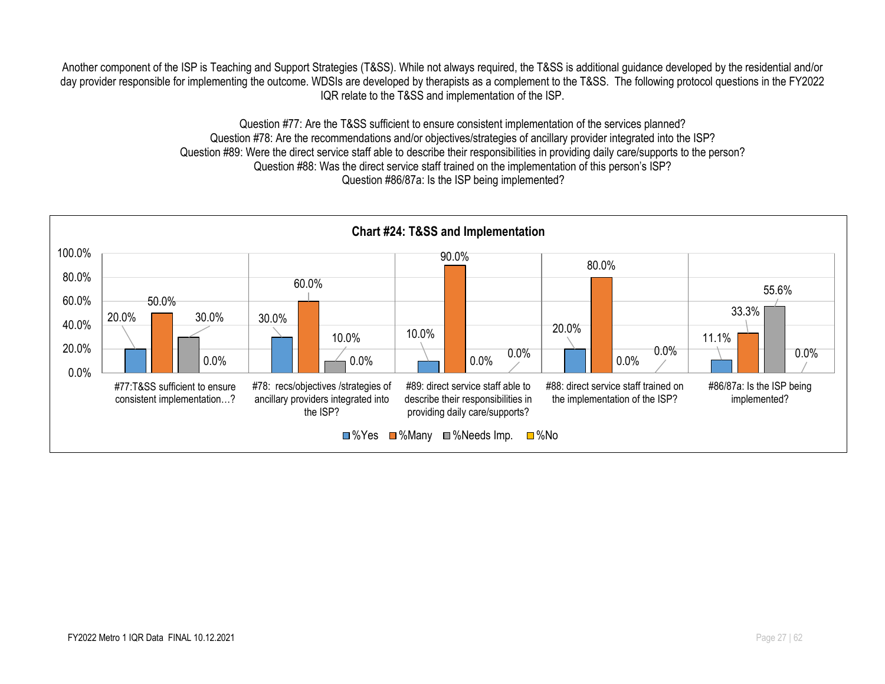Another component of the ISP is Teaching and Support Strategies (T&SS). While not always required, the T&SS is additional guidance developed by the residential and/or day provider responsible for implementing the outcome. WDSIs are developed by therapists as a complement to the T&SS. The following protocol questions in the FY2022 IQR relate to the T&SS and implementation of the ISP.

Question #77: Are the T&SS sufficient to ensure consistent implementation of the services planned?
Question #78: Are the recommendations and/or objectives/strategies of ancillary provider integrated into the ISP?
Question #89: Were the direct service staff able to describe their responsibilities in providing daily care/supports to the person?
Question #88: Was the direct service staff trained on the implementation of this person's ISP?
Question #86/87a: Is the ISP being implemented?

**Chart #24: T&SS and Implementation**

| | %Yes | %Many | %Needs Imp. | %No |
|---|---|---|---|---|
| #77:T&SS sufficient to ensure consistent implementation…? | 20.0% | 50.0% | 30.0% | 0.0% |
| #78: recs/objectives /strategies of ancillary providers integrated into the ISP? | 30.0% | 60.0% | 10.0% | 0.0% |
| #89: direct service staff able to describe their responsibilities in providing daily care/supports? | 10.0% | 90.0% | 0.0% | 0.0% |
| #88: direct service staff trained on the implementation of the ISP? | 20.0% | 80.0% | 0.0% | 0.0% |
| #86/87a: Is the ISP being implemented? | 11.1% | 33.3% | 55.6% | 0.0% |

FY2022 Metro 1 IQR Data FINAL 10.12.2021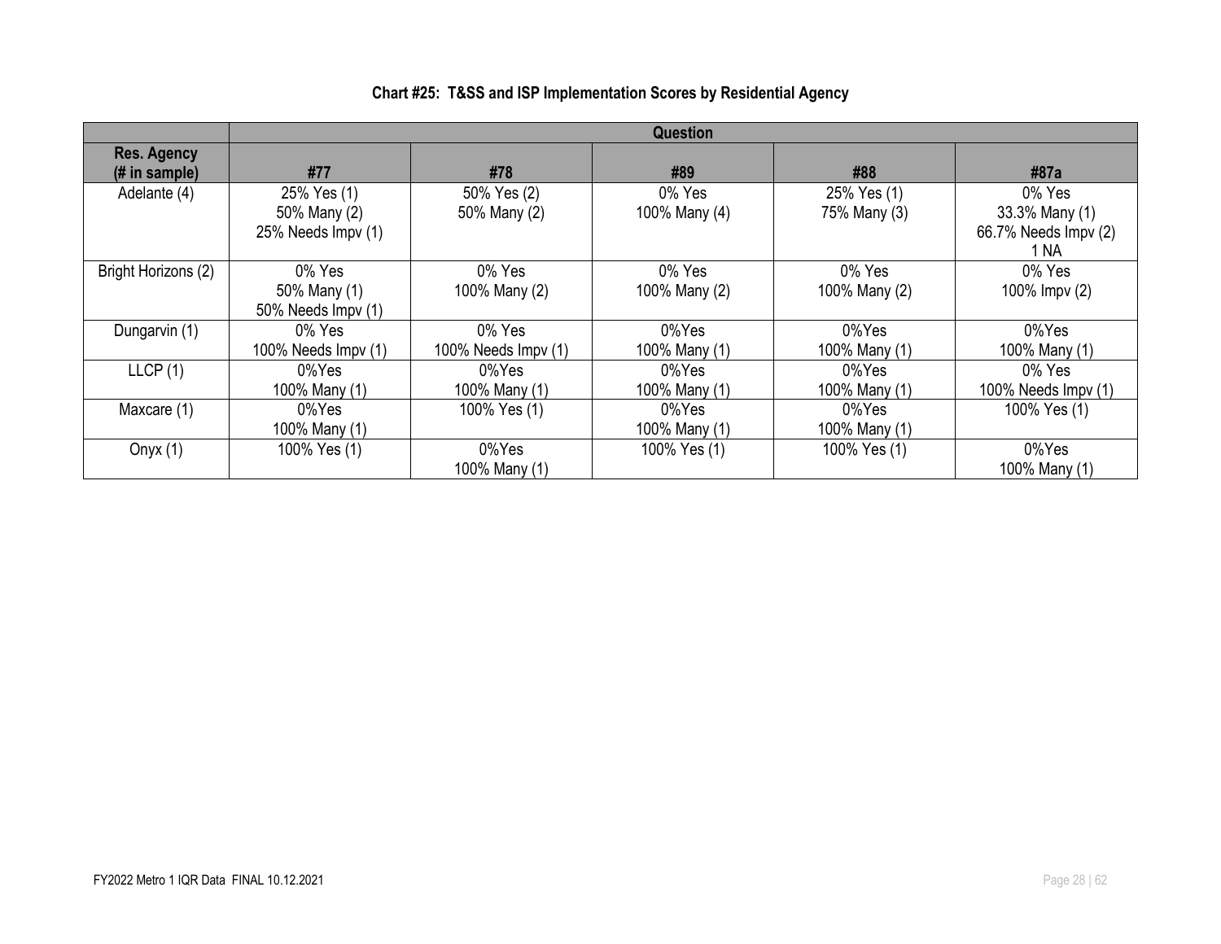**Chart #25: T&SS and ISP Implementation Scores by Residential Agency**

| | Question | | | | |
|---|---|---|---|---|---|
| Res. Agency (# in sample) | #77 | #78 | #89 | #88 | #87a |
| Adelante (4) | 25% Yes (1)<br>50% Many (2)<br>25% Needs Impv (1) | 50% Yes (2)<br>50% Many (2) | 0% Yes<br>100% Many (4) | 25% Yes (1)<br>75% Many (3) | 0% Yes<br>33.3% Many (1)<br>66.7% Needs Impv (2)<br>1 NA |
| Bright Horizons (2) | 0% Yes<br>50% Many (1)<br>50% Needs Impv (1) | 0% Yes<br>100% Many (2) | 0% Yes<br>100% Many (2) | 0% Yes<br>100% Many (2) | 0% Yes<br>100% Impv (2) |
| Dungarvin (1) | 0% Yes<br>100% Needs Impv (1) | 0% Yes<br>100% Needs Impv (1) | 0%Yes<br>100% Many (1) | 0%Yes<br>100% Many (1) | 0%Yes<br>100% Many (1) |
| LLCP (1) | 0%Yes<br>100% Many (1) | 0%Yes<br>100% Many (1) | 0%Yes<br>100% Many (1) | 0%Yes<br>100% Many (1) | 0% Yes<br>100% Needs Impv (1) |
| Maxcare (1) | 0%Yes<br>100% Many (1) | 100% Yes (1) | 0%Yes<br>100% Many (1) | 0%Yes<br>100% Many (1) | 100% Yes (1) |
| Onyx (1) | 100% Yes (1) | 0%Yes<br>100% Many (1) | 100% Yes (1) | 100% Yes (1) | 0%Yes<br>100% Many (1) |

FY2022 Metro 1 IQR Data FINAL 10.12.2021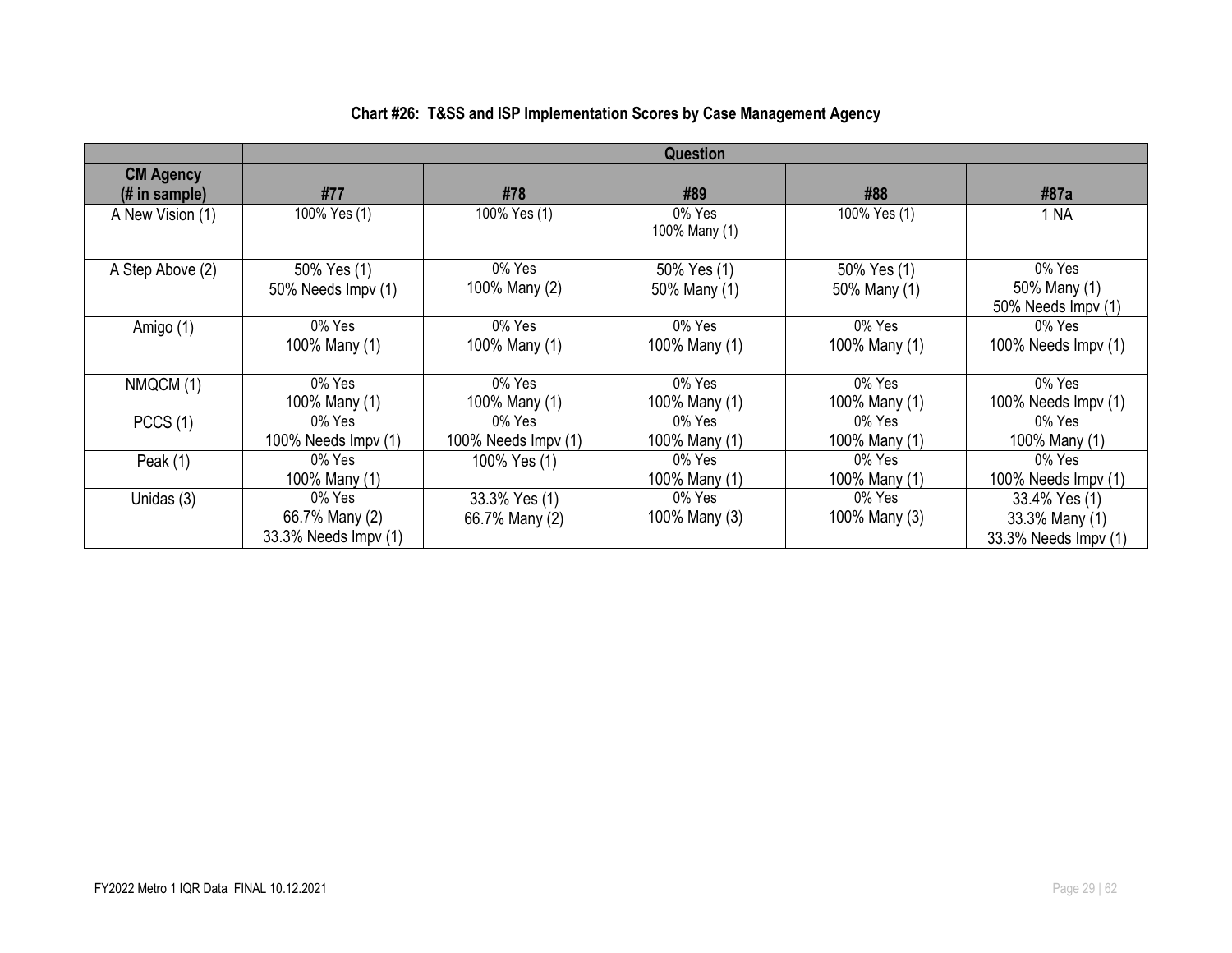**Chart #26: T&SS and ISP Implementation Scores by Case Management Agency**

| | Question | | | | |
|---|---|---|---|---|---|
| **CM Agency (# in sample)** | **#77** | **#78** | **#89** | **#88** | **#87a** |
| A New Vision (1) | 100% Yes (1) | 100% Yes (1) | 0% Yes<br>100% Many (1) | 100% Yes (1) | 1 NA |
| A Step Above (2) | 50% Yes (1)<br>50% Needs Impv (1) | 0% Yes<br>100% Many (2) | 50% Yes (1)<br>50% Many (1) | 50% Yes (1)<br>50% Many (1) | 0% Yes<br>50% Many (1)<br>50% Needs Impv (1) |
| Amigo (1) | 0% Yes<br>100% Many (1) | 0% Yes<br>100% Many (1) | 0% Yes<br>100% Many (1) | 0% Yes<br>100% Many (1) | 0% Yes<br>100% Needs Impv (1) |
| NMQCM (1) | 0% Yes<br>100% Many (1) | 0% Yes<br>100% Many (1) | 0% Yes<br>100% Many (1) | 0% Yes<br>100% Many (1) | 0% Yes<br>100% Needs Impv (1) |
| PCCS (1) | 0% Yes<br>100% Needs Impv (1) | 0% Yes<br>100% Needs Impv (1) | 0% Yes<br>100% Many (1) | 0% Yes<br>100% Many (1) | 0% Yes<br>100% Many (1) |
| Peak (1) | 0% Yes<br>100% Many (1) | 100% Yes (1) | 0% Yes<br>100% Many (1) | 0% Yes<br>100% Many (1) | 0% Yes<br>100% Needs Impv (1) |
| Unidas (3) | 0% Yes<br>66.7% Many (2)<br>33.3% Needs Impv (1) | 33.3% Yes (1)<br>66.7% Many (2) | 0% Yes<br>100% Many (3) | 0% Yes<br>100% Many (3) | 33.4% Yes (1)<br>33.3% Many (1)<br>33.3% Needs Impv (1) |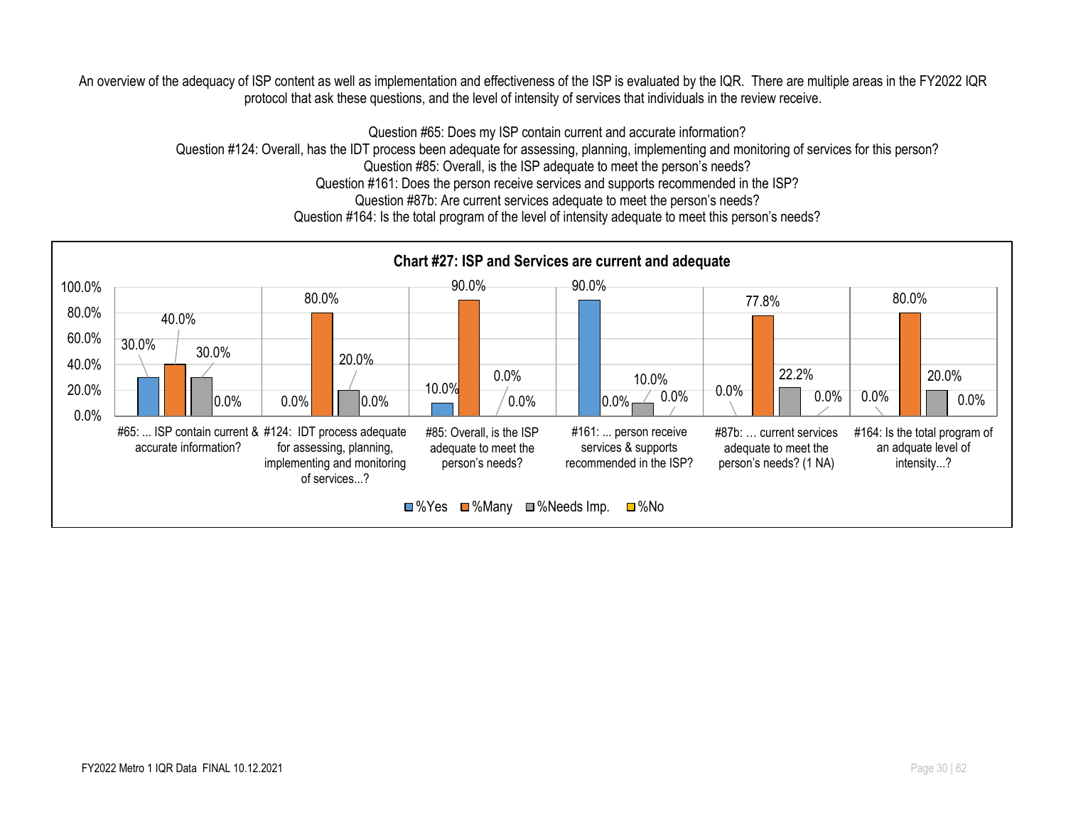An overview of the adequacy of ISP content as well as implementation and effectiveness of the ISP is evaluated by the IQR. There are multiple areas in the FY2022 IQR protocol that ask these questions, and the level of intensity of services that individuals in the review receive.

Question #65: Does my ISP contain current and accurate information?
Question #124: Overall, has the IDT process been adequate for assessing, planning, implementing and monitoring of services for this person?
Question #85: Overall, is the ISP adequate to meet the person's needs?
Question #161: Does the person receive services and supports recommended in the ISP?
Question #87b: Are current services adequate to meet the person's needs?
Question #164: Is the total program of the level of intensity adequate to meet this person's needs?

**Chart #27: ISP and Services are current and adequate**

| Question | %Yes | %Many | %Needs Imp. | %No |
|---|---|---|---|---|
| #65: ... ISP contain current & accurate information? | 30.0% | 40.0% | 30.0% | 0.0% |
| #124: IDT process adequate for assessing, planning, implementing and monitoring of services...? | 0.0% | 80.0% | 20.0% | 0.0% |
| #85: Overall, is the ISP adequate to meet the person's needs? | 10.0% | 90.0% | 0.0% | 0.0% |
| #161: ... person receive services & supports recommended in the ISP? | 90.0% | 0.0% | 10.0% | 0.0% |
| #87b: … current services adequate to meet the person's needs? (1 NA) | 0.0% | 77.8% | 22.2% | 0.0% |
| #164: Is the total program of an adquate level of intensity...? | 0.0% | 80.0% | 20.0% | 0.0% |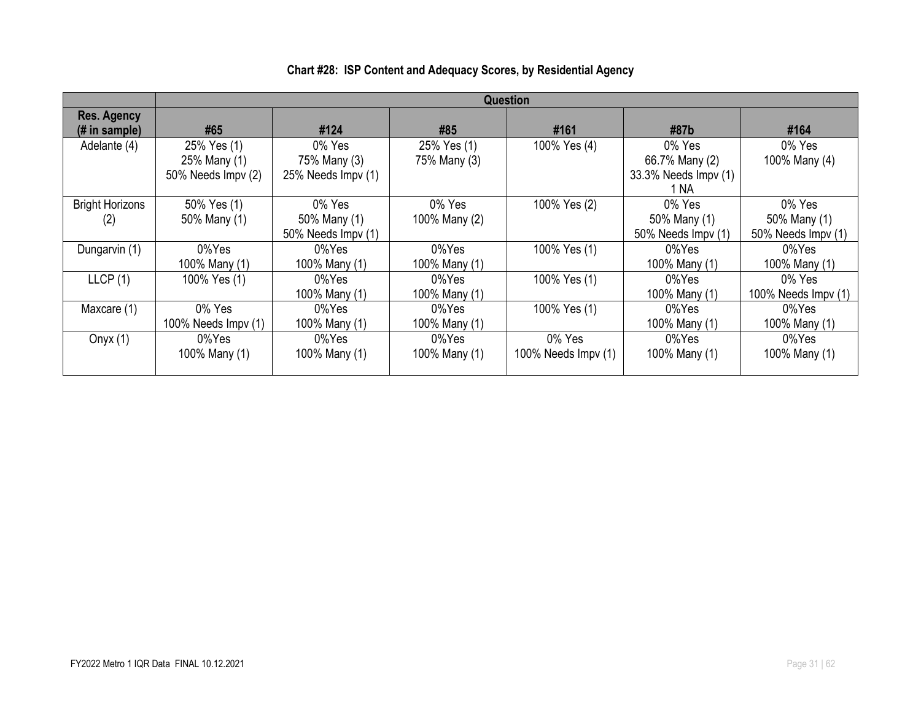**Chart #28: ISP Content and Adequacy Scores, by Residential Agency**

| | Question | | | | | |
|---|---|---|---|---|---|---|
| **Res. Agency (# in sample)** | **#65** | **#124** | **#85** | **#161** | **#87b** | **#164** |
| Adelante (4) | 25% Yes (1)<br>25% Many (1)<br>50% Needs Impv (2) | 0% Yes<br>75% Many (3)<br>25% Needs Impv (1) | 25% Yes (1)<br>75% Many (3) | 100% Yes (4) | 0% Yes<br>66.7% Many (2)<br>33.3% Needs Impv (1)<br>1 NA | 0% Yes<br>100% Many (4) |
| Bright Horizons (2) | 50% Yes (1)<br>50% Many (1) | 0% Yes<br>50% Many (1)<br>50% Needs Impv (1) | 0% Yes<br>100% Many (2) | 100% Yes (2) | 0% Yes<br>50% Many (1)<br>50% Needs Impv (1) | 0% Yes<br>50% Many (1)<br>50% Needs Impv (1) |
| Dungarvin (1) | 0%Yes<br>100% Many (1) | 0%Yes<br>100% Many (1) | 0%Yes<br>100% Many (1) | 100% Yes (1) | 0%Yes<br>100% Many (1) | 0%Yes<br>100% Many (1) |
| LLCP (1) | 100% Yes (1) | 0%Yes<br>100% Many (1) | 0%Yes<br>100% Many (1) | 100% Yes (1) | 0%Yes<br>100% Many (1) | 0% Yes<br>100% Needs Impv (1) |
| Maxcare (1) | 0% Yes<br>100% Needs Impv (1) | 0%Yes<br>100% Many (1) | 0%Yes<br>100% Many (1) | 100% Yes (1) | 0%Yes<br>100% Many (1) | 0%Yes<br>100% Many (1) |
| Onyx (1) | 0%Yes<br>100% Many (1) | 0%Yes<br>100% Many (1) | 0%Yes<br>100% Many (1) | 0% Yes<br>100% Needs Impv (1) | 0%Yes<br>100% Many (1) | 0%Yes<br>100% Many (1) |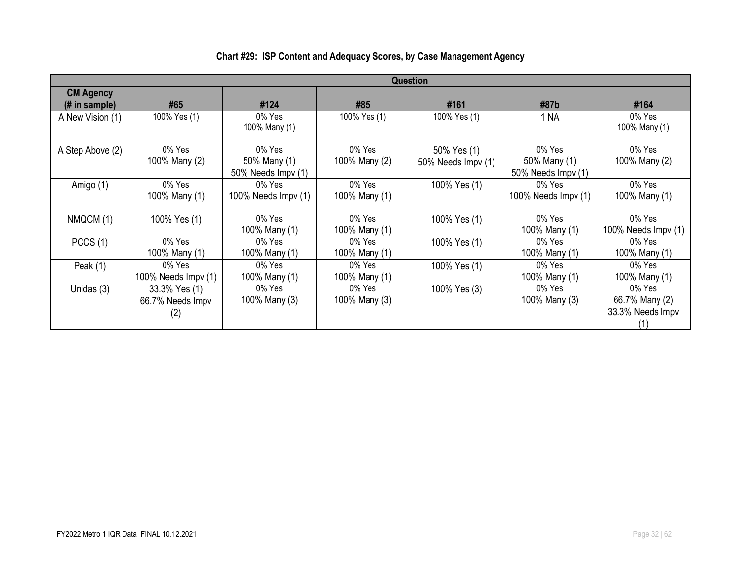**Chart #29: ISP Content and Adequacy Scores, by Case Management Agency**

| | Question | | | | | |
|---|---|---|---|---|---|---|
| **CM Agency (# in sample)** | **#65** | **#124** | **#85** | **#161** | **#87b** | **#164** |
| A New Vision (1) | 100% Yes (1) | 0% Yes<br>100% Many (1) | 100% Yes (1) | 100% Yes (1) | 1 NA | 0% Yes<br>100% Many (1) |
| A Step Above (2) | 0% Yes<br>100% Many (2) | 0% Yes<br>50% Many (1)<br>50% Needs Impv (1) | 0% Yes<br>100% Many (2) | 50% Yes (1)<br>50% Needs Impv (1) | 0% Yes<br>50% Many (1)<br>50% Needs Impv (1) | 0% Yes<br>100% Many (2) |
| Amigo (1) | 0% Yes<br>100% Many (1) | 0% Yes<br>100% Needs Impv (1) | 0% Yes<br>100% Many (1) | 100% Yes (1) | 0% Yes<br>100% Needs Impv (1) | 0% Yes<br>100% Many (1) |
| NMQCM (1) | 100% Yes (1) | 0% Yes<br>100% Many (1) | 0% Yes<br>100% Many (1) | 100% Yes (1) | 0% Yes<br>100% Many (1) | 0% Yes<br>100% Needs Impv (1) |
| PCCS (1) | 0% Yes<br>100% Many (1) | 0% Yes<br>100% Many (1) | 0% Yes<br>100% Many (1) | 100% Yes (1) | 0% Yes<br>100% Many (1) | 0% Yes<br>100% Many (1) |
| Peak (1) | 0% Yes<br>100% Needs Impv (1) | 0% Yes<br>100% Many (1) | 0% Yes<br>100% Many (1) | 100% Yes (1) | 0% Yes<br>100% Many (1) | 0% Yes<br>100% Many (1) |
| Unidas (3) | 33.3% Yes (1)<br>66.7% Needs Impv (2) | 0% Yes<br>100% Many (3) | 0% Yes<br>100% Many (3) | 100% Yes (3) | 0% Yes<br>100% Many (3) | 0% Yes<br>66.7% Many (2)<br>33.3% Needs Impv (1) |

FY2022 Metro 1 IQR Data FINAL 10.12.2021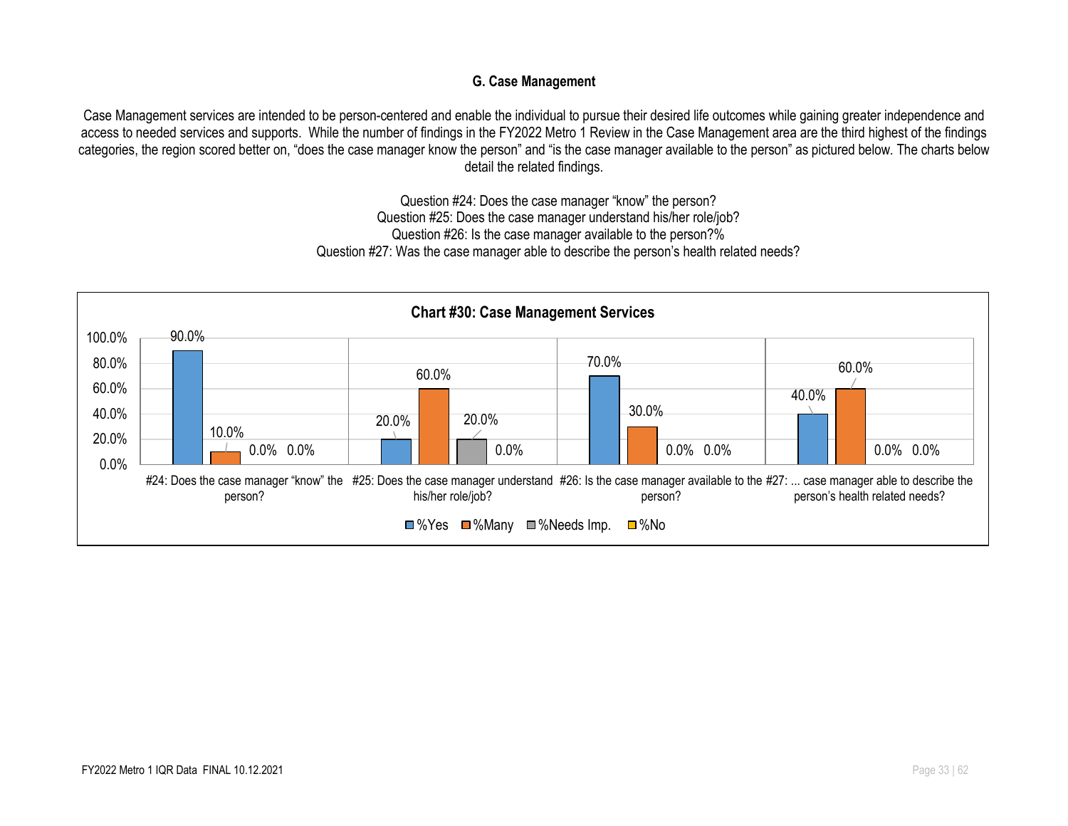### G. Case Management

Case Management services are intended to be person-centered and enable the individual to pursue their desired life outcomes while gaining greater independence and access to needed services and supports. While the number of findings in the FY2022 Metro 1 Review in the Case Management area are the third highest of the findings categories, the region scored better on, "does the case manager know the person" and "is the case manager available to the person" as pictured below. The charts below detail the related findings.

Question #24: Does the case manager "know" the person?
Question #25: Does the case manager understand his/her role/job?
Question #26: Is the case manager available to the person?%
Question #27: Was the case manager able to describe the person's health related needs?

**Chart #30: Case Management Services**

| | %Yes | %Many | %Needs Imp. | %No |
|---|---|---|---|---|
| #24: Does the case manager "know" the person? | 90.0% | 10.0% | 0.0% | 0.0% |
| #25: Does the case manager understand his/her role/job? | 20.0% | 60.0% | 20.0% | 0.0% |
| #26: Is the case manager available to the person? | 70.0% | 30.0% | 0.0% | 0.0% |
| #27: ... case manager able to describe the person's health related needs? | 40.0% | 60.0% | 0.0% | 0.0% |

FY2022 Metro 1 IQR Data FINAL 10.12.2021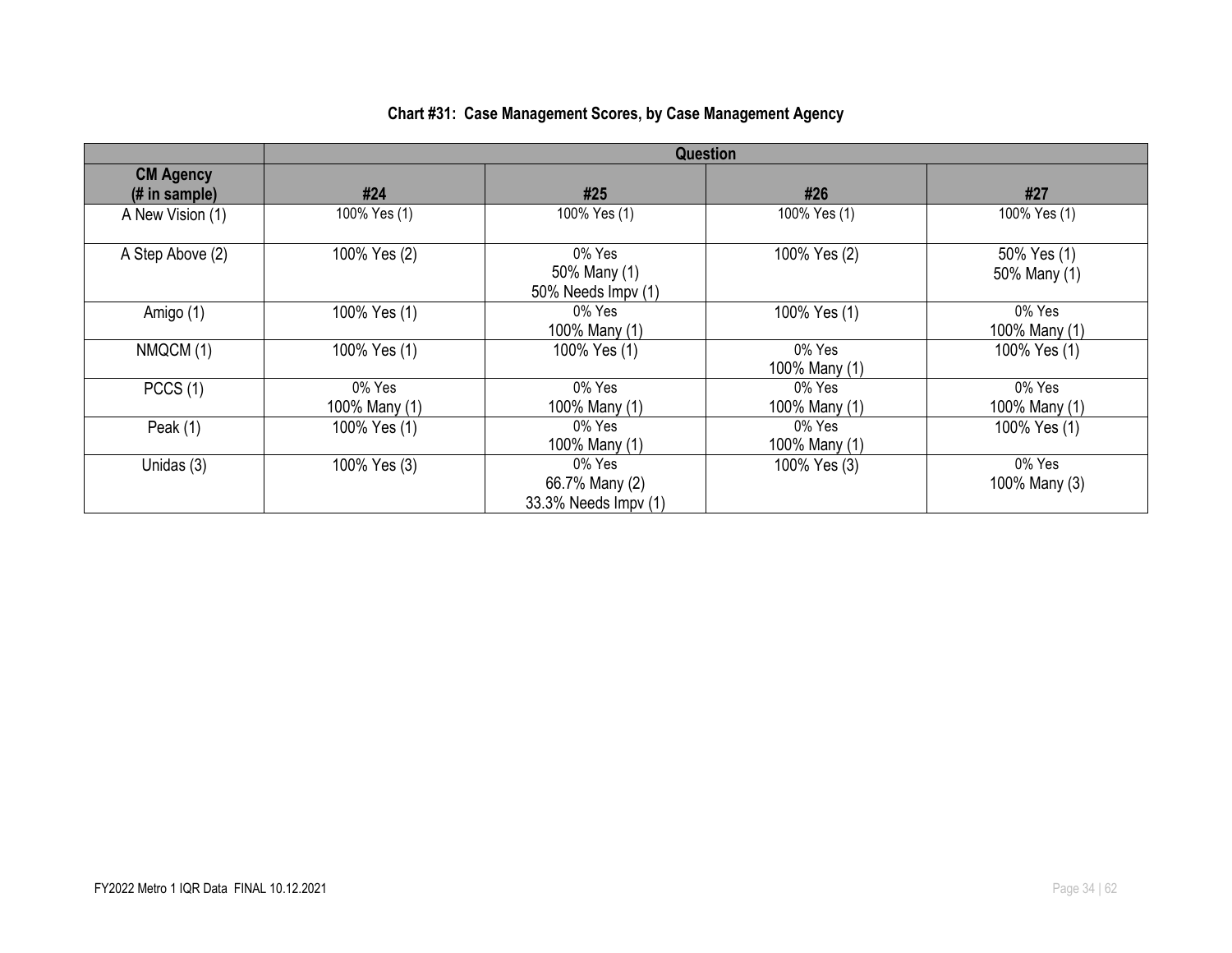**Chart #31: Case Management Scores, by Case Management Agency**

| | Question | | | |
|---|---|---|---|---|
| **CM Agency (# in sample)** | **#24** | **#25** | **#26** | **#27** |
| A New Vision (1) | 100% Yes (1) | 100% Yes (1) | 100% Yes (1) | 100% Yes (1) |
| A Step Above (2) | 100% Yes (2) | 0% Yes<br>50% Many (1)<br>50% Needs Impv (1) | 100% Yes (2) | 50% Yes (1)<br>50% Many (1) |
| Amigo (1) | 100% Yes (1) | 0% Yes<br>100% Many (1) | 100% Yes (1) | 0% Yes<br>100% Many (1) |
| NMQCM (1) | 100% Yes (1) | 100% Yes (1) | 0% Yes<br>100% Many (1) | 100% Yes (1) |
| PCCS (1) | 0% Yes<br>100% Many (1) | 0% Yes<br>100% Many (1) | 0% Yes<br>100% Many (1) | 0% Yes<br>100% Many (1) |
| Peak (1) | 100% Yes (1) | 0% Yes<br>100% Many (1) | 0% Yes<br>100% Many (1) | 100% Yes (1) |
| Unidas (3) | 100% Yes (3) | 0% Yes<br>66.7% Many (2)<br>33.3% Needs Impv (1) | 100% Yes (3) | 0% Yes<br>100% Many (3) |

FY2022 Metro 1 IQR Data FINAL 10.12.2021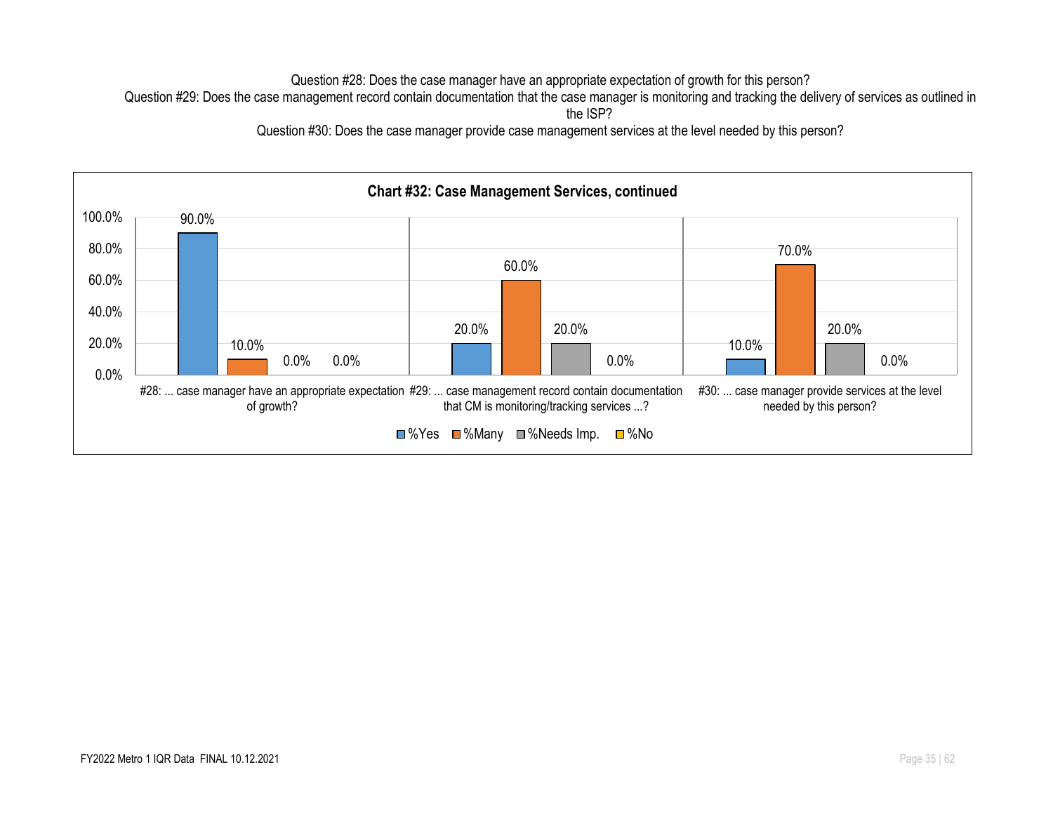Question #28: Does the case manager have an appropriate expectation of growth for this person?

Question #29: Does the case management record contain documentation that the case manager is monitoring and tracking the delivery of services as outlined in the ISP?

Question #30: Does the case manager provide case management services at the level needed by this person?

**Chart #32: Case Management Services, continued**

| | %Yes | %Many | %Needs Imp. | %No |
|---|---|---|---|---|
| #28: ... case manager have an appropriate expectation of growth? | 90.0% | 10.0% | 0.0% | 0.0% |
| #29: ... case management record contain documentation that CM is monitoring/tracking services ...? | 20.0% | 60.0% | 20.0% | 0.0% |
| #30: ... case manager provide services at the level needed by this person? | 10.0% | 70.0% | 20.0% | 0.0% |

FY2022 Metro 1 IQR Data FINAL 10.12.2021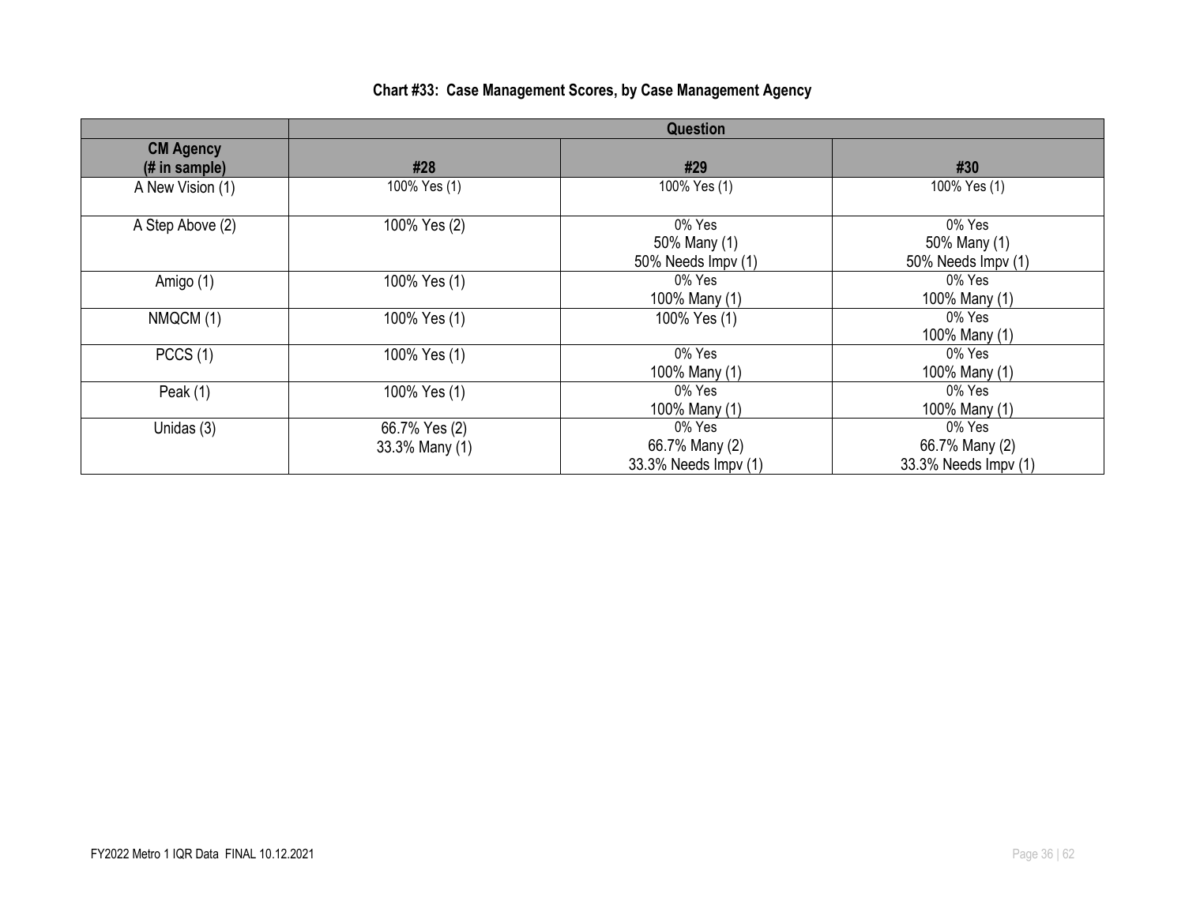**Chart #33: Case Management Scores, by Case Management Agency**

| | Question | | |
|---|---|---|---|
| **CM Agency (# in sample)** | **#28** | **#29** | **#30** |
| A New Vision (1) | 100% Yes (1) | 100% Yes (1) | 100% Yes (1) |
| A Step Above (2) | 100% Yes (2) | 0% Yes<br>50% Many (1)<br>50% Needs Impv (1) | 0% Yes<br>50% Many (1)<br>50% Needs Impv (1) |
| Amigo (1) | 100% Yes (1) | 0% Yes<br>100% Many (1) | 0% Yes<br>100% Many (1) |
| NMQCM (1) | 100% Yes (1) | 100% Yes (1) | 0% Yes<br>100% Many (1) |
| PCCS (1) | 100% Yes (1) | 0% Yes<br>100% Many (1) | 0% Yes<br>100% Many (1) |
| Peak (1) | 100% Yes (1) | 0% Yes<br>100% Many (1) | 0% Yes<br>100% Many (1) |
| Unidas (3) | 66.7% Yes (2)<br>33.3% Many (1) | 0% Yes<br>66.7% Many (2)<br>33.3% Needs Impv (1) | 0% Yes<br>66.7% Many (2)<br>33.3% Needs Impv (1) |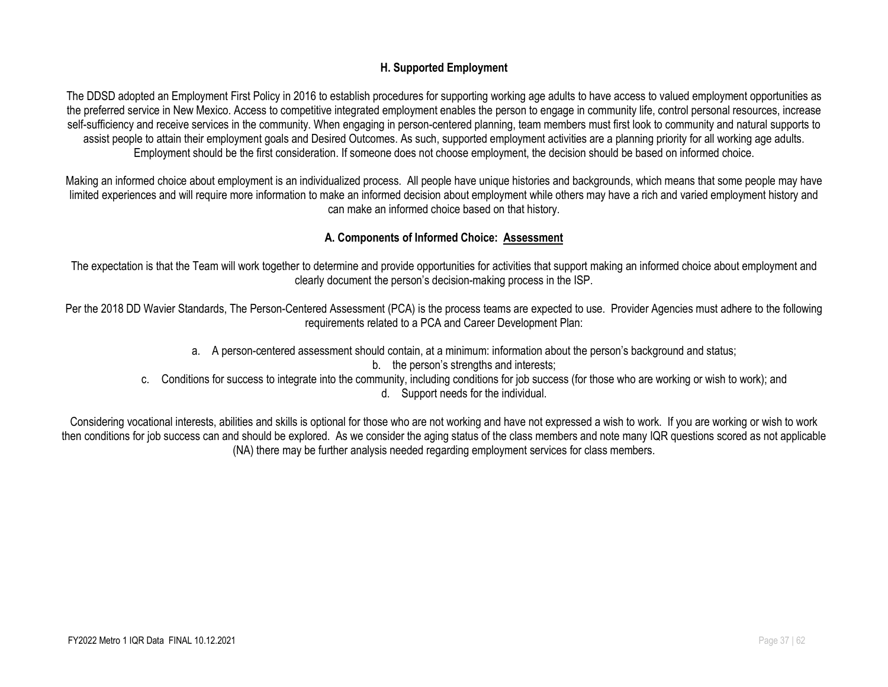## H. Supported Employment

The DDSD adopted an Employment First Policy in 2016 to establish procedures for supporting working age adults to have access to valued employment opportunities as the preferred service in New Mexico. Access to competitive integrated employment enables the person to engage in community life, control personal resources, increase self-sufficiency and receive services in the community. When engaging in person-centered planning, team members must first look to community and natural supports to assist people to attain their employment goals and Desired Outcomes. As such, supported employment activities are a planning priority for all working age adults. Employment should be the first consideration. If someone does not choose employment, the decision should be based on informed choice.

Making an informed choice about employment is an individualized process. All people have unique histories and backgrounds, which means that some people may have limited experiences and will require more information to make an informed decision about employment while others may have a rich and varied employment history and can make an informed choice based on that history.

### A. Components of Informed Choice: Assessment

The expectation is that the Team will work together to determine and provide opportunities for activities that support making an informed choice about employment and clearly document the person's decision-making process in the ISP.

Per the 2018 DD Wavier Standards, The Person-Centered Assessment (PCA) is the process teams are expected to use. Provider Agencies must adhere to the following requirements related to a PCA and Career Development Plan:

a. A person-centered assessment should contain, at a minimum: information about the person's background and status;
b. the person's strengths and interests;
c. Conditions for success to integrate into the community, including conditions for job success (for those who are working or wish to work); and
d. Support needs for the individual.

Considering vocational interests, abilities and skills is optional for those who are not working and have not expressed a wish to work. If you are working or wish to work then conditions for job success can and should be explored. As we consider the aging status of the class members and note many IQR questions scored as not applicable (NA) there may be further analysis needed regarding employment services for class members.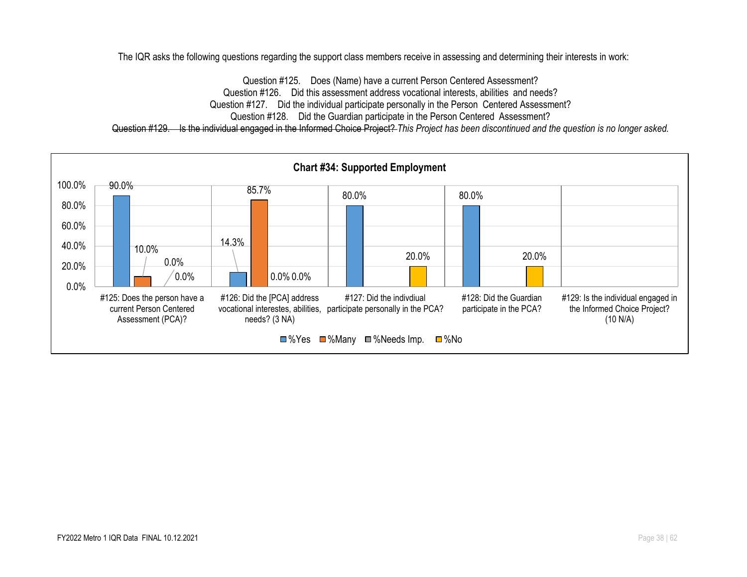The IQR asks the following questions regarding the support class members receive in assessing and determining their interests in work:

Question #125. Does (Name) have a current Person Centered Assessment?
Question #126. Did this assessment address vocational interests, abilities and needs?
Question #127. Did the individual participate personally in the Person Centered Assessment?
Question #128. Did the Guardian participate in the Person Centered Assessment?
~~Question #129. Is the individual engaged in the Informed Choice Project?~~ *This Project has been discontinued and the question is no longer asked.*

**Chart #34: Supported Employment**

| Question | %Yes | %Many | %Needs Imp. | %No |
|---|---|---|---|---|
| #125: Does the person have a current Person Centered Assessment (PCA)? | 90.0% | 10.0% | 0.0% | 0.0% |
| #126: Did the [PCA] address vocational interestes, abilities, needs? (3 NA) | 14.3% | 85.7% | 0.0% | 0.0% |
| #127: Did the indivdiual participate personally in the PCA? | 80.0% | | | 20.0% |
| #128: Did the Guardian participate in the PCA? | 80.0% | | | 20.0% |
| #129: Is the individual engaged in the Informed Choice Project? (10 N/A) | | | | |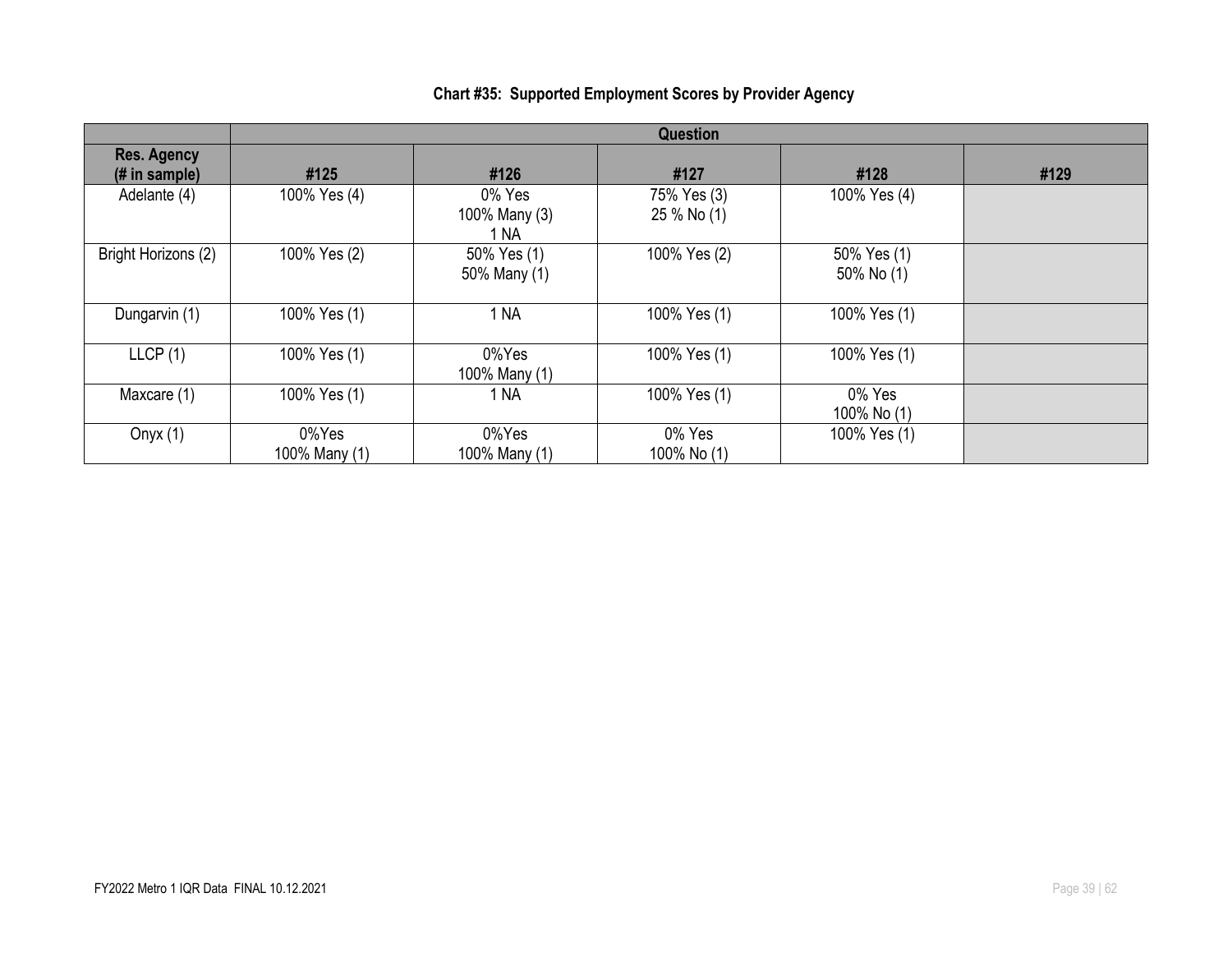**Chart #35: Supported Employment Scores by Provider Agency**

| | Question | | | | |
|---|---|---|---|---|---|
| Res. Agency (# in sample) | #125 | #126 | #127 | #128 | #129 |
| Adelante (4) | 100% Yes (4) | 0% Yes<br>100% Many (3)<br>1 NA | 75% Yes (3)<br>25 % No (1) | 100% Yes (4) | |
| Bright Horizons (2) | 100% Yes (2) | 50% Yes (1)<br>50% Many (1) | 100% Yes (2) | 50% Yes (1)<br>50% No (1) | |
| Dungarvin (1) | 100% Yes (1) | 1 NA | 100% Yes (1) | 100% Yes (1) | |
| LLCP (1) | 100% Yes (1) | 0%Yes<br>100% Many (1) | 100% Yes (1) | 100% Yes (1) | |
| Maxcare (1) | 100% Yes (1) | 1 NA | 100% Yes (1) | 0% Yes<br>100% No (1) | |
| Onyx (1) | 0%Yes<br>100% Many (1) | 0%Yes<br>100% Many (1) | 0% Yes<br>100% No (1) | 100% Yes (1) | |

FY2022 Metro 1 IQR Data FINAL 10.12.2021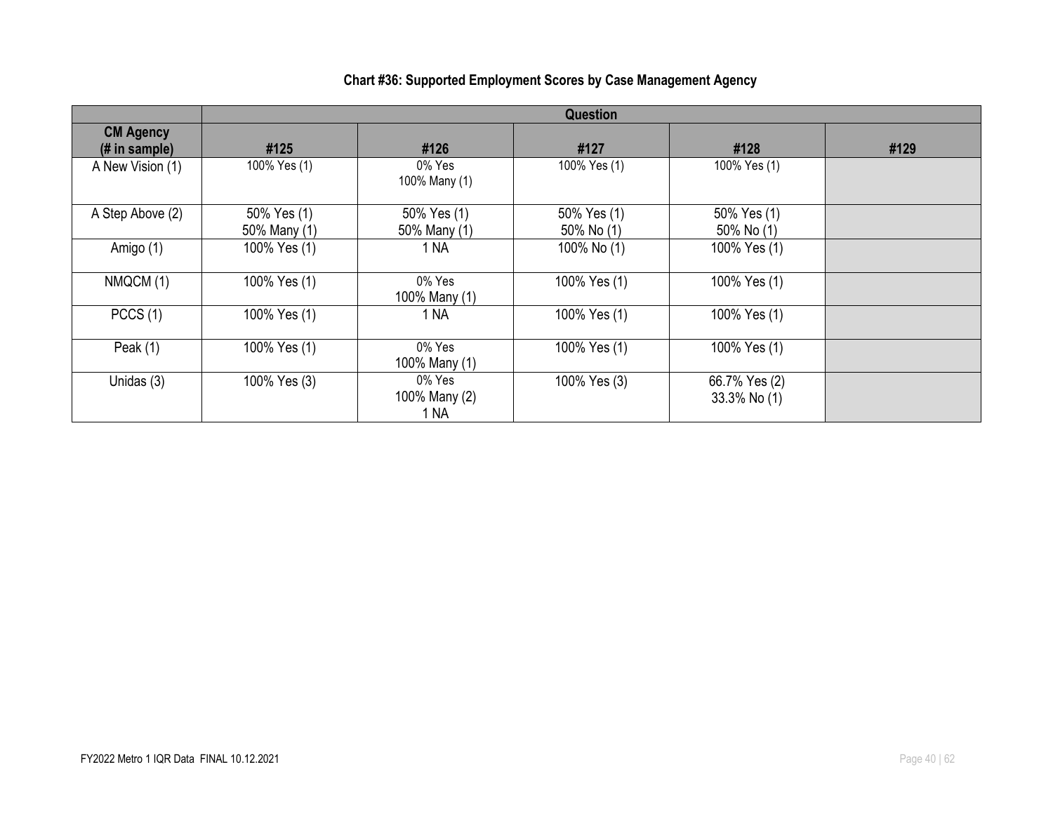**Chart #36: Supported Employment Scores by Case Management Agency**

| | Question | | | | |
|---|---|---|---|---|---|
| **CM Agency (# in sample)** | **#125** | **#126** | **#127** | **#128** | **#129** |
| A New Vision (1) | 100% Yes (1) | 0% Yes<br>100% Many (1) | 100% Yes (1) | 100% Yes (1) | |
| A Step Above (2) | 50% Yes (1)<br>50% Many (1) | 50% Yes (1)<br>50% Many (1) | 50% Yes (1)<br>50% No (1) | 50% Yes (1)<br>50% No (1) | |
| Amigo (1) | 100% Yes (1) | 1 NA | 100% No (1) | 100% Yes (1) | |
| NMQCM (1) | 100% Yes (1) | 0% Yes<br>100% Many (1) | 100% Yes (1) | 100% Yes (1) | |
| PCCS (1) | 100% Yes (1) | 1 NA | 100% Yes (1) | 100% Yes (1) | |
| Peak (1) | 100% Yes (1) | 0% Yes<br>100% Many (1) | 100% Yes (1) | 100% Yes (1) | |
| Unidas (3) | 100% Yes (3) | 0% Yes<br>100% Many (2)<br>1 NA | 100% Yes (3) | 66.7% Yes (2)<br>33.3% No (1) | |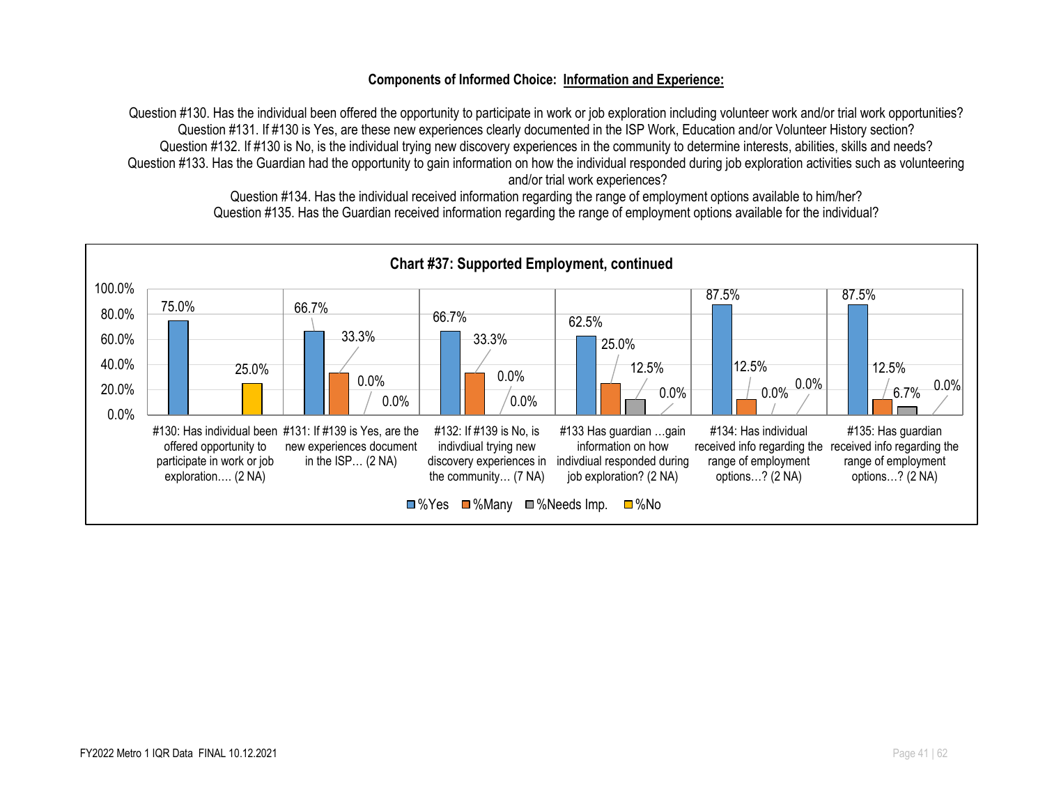**Components of Informed Choice: Information and Experience:**

Question #130. Has the individual been offered the opportunity to participate in work or job exploration including volunteer work and/or trial work opportunities?
Question #131. If #130 is Yes, are these new experiences clearly documented in the ISP Work, Education and/or Volunteer History section?
Question #132. If #130 is No, is the individual trying new discovery experiences in the community to determine interests, abilities, skills and needs?
Question #133. Has the Guardian had the opportunity to gain information on how the individual responded during job exploration activities such as volunteering and/or trial work experiences?
Question #134. Has the individual received information regarding the range of employment options available to him/her?
Question #135. Has the Guardian received information regarding the range of employment options available for the individual?

**Chart #37: Supported Employment, continued**

| | %Yes | %Many | %Needs Imp. | %No |
|---|---|---|---|---|
| #130: Has individual been offered opportunity to participate in work or job exploration…. (2 NA) | 75.0% | | | 25.0% |
| #131: If #139 is Yes, are the new experiences document in the ISP… (2 NA) | 66.7% | 33.3% | 0.0% | 0.0% |
| #132: If #139 is No, is indivdiual trying new discovery experiences in the community… (7 NA) | 66.7% | 33.3% | 0.0% | 0.0% |
| #133 Has guardian …gain information on how indivdiual responded during job exploration? (2 NA) | 62.5% | 25.0% | 12.5% | 0.0% |
| #134: Has individual received info regarding the range of employment options…? (2 NA) | 87.5% | 12.5% | 0.0% | 0.0% |
| #135: Has guardian received info regarding the range of employment options…? (2 NA) | 87.5% | 12.5% | 6.7% | 0.0% |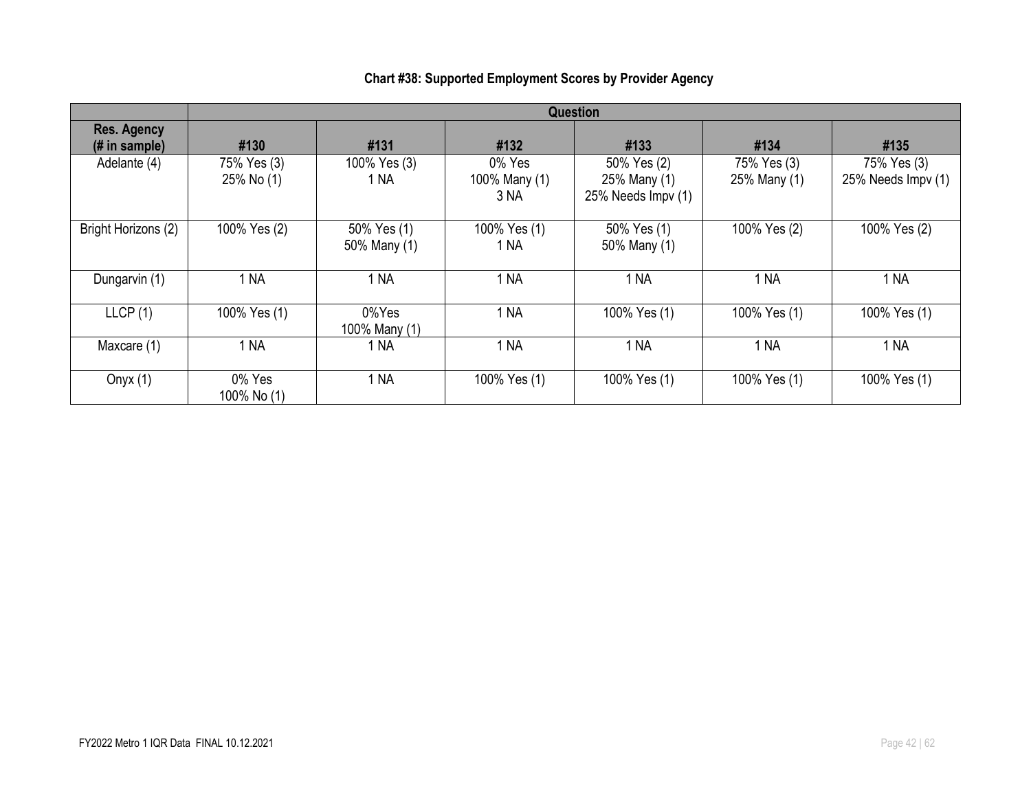**Chart #38: Supported Employment Scores by Provider Agency**

| | Question | | | | | |
|---|---|---|---|---|---|---|
| Res. Agency (# in sample) | #130 | #131 | #132 | #133 | #134 | #135 |
| Adelante (4) | 75% Yes (3)<br>25% No (1) | 100% Yes (3)<br>1 NA | 0% Yes<br>100% Many (1)<br>3 NA | 50% Yes (2)<br>25% Many (1)<br>25% Needs Impv (1) | 75% Yes (3)<br>25% Many (1) | 75% Yes (3)<br>25% Needs Impv (1) |
| Bright Horizons (2) | 100% Yes (2) | 50% Yes (1)<br>50% Many (1) | 100% Yes (1)<br>1 NA | 50% Yes (1)<br>50% Many (1) | 100% Yes (2) | 100% Yes (2) |
| Dungarvin (1) | 1 NA | 1 NA | 1 NA | 1 NA | 1 NA | 1 NA |
| LLCP (1) | 100% Yes (1) | 0%Yes<br>100% Many (1) | 1 NA | 100% Yes (1) | 100% Yes (1) | 100% Yes (1) |
| Maxcare (1) | 1 NA | 1 NA | 1 NA | 1 NA | 1 NA | 1 NA |
| Onyx (1) | 0% Yes<br>100% No (1) | 1 NA | 100% Yes (1) | 100% Yes (1) | 100% Yes (1) | 100% Yes (1) |

FY2022 Metro 1 IQR Data FINAL 10.12.2021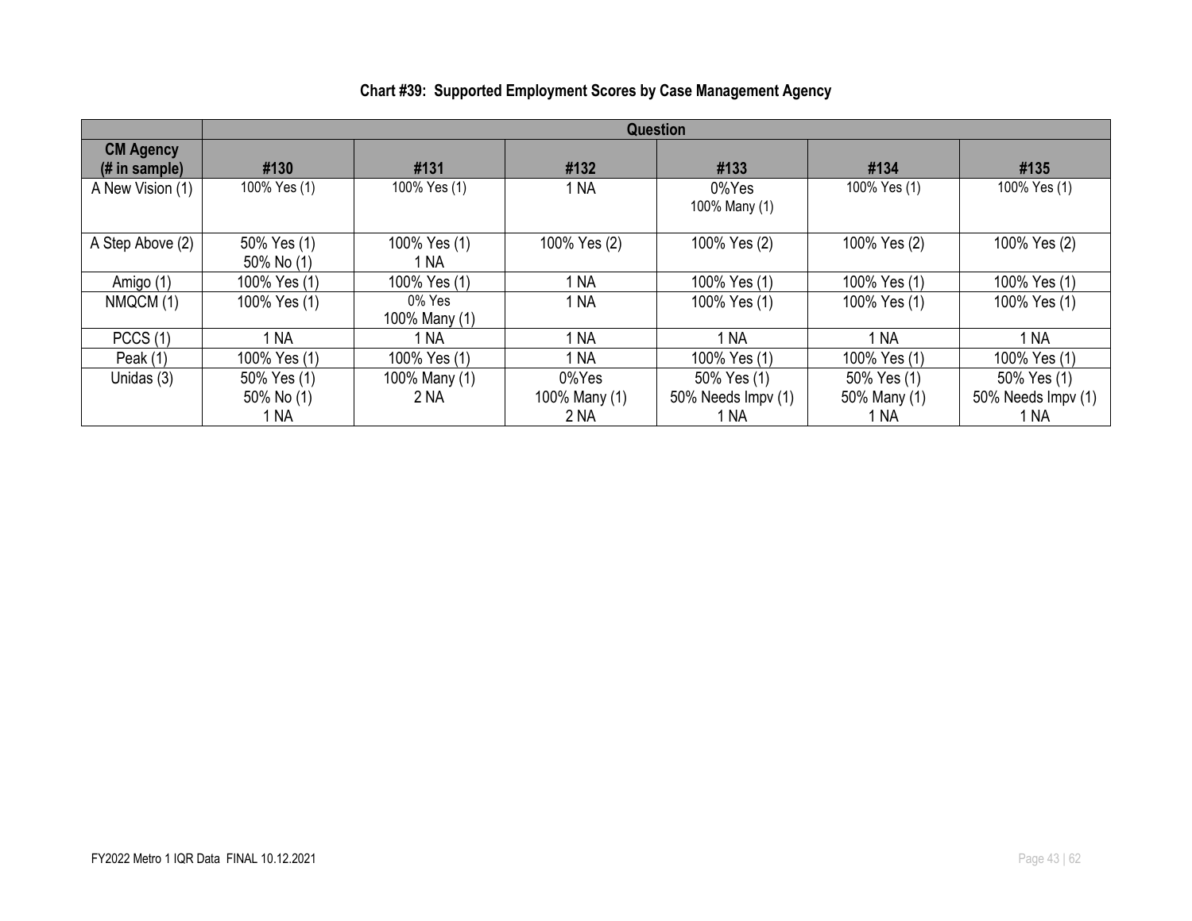**Chart #39: Supported Employment Scores by Case Management Agency**

| | Question | | | | | |
|---|---|---|---|---|---|---|
| **CM Agency (# in sample)** | **#130** | **#131** | **#132** | **#133** | **#134** | **#135** |
| A New Vision (1) | 100% Yes (1) | 100% Yes (1) | 1 NA | 0%Yes<br>100% Many (1) | 100% Yes (1) | 100% Yes (1) |
| A Step Above (2) | 50% Yes (1)<br>50% No (1) | 100% Yes (1)<br>1 NA | 100% Yes (2) | 100% Yes (2) | 100% Yes (2) | 100% Yes (2) |
| Amigo (1) | 100% Yes (1) | 100% Yes (1) | 1 NA | 100% Yes (1) | 100% Yes (1) | 100% Yes (1) |
| NMQCM (1) | 100% Yes (1) | 0% Yes<br>100% Many (1) | 1 NA | 100% Yes (1) | 100% Yes (1) | 100% Yes (1) |
| PCCS (1) | 1 NA | 1 NA | 1 NA | 1 NA | 1 NA | 1 NA |
| Peak (1) | 100% Yes (1) | 100% Yes (1) | 1 NA | 100% Yes (1) | 100% Yes (1) | 100% Yes (1) |
| Unidas (3) | 50% Yes (1)<br>50% No (1)<br>1 NA | 100% Many (1)<br>2 NA | 0%Yes<br>100% Many (1)<br>2 NA | 50% Yes (1)<br>50% Needs Impv (1)<br>1 NA | 50% Yes (1)<br>50% Many (1)<br>1 NA | 50% Yes (1)<br>50% Needs Impv (1)<br>1 NA |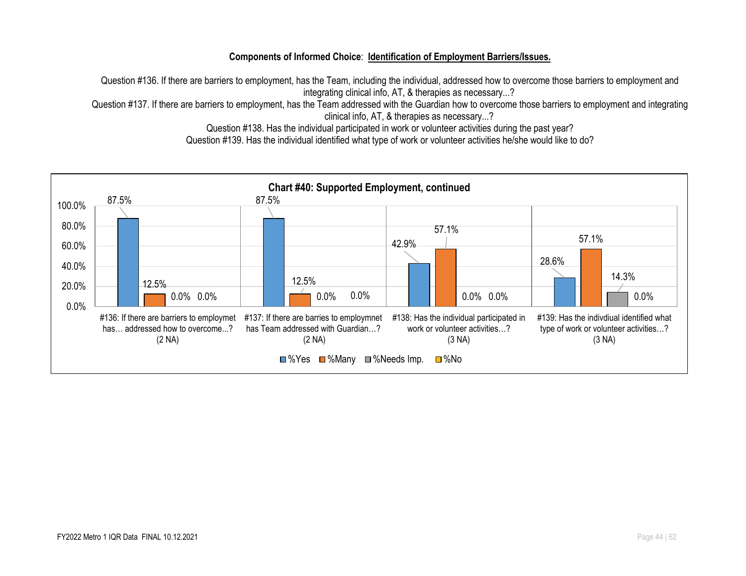**Components of Informed Choice**: **Identification of Employment Barriers/Issues.**

Question #136. If there are barriers to employment, has the Team, including the individual, addressed how to overcome those barriers to employment and integrating clinical info, AT, & therapies as necessary...?

Question #137. If there are barriers to employment, has the Team addressed with the Guardian how to overcome those barriers to employment and integrating clinical info, AT, & therapies as necessary...?

Question #138. Has the individual participated in work or volunteer activities during the past year?

Question #139. Has the individual identified what type of work or volunteer activities he/she would like to do?

**Chart #40: Supported Employment, continued**

| | %Yes | %Many | %Needs Imp. | %No |
|---|---|---|---|---|
| #136: If there are barriers to employmet has… addressed how to overcome...? (2 NA) | 87.5% | 12.5% | 0.0% | 0.0% |
| #137: If there are barries to employmnet has Team addressed with Guardian…? (2 NA) | 87.5% | 12.5% | 0.0% | 0.0% |
| #138: Has the individual participated in work or volunteer activities…? (3 NA) | 42.9% | 57.1% | 0.0% | 0.0% |
| #139: Has the indivdiual identified what type of work or volunteer activities…? (3 NA) | 28.6% | 57.1% | 14.3% | 0.0% |

FY2022 Metro 1 IQR Data FINAL 10.12.2021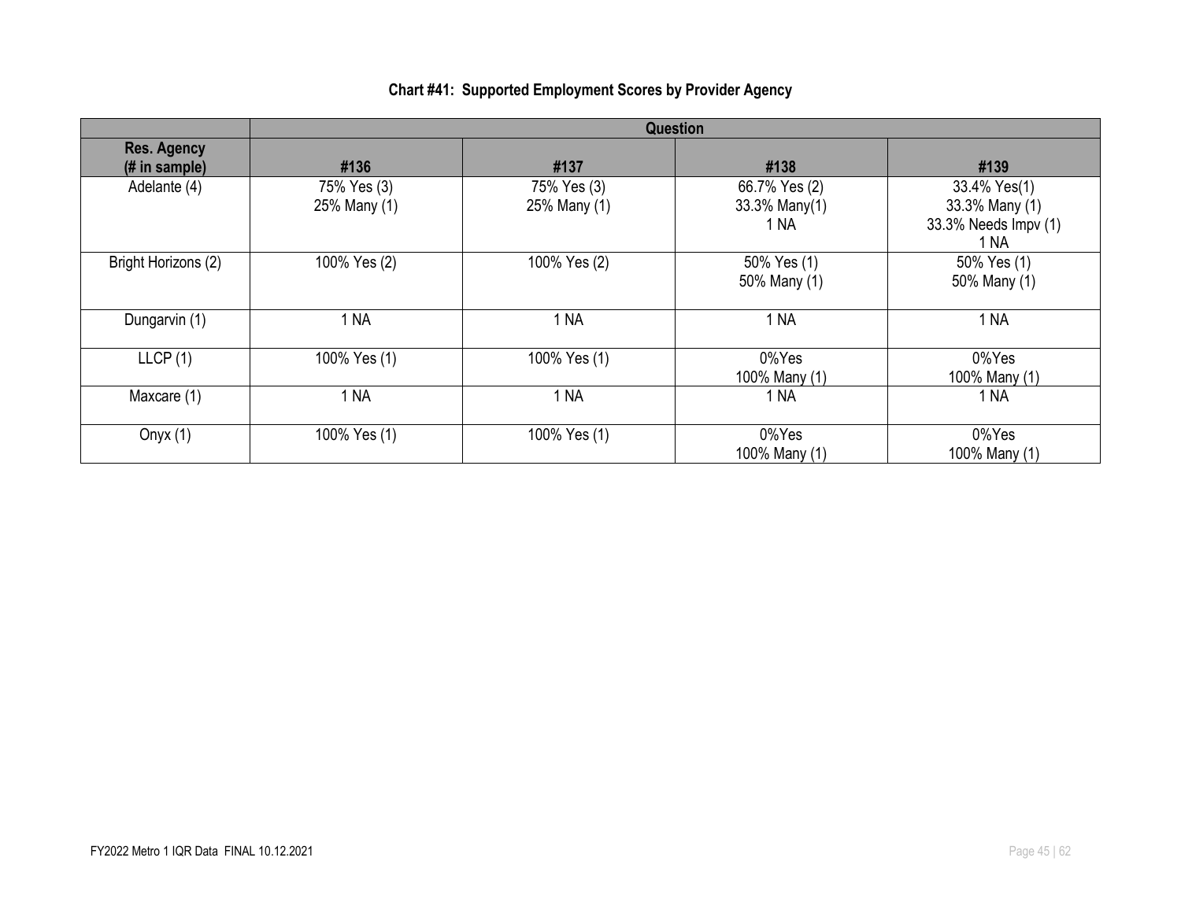**Chart #41: Supported Employment Scores by Provider Agency**

| | Question | | | |
|---|---|---|---|---|
| **Res. Agency (# in sample)** | **#136** | **#137** | **#138** | **#139** |
| Adelante (4) | 75% Yes (3)<br>25% Many (1) | 75% Yes (3)<br>25% Many (1) | 66.7% Yes (2)<br>33.3% Many(1)<br>1 NA | 33.4% Yes(1)<br>33.3% Many (1)<br>33.3% Needs Impv (1)<br>1 NA |
| Bright Horizons (2) | 100% Yes (2) | 100% Yes (2) | 50% Yes (1)<br>50% Many (1) | 50% Yes (1)<br>50% Many (1) |
| Dungarvin (1) | 1 NA | 1 NA | 1 NA | 1 NA |
| LLCP (1) | 100% Yes (1) | 100% Yes (1) | 0%Yes<br>100% Many (1) | 0%Yes<br>100% Many (1) |
| Maxcare (1) | 1 NA | 1 NA | 1 NA | 1 NA |
| Onyx (1) | 100% Yes (1) | 100% Yes (1) | 0%Yes<br>100% Many (1) | 0%Yes<br>100% Many (1) |

FY2022 Metro 1 IQR Data FINAL 10.12.2021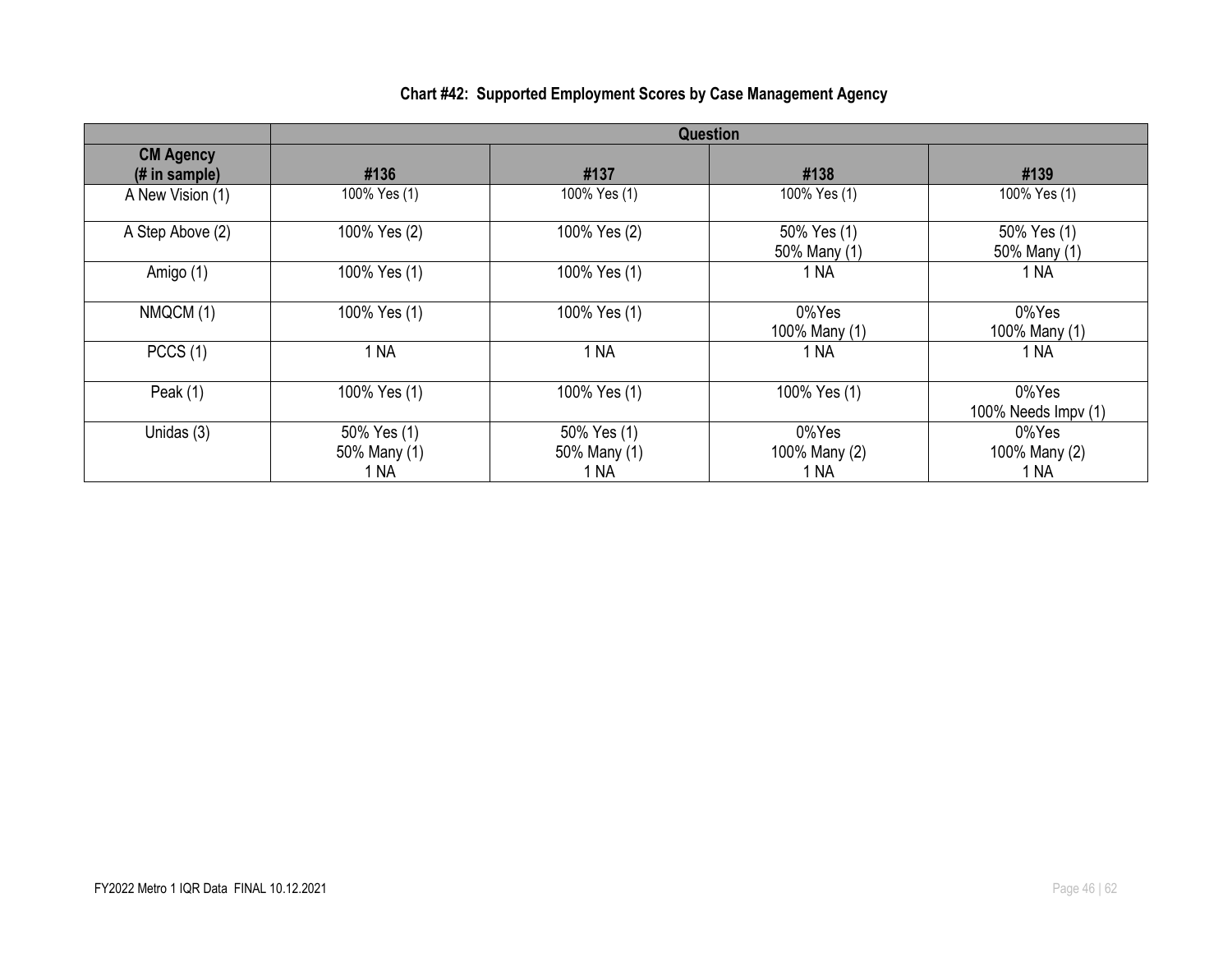**Chart #42: Supported Employment Scores by Case Management Agency**

| | Question | | | |
|---|---|---|---|---|
| **CM Agency (# in sample)** | **#136** | **#137** | **#138** | **#139** |
| A New Vision (1) | 100% Yes (1) | 100% Yes (1) | 100% Yes (1) | 100% Yes (1) |
| A Step Above (2) | 100% Yes (2) | 100% Yes (2) | 50% Yes (1)<br>50% Many (1) | 50% Yes (1)<br>50% Many (1) |
| Amigo (1) | 100% Yes (1) | 100% Yes (1) | 1 NA | 1 NA |
| NMQCM (1) | 100% Yes (1) | 100% Yes (1) | 0%Yes<br>100% Many (1) | 0%Yes<br>100% Many (1) |
| PCCS (1) | 1 NA | 1 NA | 1 NA | 1 NA |
| Peak (1) | 100% Yes (1) | 100% Yes (1) | 100% Yes (1) | 0%Yes<br>100% Needs Impv (1) |
| Unidas (3) | 50% Yes (1)<br>50% Many (1)<br>1 NA | 50% Yes (1)<br>50% Many (1)<br>1 NA | 0%Yes<br>100% Many (2)<br>1 NA | 0%Yes<br>100% Many (2)<br>1 NA |

FY2022 Metro 1 IQR Data FINAL 10.12.2021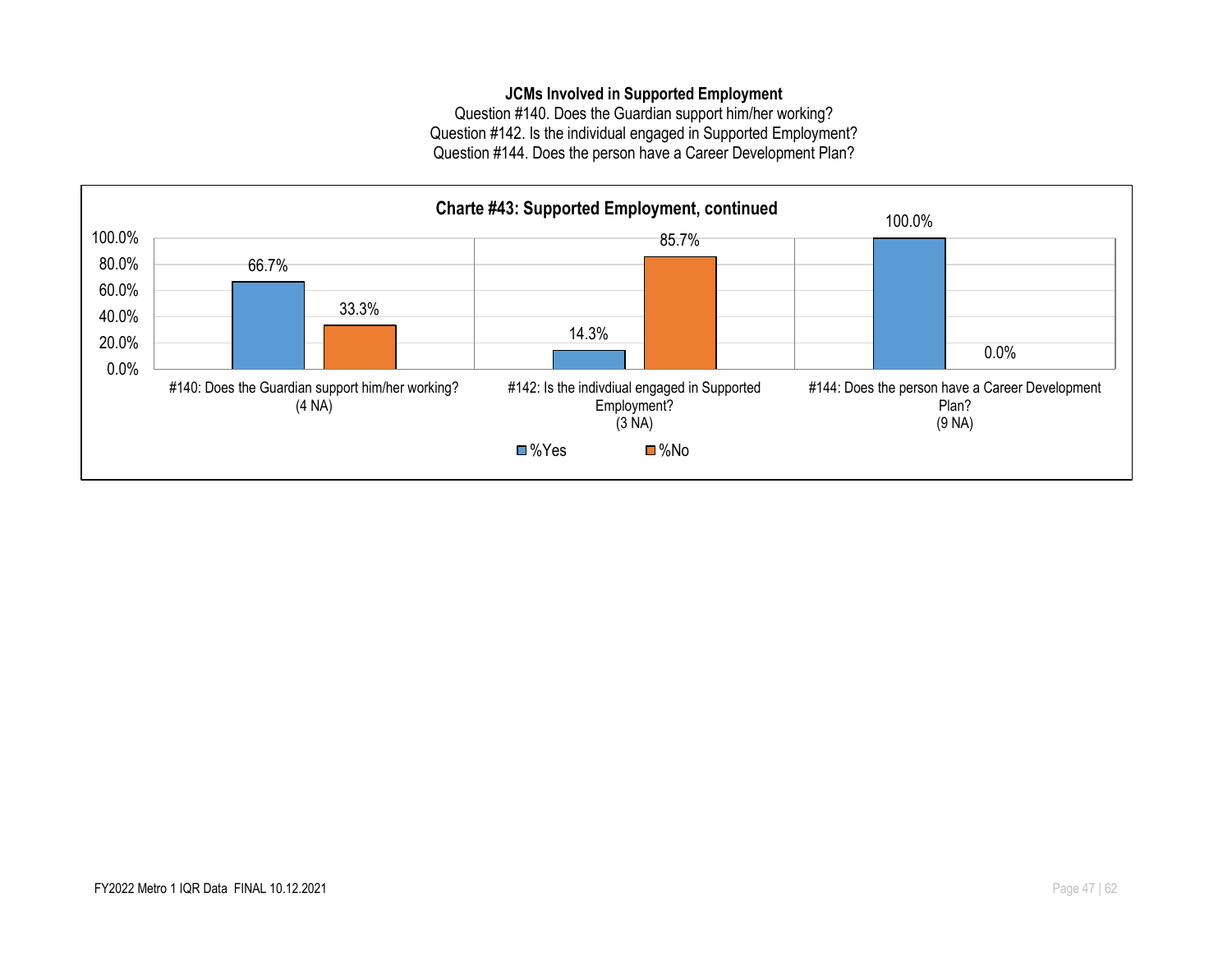**JCMs Involved in Supported Employment**

Question #140. Does the Guardian support him/her working?

Question #142. Is the individual engaged in Supported Employment?

Question #144. Does the person have a Career Development Plan?

**Charte #43: Supported Employment, continued**

| Question | %Yes | %No |
| --- | --- | --- |
| #140: Does the Guardian support him/her working? (4 NA) | 66.7% | 33.3% |
| #142: Is the indivdiual engaged in Supported Employment? (3 NA) | 14.3% | 85.7% |
| #144: Does the person have a Career Development Plan? (9 NA) | 100.0% | 0.0% |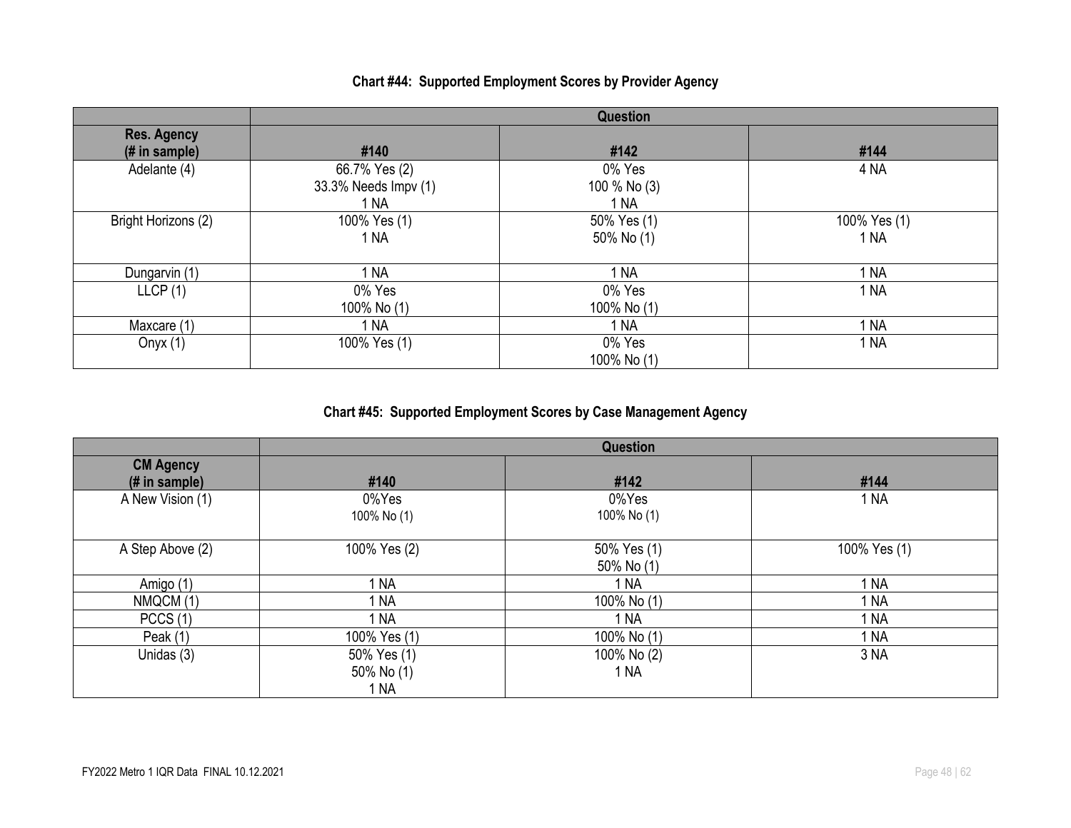**Chart #44: Supported Employment Scores by Provider Agency**

| | Question | | |
|---|---|---|---|
| Res. Agency (# in sample) | #140 | #142 | #144 |
| Adelante (4) | 66.7% Yes (2)<br>33.3% Needs Impv (1)<br>1 NA | 0% Yes<br>100 % No (3)<br>1 NA | 4 NA |
| Bright Horizons (2) | 100% Yes (1)<br>1 NA | 50% Yes (1)<br>50% No (1) | 100% Yes (1)<br>1 NA |
| Dungarvin (1) | 1 NA | 1 NA | 1 NA |
| LLCP (1) | 0% Yes<br>100% No (1) | 0% Yes<br>100% No (1) | 1 NA |
| Maxcare (1) | 1 NA | 1 NA | 1 NA |
| Onyx (1) | 100% Yes (1) | 0% Yes<br>100% No (1) | 1 NA |

**Chart #45: Supported Employment Scores by Case Management Agency**

| | Question | | |
|---|---|---|---|
| CM Agency (# in sample) | #140 | #142 | #144 |
| A New Vision (1) | 0%Yes<br>100% No (1) | 0%Yes<br>100% No (1) | 1 NA |
| A Step Above (2) | 100% Yes (2) | 50% Yes (1)<br>50% No (1) | 100% Yes (1) |
| Amigo (1) | 1 NA | 1 NA | 1 NA |
| NMQCM (1) | 1 NA | 100% No (1) | 1 NA |
| PCCS (1) | 1 NA | 1 NA | 1 NA |
| Peak (1) | 100% Yes (1) | 100% No (1) | 1 NA |
| Unidas (3) | 50% Yes (1)<br>50% No (1)<br>1 NA | 100% No (2)<br>1 NA | 3 NA |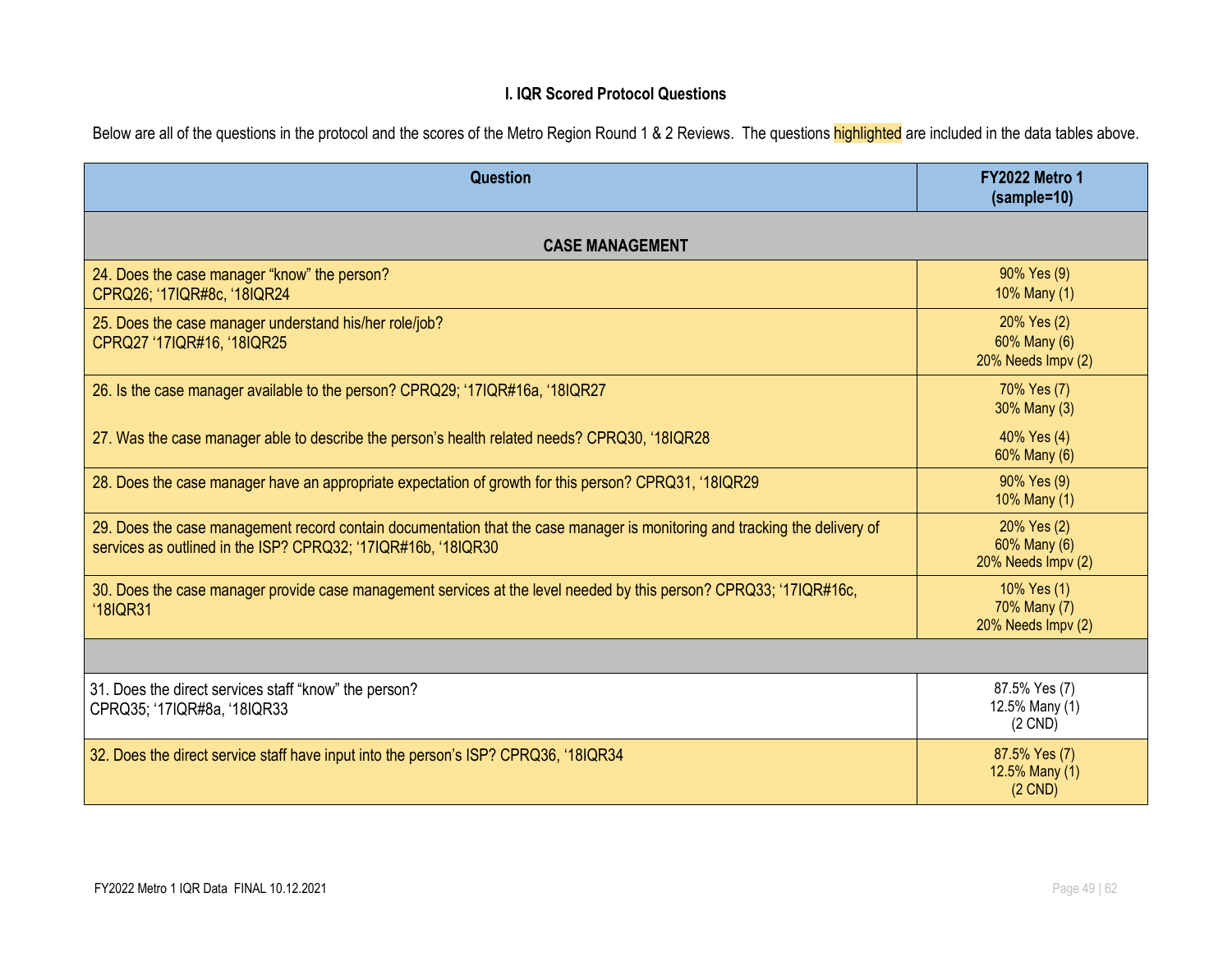### I. IQR Scored Protocol Questions

Below are all of the questions in the protocol and the scores of the Metro Region Round 1 & 2 Reviews. The questions highlighted are included in the data tables above.

| Question | FY2022 Metro 1 (sample=10) |
|---|---|
| **CASE MANAGEMENT** | |
| 24. Does the case manager "know" the person? CPRQ26; '17IQR#8c, '18IQR24 | 90% Yes (9) 10% Many (1) |
| 25. Does the case manager understand his/her role/job? CPRQ27 '17IQR#16, '18IQR25 | 20% Yes (2) 60% Many (6) 20% Needs Impv (2) |
| 26. Is the case manager available to the person? CPRQ29; '17IQR#16a, '18IQR27 | 70% Yes (7) 30% Many (3) |
| 27. Was the case manager able to describe the person's health related needs? CPRQ30, '18IQR28 | 40% Yes (4) 60% Many (6) |
| 28. Does the case manager have an appropriate expectation of growth for this person? CPRQ31, '18IQR29 | 90% Yes (9) 10% Many (1) |
| 29. Does the case management record contain documentation that the case manager is monitoring and tracking the delivery of services as outlined in the ISP? CPRQ32; '17IQR#16b, '18IQR30 | 20% Yes (2) 60% Many (6) 20% Needs Impv (2) |
| 30. Does the case manager provide case management services at the level needed by this person? CPRQ33; '17IQR#16c, '18IQR31 | 10% Yes (1) 70% Many (7) 20% Needs Impv (2) |
| | |
| 31. Does the direct services staff "know" the person? CPRQ35; '17IQR#8a, '18IQR33 | 87.5% Yes (7) 12.5% Many (1) (2 CND) |
| 32. Does the direct service staff have input into the person's ISP? CPRQ36, '18IQR34 | 87.5% Yes (7) 12.5% Many (1) (2 CND) |

FY2022 Metro 1 IQR Data FINAL 10.12.2021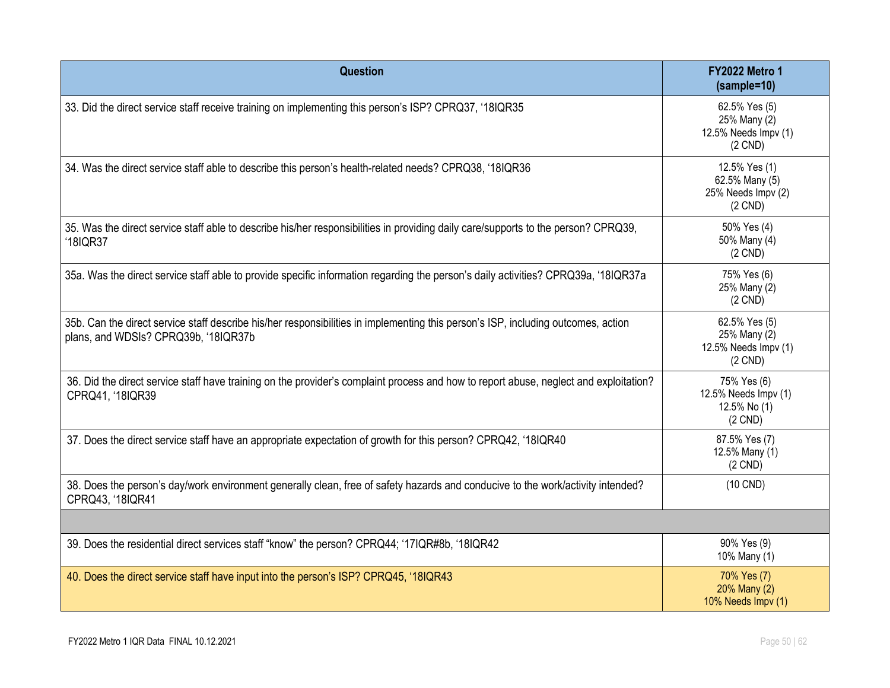| Question | FY2022 Metro 1 (sample=10) |
|---|---|
| 33. Did the direct service staff receive training on implementing this person's ISP? CPRQ37, '18IQR35 | 62.5% Yes (5)<br>25% Many (2)<br>12.5% Needs Impv (1)<br>(2 CND) |
| 34. Was the direct service staff able to describe this person's health-related needs? CPRQ38, '18IQR36 | 12.5% Yes (1)<br>62.5% Many (5)<br>25% Needs Impv (2)<br>(2 CND) |
| 35. Was the direct service staff able to describe his/her responsibilities in providing daily care/supports to the person? CPRQ39, '18IQR37 | 50% Yes (4)<br>50% Many (4)<br>(2 CND) |
| 35a. Was the direct service staff able to provide specific information regarding the person's daily activities? CPRQ39a, '18IQR37a | 75% Yes (6)<br>25% Many (2)<br>(2 CND) |
| 35b. Can the direct service staff describe his/her responsibilities in implementing this person's ISP, including outcomes, action plans, and WDSIs? CPRQ39b, '18IQR37b | 62.5% Yes (5)<br>25% Many (2)<br>12.5% Needs Impv (1)<br>(2 CND) |
| 36. Did the direct service staff have training on the provider's complaint process and how to report abuse, neglect and exploitation? CPRQ41, '18IQR39 | 75% Yes (6)<br>12.5% Needs Impv (1)<br>12.5% No (1)<br>(2 CND) |
| 37. Does the direct service staff have an appropriate expectation of growth for this person? CPRQ42, '18IQR40 | 87.5% Yes (7)<br>12.5% Many (1)<br>(2 CND) |
| 38. Does the person's day/work environment generally clean, free of safety hazards and conducive to the work/activity intended? CPRQ43, '18IQR41 | (10 CND) |
| | |
| 39. Does the residential direct services staff "know" the person? CPRQ44; '17IQR#8b, '18IQR42 | 90% Yes (9)<br>10% Many (1) |
| 40. Does the direct service staff have input into the person's ISP? CPRQ45, '18IQR43 | 70% Yes (7)<br>20% Many (2)<br>10% Needs Impv (1) |

FY2022 Metro 1 IQR Data FINAL 10.12.2021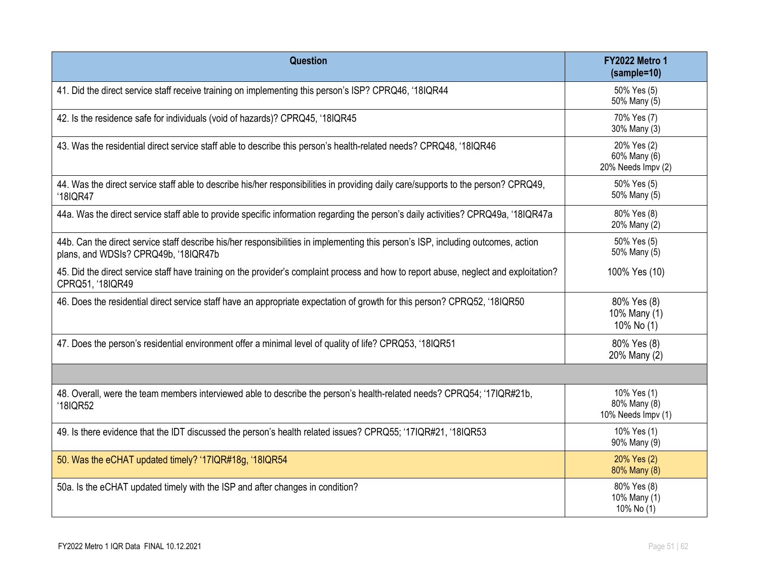| Question | FY2022 Metro 1 (sample=10) |
|---|---|
| 41. Did the direct service staff receive training on implementing this person's ISP? CPRQ46, '18IQR44 | 50% Yes (5)<br>50% Many (5) |
| 42. Is the residence safe for individuals (void of hazards)? CPRQ45, '18IQR45 | 70% Yes (7)<br>30% Many (3) |
| 43. Was the residential direct service staff able to describe this person's health-related needs? CPRQ48, '18IQR46 | 20% Yes (2)<br>60% Many (6)<br>20% Needs Impv (2) |
| 44. Was the direct service staff able to describe his/her responsibilities in providing daily care/supports to the person? CPRQ49, '18IQR47 | 50% Yes (5)<br>50% Many (5) |
| 44a. Was the direct service staff able to provide specific information regarding the person's daily activities? CPRQ49a, '18IQR47a | 80% Yes (8)<br>20% Many (2) |
| 44b. Can the direct service staff describe his/her responsibilities in implementing this person's ISP, including outcomes, action plans, and WDSIs? CPRQ49b, '18IQR47b | 50% Yes (5)<br>50% Many (5) |
| 45. Did the direct service staff have training on the provider's complaint process and how to report abuse, neglect and exploitation? CPRQ51, '18IQR49 | 100% Yes (10) |
| 46. Does the residential direct service staff have an appropriate expectation of growth for this person? CPRQ52, '18IQR50 | 80% Yes (8)<br>10% Many (1)<br>10% No (1) |
| 47. Does the person's residential environment offer a minimal level of quality of life? CPRQ53, '18IQR51 | 80% Yes (8)<br>20% Many (2) |
| | |
| 48. Overall, were the team members interviewed able to describe the person's health-related needs? CPRQ54; '17IQR#21b, '18IQR52 | 10% Yes (1)<br>80% Many (8)<br>10% Needs Impv (1) |
| 49. Is there evidence that the IDT discussed the person's health related issues? CPRQ55; '17IQR#21, '18IQR53 | 10% Yes (1)<br>90% Many (9) |
| 50. Was the eCHAT updated timely? '17IQR#18g, '18IQR54 | 20% Yes (2)<br>80% Many (8) |
| 50a. Is the eCHAT updated timely with the ISP and after changes in condition? | 80% Yes (8)<br>10% Many (1)<br>10% No (1) |

FY2022 Metro 1 IQR Data FINAL 10.12.2021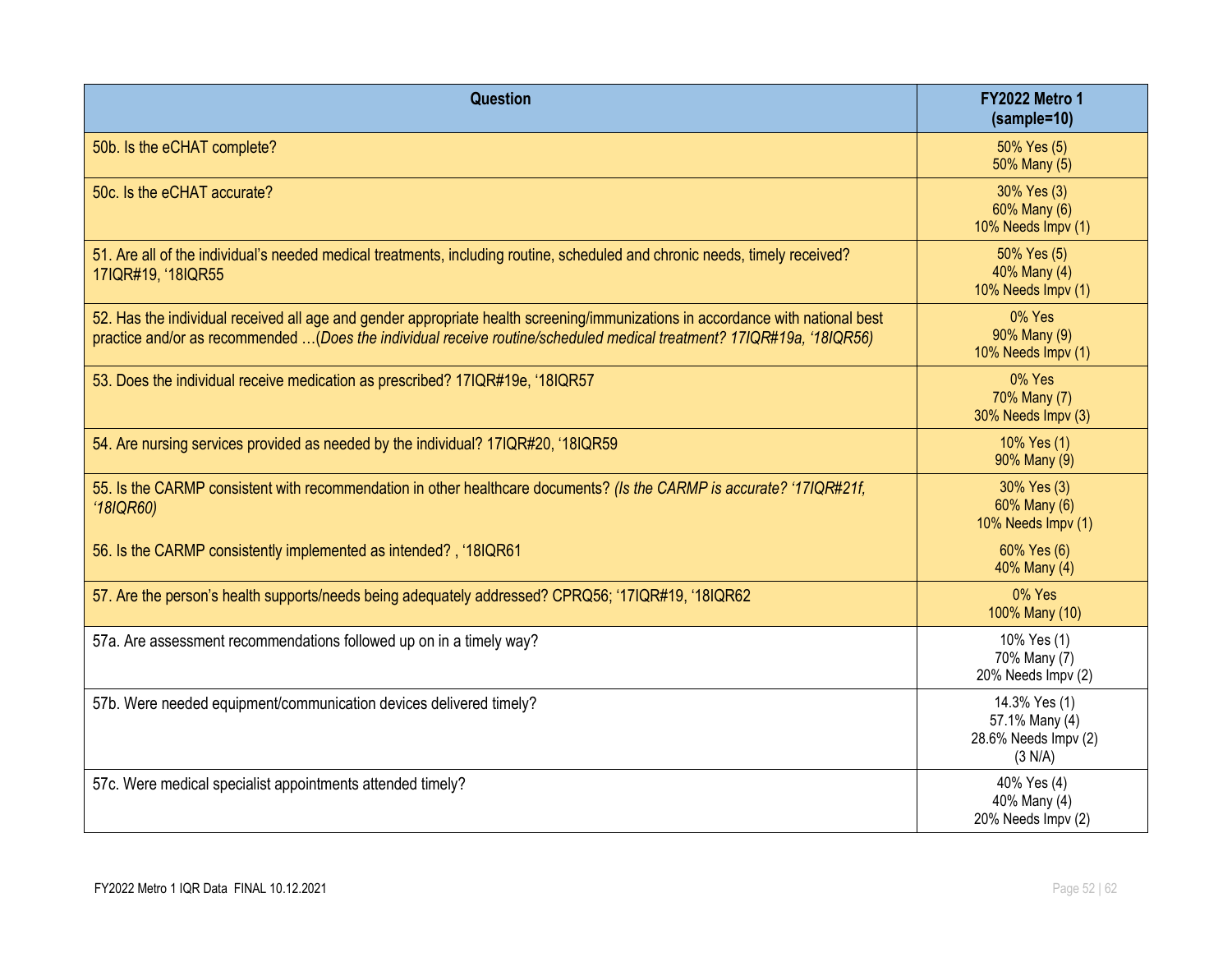| Question | FY2022 Metro 1 (sample=10) |
|---|---|
| 50b. Is the eCHAT complete? | 50% Yes (5)<br>50% Many (5) |
| 50c. Is the eCHAT accurate? | 30% Yes (3)<br>60% Many (6)<br>10% Needs Impv (1) |
| 51. Are all of the individual's needed medical treatments, including routine, scheduled and chronic needs, timely received? 17IQR#19, '18IQR55 | 50% Yes (5)<br>40% Many (4)<br>10% Needs Impv (1) |
| 52. Has the individual received all age and gender appropriate health screening/immunizations in accordance with national best practice and/or as recommended …(*Does the individual receive routine/scheduled medical treatment? 17IQR#19a, '18IQR56)* | 0% Yes<br>90% Many (9)<br>10% Needs Impv (1) |
| 53. Does the individual receive medication as prescribed? 17IQR#19e, '18IQR57 | 0% Yes<br>70% Many (7)<br>30% Needs Impv (3) |
| 54. Are nursing services provided as needed by the individual? 17IQR#20, '18IQR59 | 10% Yes (1)<br>90% Many (9) |
| 55. Is the CARMP consistent with recommendation in other healthcare documents? *(Is the CARMP is accurate? '17IQR#21f, '18IQR60)* | 30% Yes (3)<br>60% Many (6)<br>10% Needs Impv (1) |
| 56. Is the CARMP consistently implemented as intended? , '18IQR61 | 60% Yes (6)<br>40% Many (4) |
| 57. Are the person's health supports/needs being adequately addressed? CPRQ56; '17IQR#19, '18IQR62 | 0% Yes<br>100% Many (10) |
| 57a. Are assessment recommendations followed up on in a timely way? | 10% Yes (1)<br>70% Many (7)<br>20% Needs Impv (2) |
| 57b. Were needed equipment/communication devices delivered timely? | 14.3% Yes (1)<br>57.1% Many (4)<br>28.6% Needs Impv (2)<br>(3 N/A) |
| 57c. Were medical specialist appointments attended timely? | 40% Yes (4)<br>40% Many (4)<br>20% Needs Impv (2) |

FY2022 Metro 1 IQR Data FINAL 10.12.2021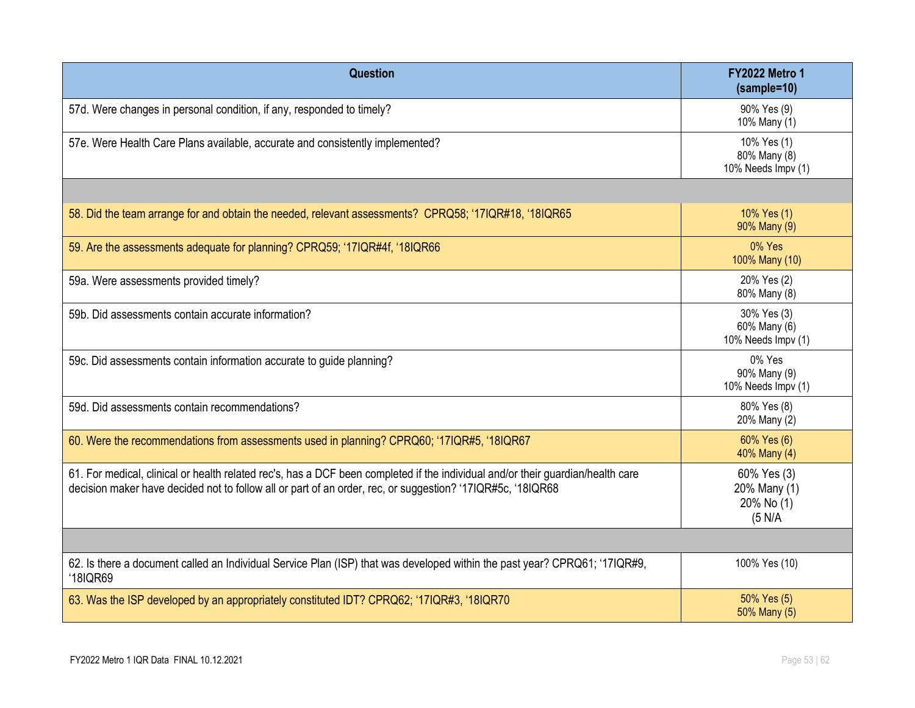| Question | FY2022 Metro 1 (sample=10) |
| --- | --- |
| 57d. Were changes in personal condition, if any, responded to timely? | 90% Yes (9)<br>10% Many (1) |
| 57e. Were Health Care Plans available, accurate and consistently implemented? | 10% Yes (1)<br>80% Many (8)<br>10% Needs Impv (1) |
| | |
| 58. Did the team arrange for and obtain the needed, relevant assessments? CPRQ58; '17IQR#18, '18IQR65 | 10% Yes (1)<br>90% Many (9) |
| 59. Are the assessments adequate for planning? CPRQ59; '17IQR#4f, '18IQR66 | 0% Yes<br>100% Many (10) |
| 59a. Were assessments provided timely? | 20% Yes (2)<br>80% Many (8) |
| 59b. Did assessments contain accurate information? | 30% Yes (3)<br>60% Many (6)<br>10% Needs Impv (1) |
| 59c. Did assessments contain information accurate to guide planning? | 0% Yes<br>90% Many (9)<br>10% Needs Impv (1) |
| 59d. Did assessments contain recommendations? | 80% Yes (8)<br>20% Many (2) |
| 60. Were the recommendations from assessments used in planning? CPRQ60; '17IQR#5, '18IQR67 | 60% Yes (6)<br>40% Many (4) |
| 61. For medical, clinical or health related rec's, has a DCF been completed if the individual and/or their guardian/health care decision maker have decided not to follow all or part of an order, rec, or suggestion? '17IQR#5c, '18IQR68 | 60% Yes (3)<br>20% Many (1)<br>20% No (1)<br>(5 N/A |
| | |
| 62. Is there a document called an Individual Service Plan (ISP) that was developed within the past year? CPRQ61; '17IQR#9, '18IQR69 | 100% Yes (10) |
| 63. Was the ISP developed by an appropriately constituted IDT? CPRQ62; '17IQR#3, '18IQR70 | 50% Yes (5)<br>50% Many (5) |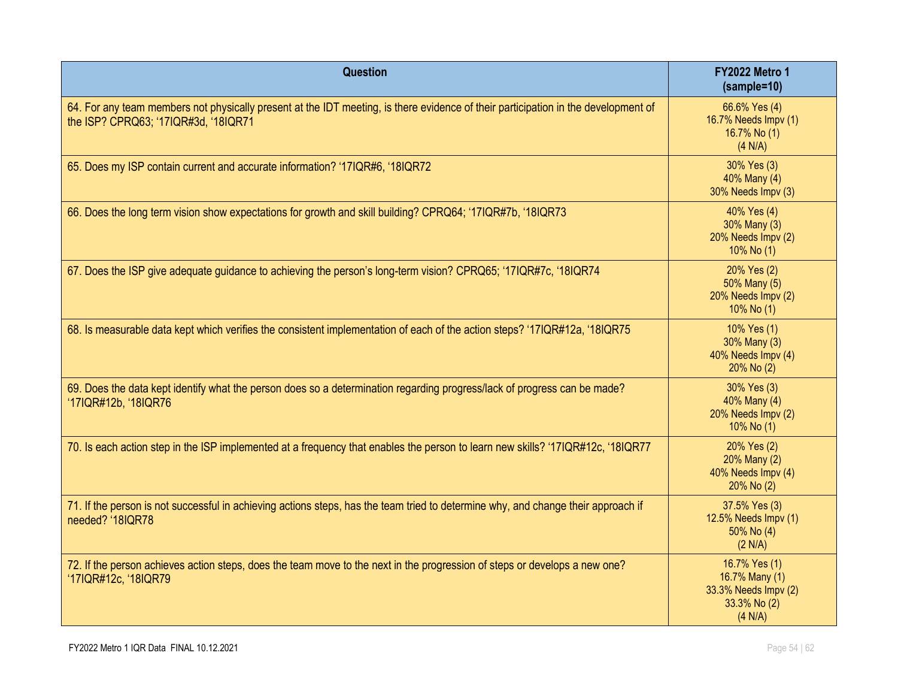| Question | FY2022 Metro 1 (sample=10) |
|---|---|
| 64. For any team members not physically present at the IDT meeting, is there evidence of their participation in the development of the ISP? CPRQ63; '17IQR#3d, '18IQR71 | 66.6% Yes (4)<br>16.7% Needs Impv (1)<br>16.7% No (1)<br>(4 N/A) |
| 65. Does my ISP contain current and accurate information? '17IQR#6, '18IQR72 | 30% Yes (3)<br>40% Many (4)<br>30% Needs Impv (3) |
| 66. Does the long term vision show expectations for growth and skill building? CPRQ64; '17IQR#7b, '18IQR73 | 40% Yes (4)<br>30% Many (3)<br>20% Needs Impv (2)<br>10% No (1) |
| 67. Does the ISP give adequate guidance to achieving the person's long-term vision? CPRQ65; '17IQR#7c, '18IQR74 | 20% Yes (2)<br>50% Many (5)<br>20% Needs Impv (2)<br>10% No (1) |
| 68. Is measurable data kept which verifies the consistent implementation of each of the action steps? '17IQR#12a, '18IQR75 | 10% Yes (1)<br>30% Many (3)<br>40% Needs Impv (4)<br>20% No (2) |
| 69. Does the data kept identify what the person does so a determination regarding progress/lack of progress can be made? '17IQR#12b, '18IQR76 | 30% Yes (3)<br>40% Many (4)<br>20% Needs Impv (2)<br>10% No (1) |
| 70. Is each action step in the ISP implemented at a frequency that enables the person to learn new skills? '17IQR#12c, '18IQR77 | 20% Yes (2)<br>20% Many (2)<br>40% Needs Impv (4)<br>20% No (2) |
| 71. If the person is not successful in achieving actions steps, has the team tried to determine why, and change their approach if needed? '18IQR78 | 37.5% Yes (3)<br>12.5% Needs Impv (1)<br>50% No (4)<br>(2 N/A) |
| 72. If the person achieves action steps, does the team move to the next in the progression of steps or develops a new one? '17IQR#12c, '18IQR79 | 16.7% Yes (1)<br>16.7% Many (1)<br>33.3% Needs Impv (2)<br>33.3% No (2)<br>(4 N/A) |

FY2022 Metro 1 IQR Data FINAL 10.12.2021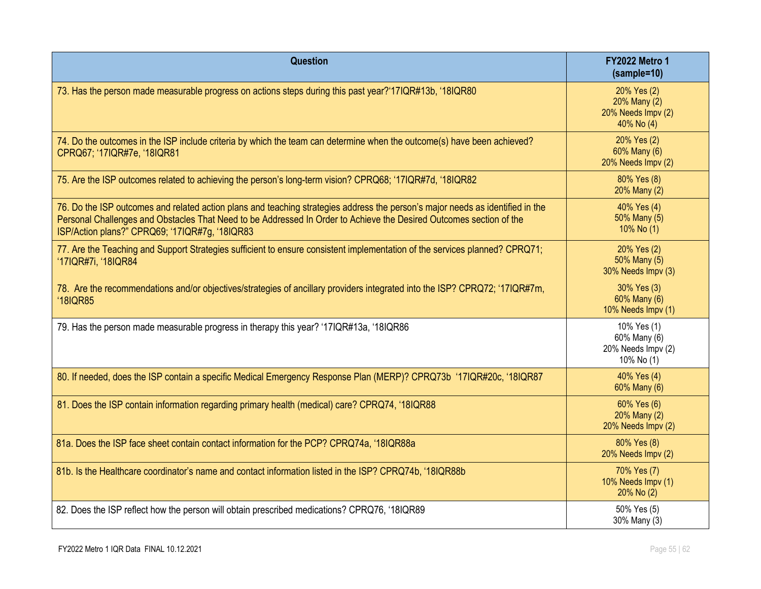| Question | FY2022 Metro 1 (sample=10) |
| --- | --- |
| 73. Has the person made measurable progress on actions steps during this past year?'17IQR#13b, '18IQR80 | 20% Yes (2)<br>20% Many (2)<br>20% Needs Impv (2)<br>40% No (4) |
| 74. Do the outcomes in the ISP include criteria by which the team can determine when the outcome(s) have been achieved? CPRQ67; '17IQR#7e, '18IQR81 | 20% Yes (2)<br>60% Many (6)<br>20% Needs Impv (2) |
| 75. Are the ISP outcomes related to achieving the person's long-term vision? CPRQ68; '17IQR#7d, '18IQR82 | 80% Yes (8)<br>20% Many (2) |
| 76. Do the ISP outcomes and related action plans and teaching strategies address the person's major needs as identified in the Personal Challenges and Obstacles That Need to be Addressed In Order to Achieve the Desired Outcomes section of the ISP/Action plans?" CPRQ69; '17IQR#7g, '18IQR83 | 40% Yes (4)<br>50% Many (5)<br>10% No (1) |
| 77. Are the Teaching and Support Strategies sufficient to ensure consistent implementation of the services planned? CPRQ71; '17IQR#7i, '18IQR84 | 20% Yes (2)<br>50% Many (5)<br>30% Needs Impv (3) |
| 78. Are the recommendations and/or objectives/strategies of ancillary providers integrated into the ISP? CPRQ72; '17IQR#7m, '18IQR85 | 30% Yes (3)<br>60% Many (6)<br>10% Needs Impv (1) |
| 79. Has the person made measurable progress in therapy this year? '17IQR#13a, '18IQR86 | 10% Yes (1)<br>60% Many (6)<br>20% Needs Impv (2)<br>10% No (1) |
| 80. If needed, does the ISP contain a specific Medical Emergency Response Plan (MERP)? CPRQ73b '17IQR#20c, '18IQR87 | 40% Yes (4)<br>60% Many (6) |
| 81. Does the ISP contain information regarding primary health (medical) care? CPRQ74, '18IQR88 | 60% Yes (6)<br>20% Many (2)<br>20% Needs Impv (2) |
| 81a. Does the ISP face sheet contain contact information for the PCP? CPRQ74a, '18IQR88a | 80% Yes (8)<br>20% Needs Impv (2) |
| 81b. Is the Healthcare coordinator's name and contact information listed in the ISP? CPRQ74b, '18IQR88b | 70% Yes (7)<br>10% Needs Impv (1)<br>20% No (2) |
| 82. Does the ISP reflect how the person will obtain prescribed medications? CPRQ76, '18IQR89 | 50% Yes (5)<br>30% Many (3) |

FY2022 Metro 1 IQR Data FINAL 10.12.2021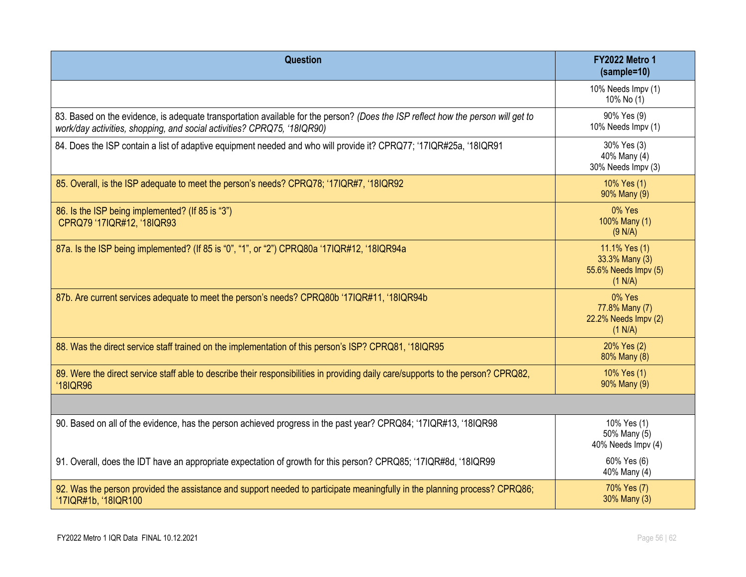| Question | FY2022 Metro 1 (sample=10) |
|---|---|
| | 10% Needs Impv (1)<br>10% No (1) |
| 83. Based on the evidence, is adequate transportation available for the person? *(Does the ISP reflect how the person will get to work/day activities, shopping, and social activities? CPRQ75, '18IQR90)* | 90% Yes (9)<br>10% Needs Impv (1) |
| 84. Does the ISP contain a list of adaptive equipment needed and who will provide it? CPRQ77; '17IQR#25a, '18IQR91 | 30% Yes (3)<br>40% Many (4)<br>30% Needs Impv (3) |
| 85. Overall, is the ISP adequate to meet the person's needs? CPRQ78; '17IQR#7, '18IQR92 | 10% Yes (1)<br>90% Many (9) |
| 86. Is the ISP being implemented? (If 85 is "3") CPRQ79 '17IQR#12, '18IQR93 | 0% Yes<br>100% Many (1)<br>(9 N/A) |
| 87a. Is the ISP being implemented? (If 85 is "0", "1", or "2") CPRQ80a '17IQR#12, '18IQR94a | 11.1% Yes (1)<br>33.3% Many (3)<br>55.6% Needs Impv (5)<br>(1 N/A) |
| 87b. Are current services adequate to meet the person's needs? CPRQ80b '17IQR#11, '18IQR94b | 0% Yes<br>77.8% Many (7)<br>22.2% Needs Impv (2)<br>(1 N/A) |
| 88. Was the direct service staff trained on the implementation of this person's ISP? CPRQ81, '18IQR95 | 20% Yes (2)<br>80% Many (8) |
| 89. Were the direct service staff able to describe their responsibilities in providing daily care/supports to the person? CPRQ82, '18IQR96 | 10% Yes (1)<br>90% Many (9) |
| | |
| 90. Based on all of the evidence, has the person achieved progress in the past year? CPRQ84; '17IQR#13, '18IQR98 | 10% Yes (1)<br>50% Many (5)<br>40% Needs Impv (4) |
| 91. Overall, does the IDT have an appropriate expectation of growth for this person? CPRQ85; '17IQR#8d, '18IQR99 | 60% Yes (6)<br>40% Many (4) |
| 92. Was the person provided the assistance and support needed to participate meaningfully in the planning process? CPRQ86; '17IQR#1b, '18IQR100 | 70% Yes (7)<br>30% Many (3) |

FY2022 Metro 1 IQR Data FINAL 10.12.2021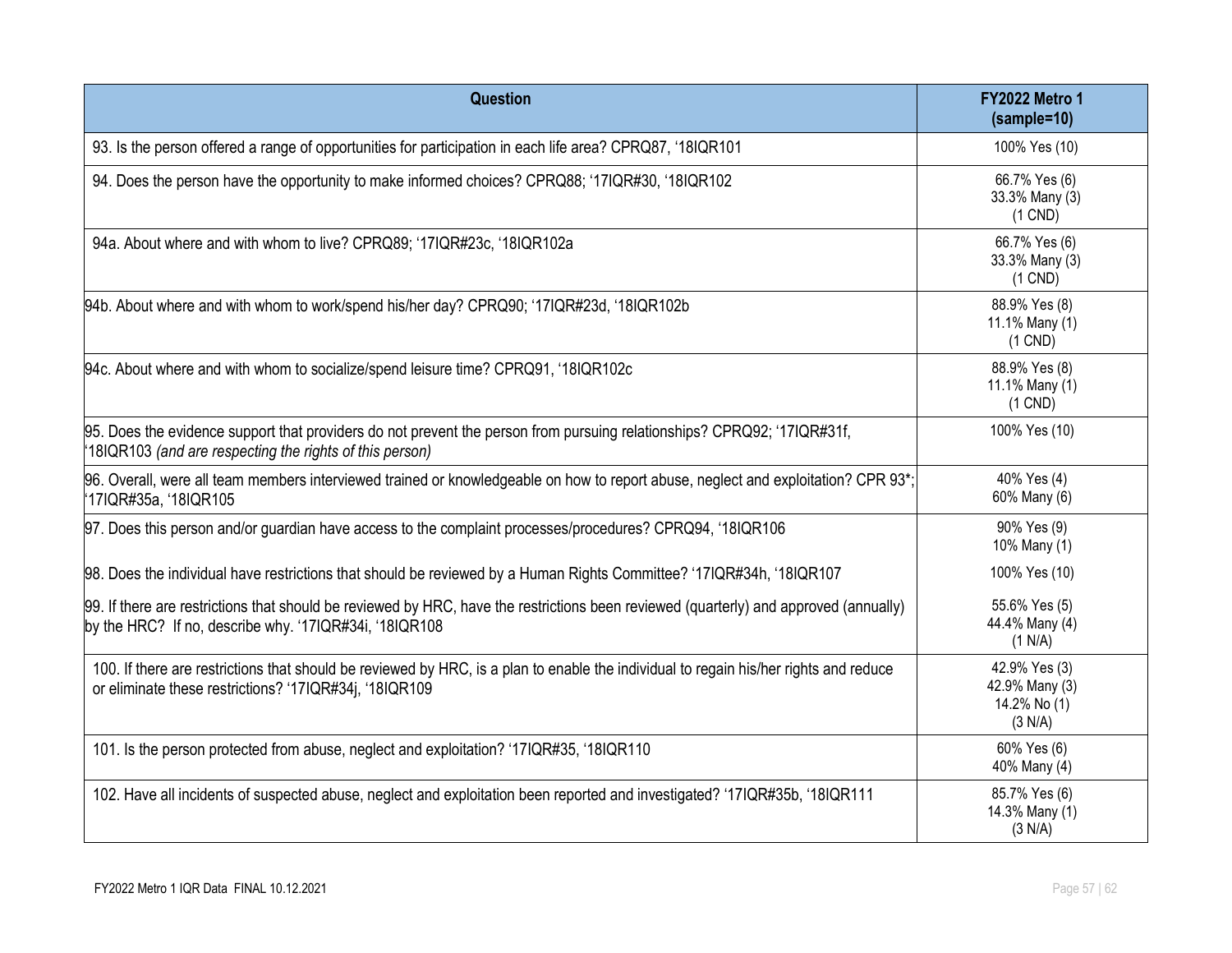| Question | FY2022 Metro 1 (sample=10) |
| --- | --- |
| 93. Is the person offered a range of opportunities for participation in each life area? CPRQ87, ‘18IQR101 | 100% Yes (10) |
| 94. Does the person have the opportunity to make informed choices? CPRQ88; ‘17IQR#30, ‘18IQR102 | 66.7% Yes (6)<br>33.3% Many (3)<br>(1 CND) |
| 94a. About where and with whom to live? CPRQ89; ‘17IQR#23c, ‘18IQR102a | 66.7% Yes (6)<br>33.3% Many (3)<br>(1 CND) |
| 94b. About where and with whom to work/spend his/her day? CPRQ90; ‘17IQR#23d, ‘18IQR102b | 88.9% Yes (8)<br>11.1% Many (1)<br>(1 CND) |
| 94c. About where and with whom to socialize/spend leisure time? CPRQ91, ‘18IQR102c | 88.9% Yes (8)<br>11.1% Many (1)<br>(1 CND) |
| 95. Does the evidence support that providers do not prevent the person from pursuing relationships? CPRQ92; ‘17IQR#31f, ‘18IQR103 *(and are respecting the rights of this person)* | 100% Yes (10) |
| 96. Overall, were all team members interviewed trained or knowledgeable on how to report abuse, neglect and exploitation? CPR 93*; ‘17IQR#35a, ‘18IQR105 | 40% Yes (4)<br>60% Many (6) |
| 97. Does this person and/or guardian have access to the complaint processes/procedures? CPRQ94, ‘18IQR106 | 90% Yes (9)<br>10% Many (1) |
| 98. Does the individual have restrictions that should be reviewed by a Human Rights Committee? ‘17IQR#34h, ‘18IQR107 | 100% Yes (10) |
| 99. If there are restrictions that should be reviewed by HRC, have the restrictions been reviewed (quarterly) and approved (annually) by the HRC? If no, describe why. ‘17IQR#34i, ‘18IQR108 | 55.6% Yes (5)<br>44.4% Many (4)<br>(1 N/A) |
| 100. If there are restrictions that should be reviewed by HRC, is a plan to enable the individual to regain his/her rights and reduce or eliminate these restrictions? ‘17IQR#34j, ‘18IQR109 | 42.9% Yes (3)<br>42.9% Many (3)<br>14.2% No (1)<br>(3 N/A) |
| 101. Is the person protected from abuse, neglect and exploitation? ‘17IQR#35, ‘18IQR110 | 60% Yes (6)<br>40% Many (4) |
| 102. Have all incidents of suspected abuse, neglect and exploitation been reported and investigated? ‘17IQR#35b, ‘18IQR111 | 85.7% Yes (6)<br>14.3% Many (1)<br>(3 N/A) |

FY2022 Metro 1 IQR Data FINAL 10.12.2021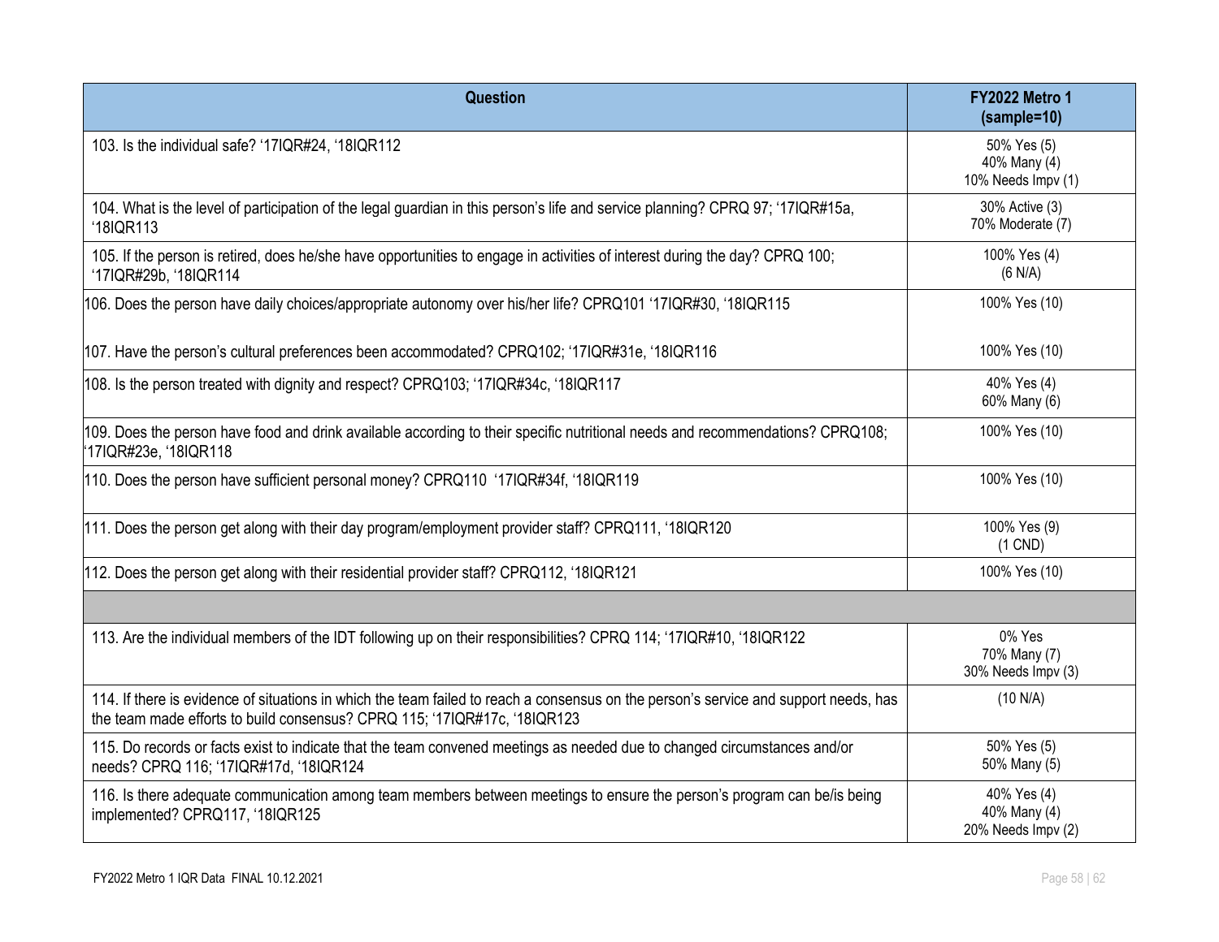| Question | FY2022 Metro 1 (sample=10) |
|---|---|
| 103. Is the individual safe? '17IQR#24, '18IQR112 | 50% Yes (5)<br>40% Many (4)<br>10% Needs Impv (1) |
| 104. What is the level of participation of the legal guardian in this person's life and service planning? CPRQ 97; '17IQR#15a, '18IQR113 | 30% Active (3)<br>70% Moderate (7) |
| 105. If the person is retired, does he/she have opportunities to engage in activities of interest during the day? CPRQ 100; '17IQR#29b, '18IQR114 | 100% Yes (4)<br>(6 N/A) |
| 106. Does the person have daily choices/appropriate autonomy over his/her life? CPRQ101 '17IQR#30, '18IQR115 | 100% Yes (10) |
| 107. Have the person's cultural preferences been accommodated? CPRQ102; '17IQR#31e, '18IQR116 | 100% Yes (10) |
| 108. Is the person treated with dignity and respect? CPRQ103; '17IQR#34c, '18IQR117 | 40% Yes (4)<br>60% Many (6) |
| 109. Does the person have food and drink available according to their specific nutritional needs and recommendations? CPRQ108; '17IQR#23e, '18IQR118 | 100% Yes (10) |
| 110. Does the person have sufficient personal money? CPRQ110 '17IQR#34f, '18IQR119 | 100% Yes (10) |
| 111. Does the person get along with their day program/employment provider staff? CPRQ111, '18IQR120 | 100% Yes (9)<br>(1 CND) |
| 112. Does the person get along with their residential provider staff? CPRQ112, '18IQR121 | 100% Yes (10) |
| | |
| 113. Are the individual members of the IDT following up on their responsibilities? CPRQ 114; '17IQR#10, '18IQR122 | 0% Yes<br>70% Many (7)<br>30% Needs Impv (3) |
| 114. If there is evidence of situations in which the team failed to reach a consensus on the person's service and support needs, has the team made efforts to build consensus? CPRQ 115; '17IQR#17c, '18IQR123 | (10 N/A) |
| 115. Do records or facts exist to indicate that the team convened meetings as needed due to changed circumstances and/or needs? CPRQ 116; '17IQR#17d, '18IQR124 | 50% Yes (5)<br>50% Many (5) |
| 116. Is there adequate communication among team members between meetings to ensure the person's program can be/is being implemented? CPRQ117, '18IQR125 | 40% Yes (4)<br>40% Many (4)<br>20% Needs Impv (2) |

FY2022 Metro 1 IQR Data FINAL 10.12.2021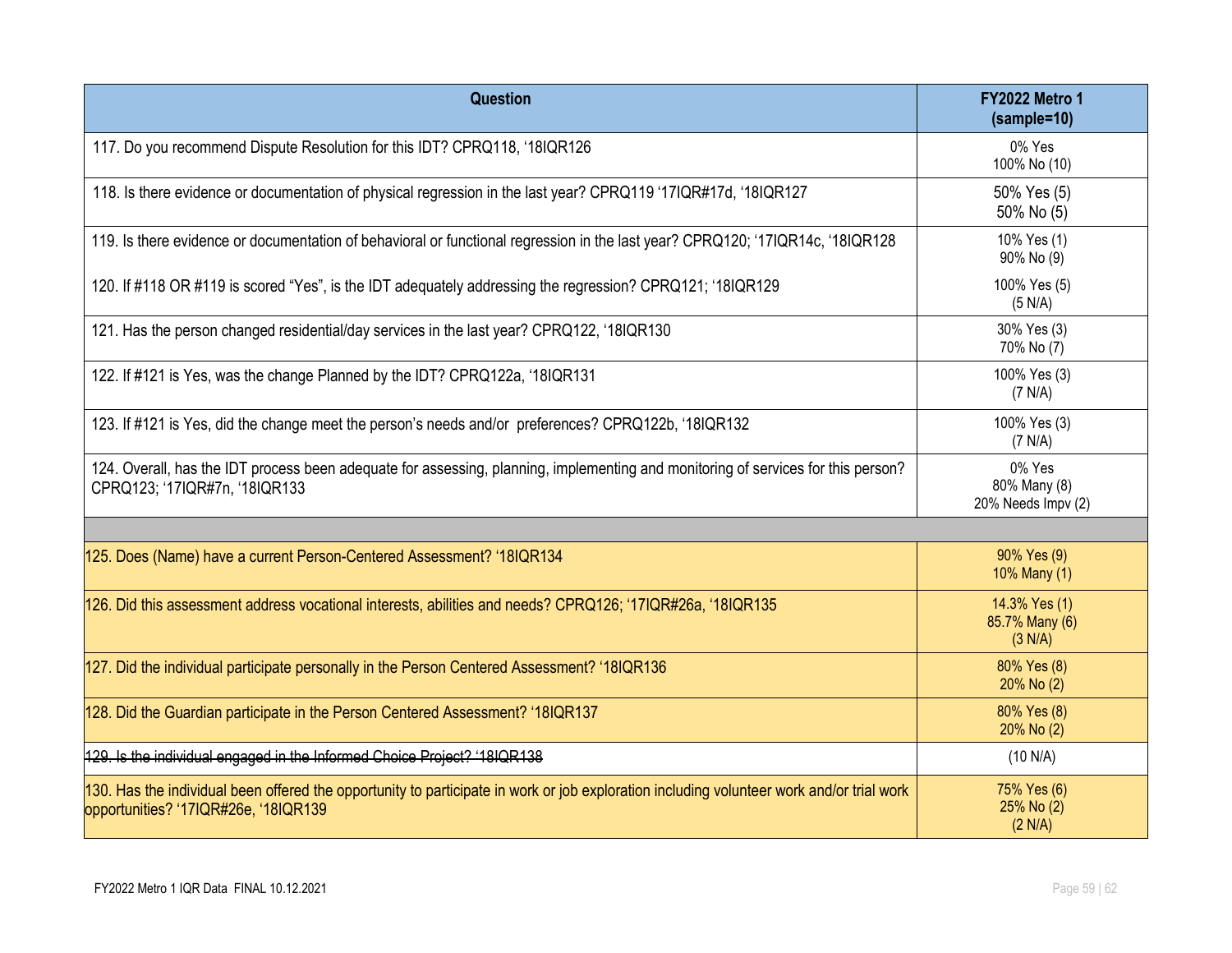| Question | FY2022 Metro 1 (sample=10) |
|---|---|
| 117. Do you recommend Dispute Resolution for this IDT? CPRQ118, '18IQR126 | 0% Yes<br>100% No (10) |
| 118. Is there evidence or documentation of physical regression in the last year? CPRQ119 '17IQR#17d, '18IQR127 | 50% Yes (5)<br>50% No (5) |
| 119. Is there evidence or documentation of behavioral or functional regression in the last year? CPRQ120; '17IQR14c, '18IQR128 | 10% Yes (1)<br>90% No (9) |
| 120. If #118 OR #119 is scored "Yes", is the IDT adequately addressing the regression? CPRQ121; '18IQR129 | 100% Yes (5)<br>(5 N/A) |
| 121. Has the person changed residential/day services in the last year? CPRQ122, '18IQR130 | 30% Yes (3)<br>70% No (7) |
| 122. If #121 is Yes, was the change Planned by the IDT? CPRQ122a, '18IQR131 | 100% Yes (3)<br>(7 N/A) |
| 123. If #121 is Yes, did the change meet the person's needs and/or preferences? CPRQ122b, '18IQR132 | 100% Yes (3)<br>(7 N/A) |
| 124. Overall, has the IDT process been adequate for assessing, planning, implementing and monitoring of services for this person? CPRQ123; '17IQR#7n, '18IQR133 | 0% Yes<br>80% Many (8)<br>20% Needs Impv (2) |
| | |
| 125. Does (Name) have a current Person-Centered Assessment? '18IQR134 | 90% Yes (9)<br>10% Many (1) |
| 126. Did this assessment address vocational interests, abilities and needs? CPRQ126; '17IQR#26a, '18IQR135 | 14.3% Yes (1)<br>85.7% Many (6)<br>(3 N/A) |
| 127. Did the individual participate personally in the Person Centered Assessment? '18IQR136 | 80% Yes (8)<br>20% No (2) |
| 128. Did the Guardian participate in the Person Centered Assessment? '18IQR137 | 80% Yes (8)<br>20% No (2) |
| ~~129. Is the individual engaged in the Informed Choice Project? '18IQR138~~ | (10 N/A) |
| 130. Has the individual been offered the opportunity to participate in work or job exploration including volunteer work and/or trial work opportunities? '17IQR#26e, '18IQR139 | 75% Yes (6)<br>25% No (2)<br>(2 N/A) |

FY2022 Metro 1 IQR Data FINAL 10.12.2021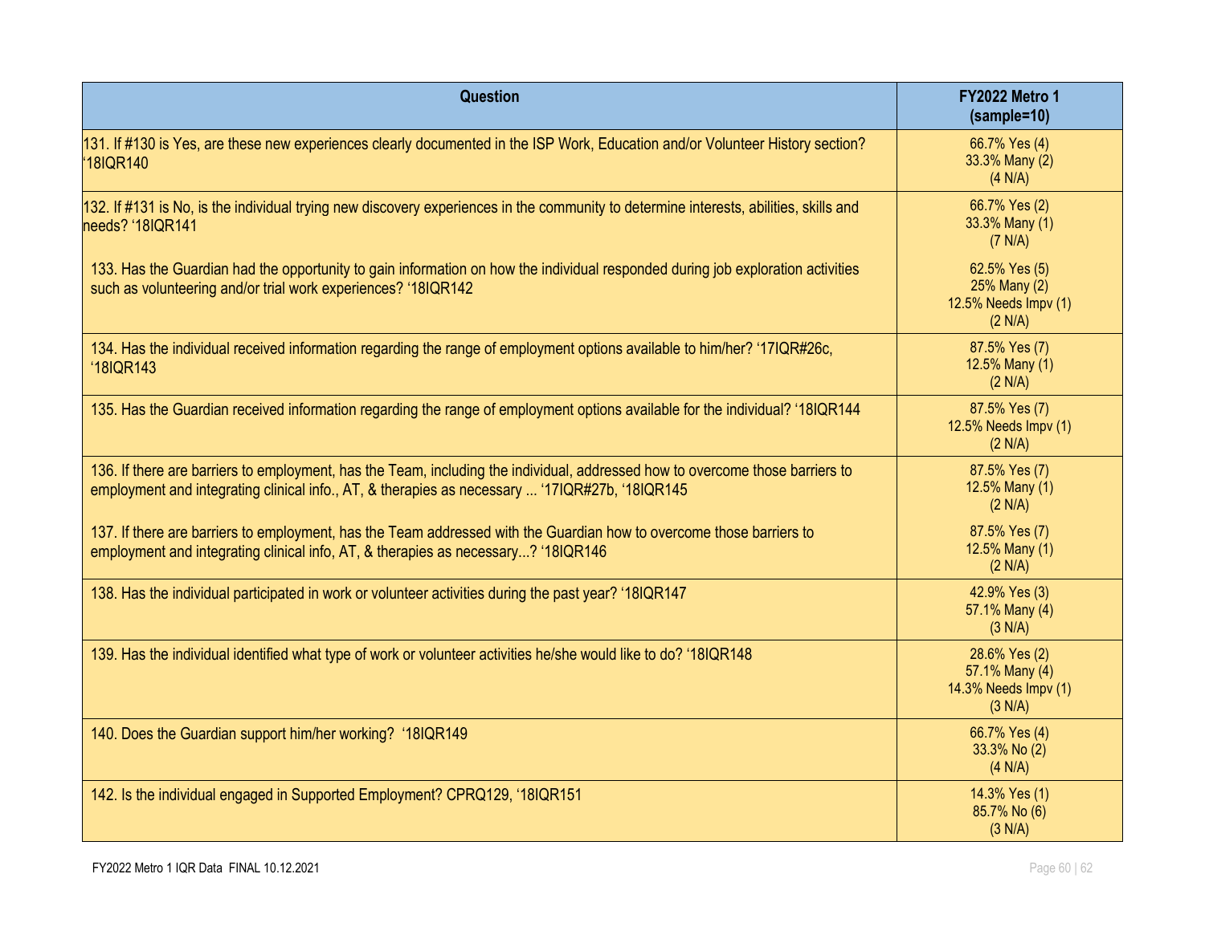| Question | FY2022 Metro 1 (sample=10) |
| --- | --- |
| 131. If #130 is Yes, are these new experiences clearly documented in the ISP Work, Education and/or Volunteer History section? '18IQR140 | 66.7% Yes (4)<br>33.3% Many (2)<br>(4 N/A) |
| 132. If #131 is No, is the individual trying new discovery experiences in the community to determine interests, abilities, skills and needs? '18IQR141 | 66.7% Yes (2)<br>33.3% Many (1)<br>(7 N/A) |
| 133. Has the Guardian had the opportunity to gain information on how the individual responded during job exploration activities such as volunteering and/or trial work experiences? '18IQR142 | 62.5% Yes (5)<br>25% Many (2)<br>12.5% Needs Impv (1)<br>(2 N/A) |
| 134. Has the individual received information regarding the range of employment options available to him/her? '17IQR#26c, '18IQR143 | 87.5% Yes (7)<br>12.5% Many (1)<br>(2 N/A) |
| 135. Has the Guardian received information regarding the range of employment options available for the individual? '18IQR144 | 87.5% Yes (7)<br>12.5% Needs Impv (1)<br>(2 N/A) |
| 136. If there are barriers to employment, has the Team, including the individual, addressed how to overcome those barriers to employment and integrating clinical info., AT, & therapies as necessary ... '17IQR#27b, '18IQR145 | 87.5% Yes (7)<br>12.5% Many (1)<br>(2 N/A) |
| 137. If there are barriers to employment, has the Team addressed with the Guardian how to overcome those barriers to employment and integrating clinical info, AT, & therapies as necessary...? '18IQR146 | 87.5% Yes (7)<br>12.5% Many (1)<br>(2 N/A) |
| 138. Has the individual participated in work or volunteer activities during the past year? '18IQR147 | 42.9% Yes (3)<br>57.1% Many (4)<br>(3 N/A) |
| 139. Has the individual identified what type of work or volunteer activities he/she would like to do? '18IQR148 | 28.6% Yes (2)<br>57.1% Many (4)<br>14.3% Needs Impv (1)<br>(3 N/A) |
| 140. Does the Guardian support him/her working? '18IQR149 | 66.7% Yes (4)<br>33.3% No (2)<br>(4 N/A) |
| 142. Is the individual engaged in Supported Employment? CPRQ129, '18IQR151 | 14.3% Yes (1)<br>85.7% No (6)<br>(3 N/A) |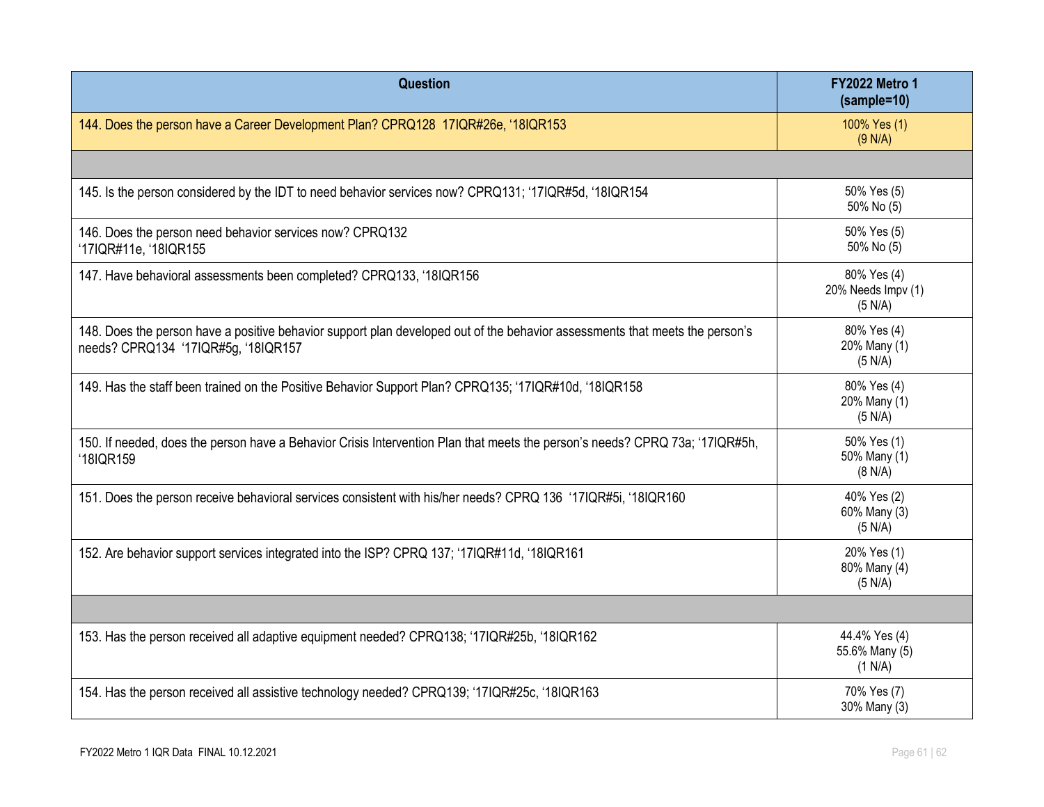| Question | FY2022 Metro 1 (sample=10) |
| --- | --- |
| 144. Does the person have a Career Development Plan? CPRQ128 17IQR#26e, '18IQR153 | 100% Yes (1)<br>(9 N/A) |
| | |
| 145. Is the person considered by the IDT to need behavior services now? CPRQ131; '17IQR#5d, '18IQR154 | 50% Yes (5)<br>50% No (5) |
| 146. Does the person need behavior services now? CPRQ132<br>'17IQR#11e, '18IQR155 | 50% Yes (5)<br>50% No (5) |
| 147. Have behavioral assessments been completed? CPRQ133, '18IQR156 | 80% Yes (4)<br>20% Needs Impv (1)<br>(5 N/A) |
| 148. Does the person have a positive behavior support plan developed out of the behavior assessments that meets the person's needs? CPRQ134 '17IQR#5g, '18IQR157 | 80% Yes (4)<br>20% Many (1)<br>(5 N/A) |
| 149. Has the staff been trained on the Positive Behavior Support Plan? CPRQ135; '17IQR#10d, '18IQR158 | 80% Yes (4)<br>20% Many (1)<br>(5 N/A) |
| 150. If needed, does the person have a Behavior Crisis Intervention Plan that meets the person's needs? CPRQ 73a; '17IQR#5h, '18IQR159 | 50% Yes (1)<br>50% Many (1)<br>(8 N/A) |
| 151. Does the person receive behavioral services consistent with his/her needs? CPRQ 136 '17IQR#5i, '18IQR160 | 40% Yes (2)<br>60% Many (3)<br>(5 N/A) |
| 152. Are behavior support services integrated into the ISP? CPRQ 137; '17IQR#11d, '18IQR161 | 20% Yes (1)<br>80% Many (4)<br>(5 N/A) |
| | |
| 153. Has the person received all adaptive equipment needed? CPRQ138; '17IQR#25b, '18IQR162 | 44.4% Yes (4)<br>55.6% Many (5)<br>(1 N/A) |
| 154. Has the person received all assistive technology needed? CPRQ139; '17IQR#25c, '18IQR163 | 70% Yes (7)<br>30% Many (3) |

FY2022 Metro 1 IQR Data FINAL 10.12.2021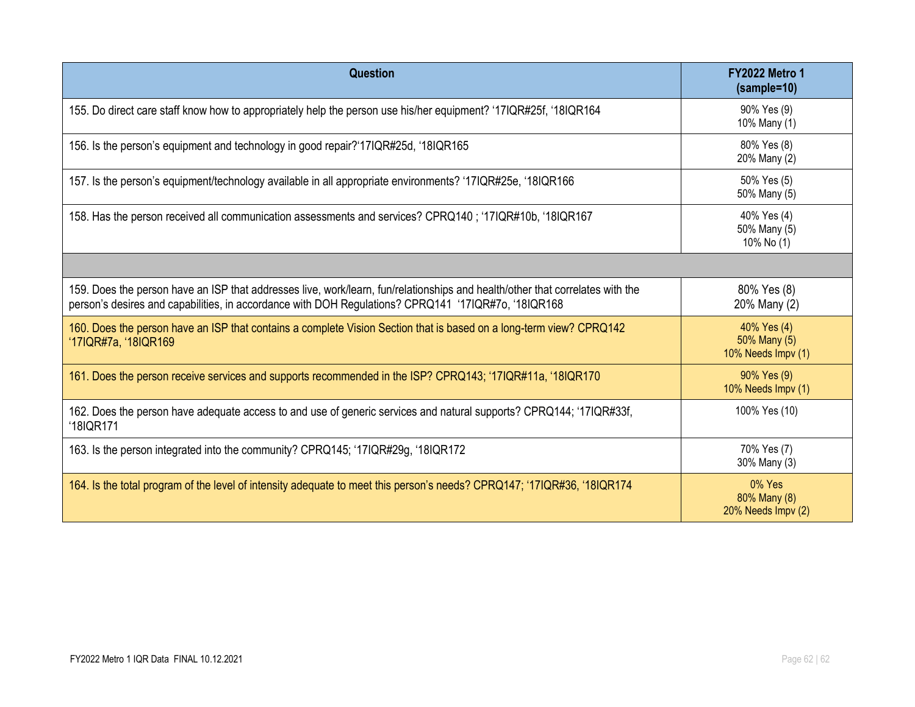| Question | FY2022 Metro 1 (sample=10) |
|---|---|
| 155. Do direct care staff know how to appropriately help the person use his/her equipment? ‘17IQR#25f, ‘18IQR164 | 90% Yes (9)<br>10% Many (1) |
| 156. Is the person’s equipment and technology in good repair?‘17IQR#25d, ‘18IQR165 | 80% Yes (8)<br>20% Many (2) |
| 157. Is the person’s equipment/technology available in all appropriate environments? ‘17IQR#25e, ‘18IQR166 | 50% Yes (5)<br>50% Many (5) |
| 158. Has the person received all communication assessments and services? CPRQ140 ; ‘17IQR#10b, ‘18IQR167 | 40% Yes (4)<br>50% Many (5)<br>10% No (1) |
| | |
| 159. Does the person have an ISP that addresses live, work/learn, fun/relationships and health/other that correlates with the person’s desires and capabilities, in accordance with DOH Regulations? CPRQ141 ‘17IQR#7o, ‘18IQR168 | 80% Yes (8)<br>20% Many (2) |
| 160. Does the person have an ISP that contains a complete Vision Section that is based on a long-term view? CPRQ142 ‘17IQR#7a, ‘18IQR169 | 40% Yes (4)<br>50% Many (5)<br>10% Needs Impv (1) |
| 161. Does the person receive services and supports recommended in the ISP? CPRQ143; ‘17IQR#11a, ‘18IQR170 | 90% Yes (9)<br>10% Needs Impv (1) |
| 162. Does the person have adequate access to and use of generic services and natural supports? CPRQ144; ‘17IQR#33f, ‘18IQR171 | 100% Yes (10) |
| 163. Is the person integrated into the community? CPRQ145; ‘17IQR#29g, ‘18IQR172 | 70% Yes (7)<br>30% Many (3) |
| 164. Is the total program of the level of intensity adequate to meet this person’s needs? CPRQ147; ‘17IQR#36, ‘18IQR174 | 0% Yes<br>80% Many (8)<br>20% Needs Impv (2) |